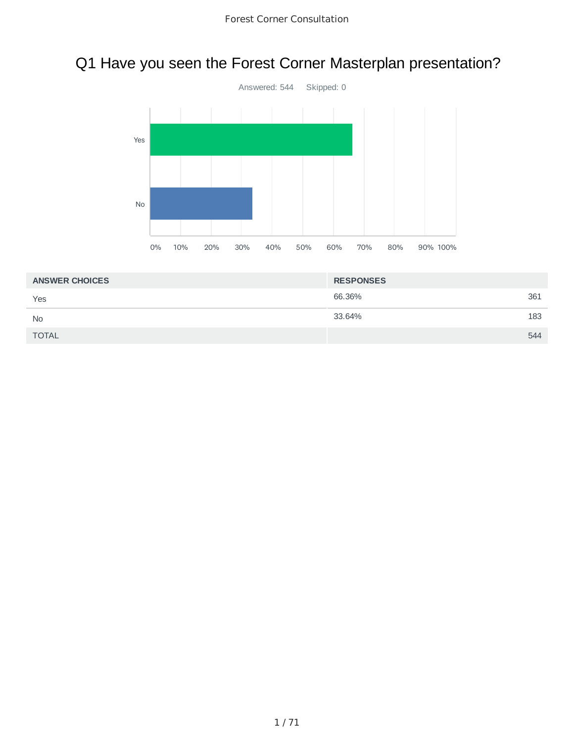# Q1 Have you seen the Forest Corner Masterplan presentation?

Answered: 544 Skipped: 0

| ANSWER CHOICES | RESPONSES | |
| --- | --- | --- |
| Yes | 66.36% | 361 |
| No | 33.64% | 183 |
| TOTAL | | 544 |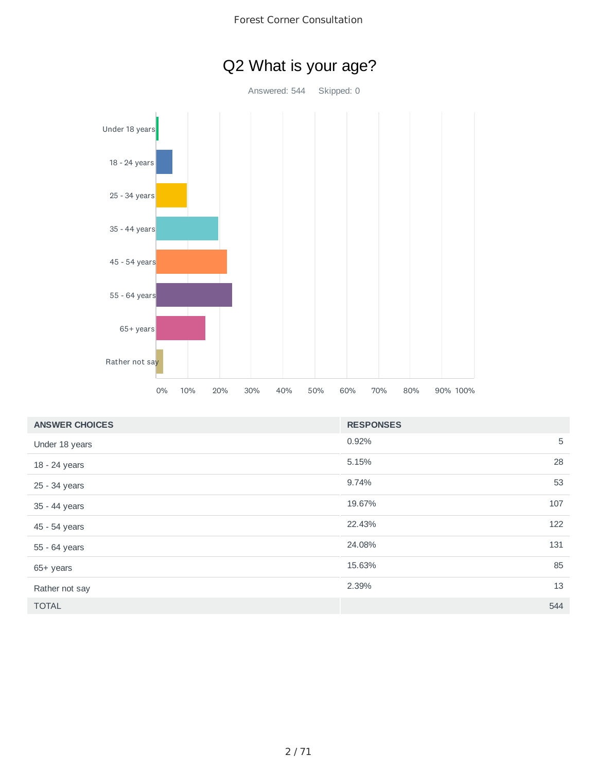# Q2 What is your age?

Answered: 544    Skipped: 0

| ANSWER CHOICES | RESPONSES | |
|---|---|---|
| Under 18 years | 0.92% | 5 |
| 18 - 24 years | 5.15% | 28 |
| 25 - 34 years | 9.74% | 53 |
| 35 - 44 years | 19.67% | 107 |
| 45 - 54 years | 22.43% | 122 |
| 55 - 64 years | 24.08% | 131 |
| 65+ years | 15.63% | 85 |
| Rather not say | 2.39% | 13 |
| TOTAL | | 544 |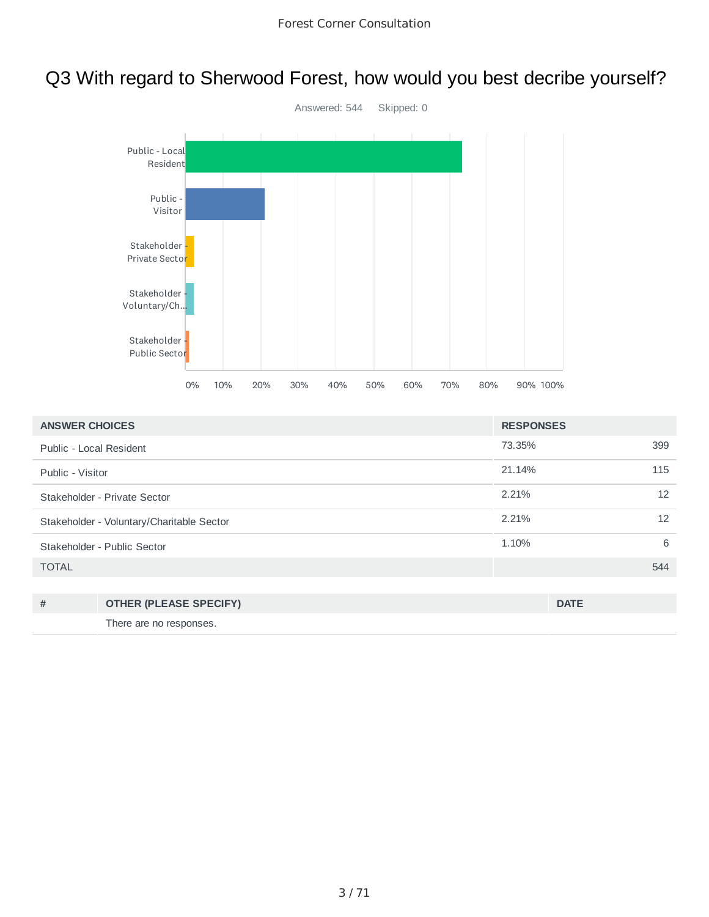# Q3 With regard to Sherwood Forest, how would you best decribe yourself?

Answered: 544    Skipped: 0

| ANSWER CHOICES | RESPONSES | |
|---|---|---|
| Public - Local Resident | 73.35% | 399 |
| Public - Visitor | 21.14% | 115 |
| Stakeholder - Private Sector | 2.21% | 12 |
| Stakeholder - Voluntary/Charitable Sector | 2.21% | 12 |
| Stakeholder - Public Sector | 1.10% | 6 |
| TOTAL | | 544 |

| # | OTHER (PLEASE SPECIFY) | DATE |
|---|---|---|
| | There are no responses. | |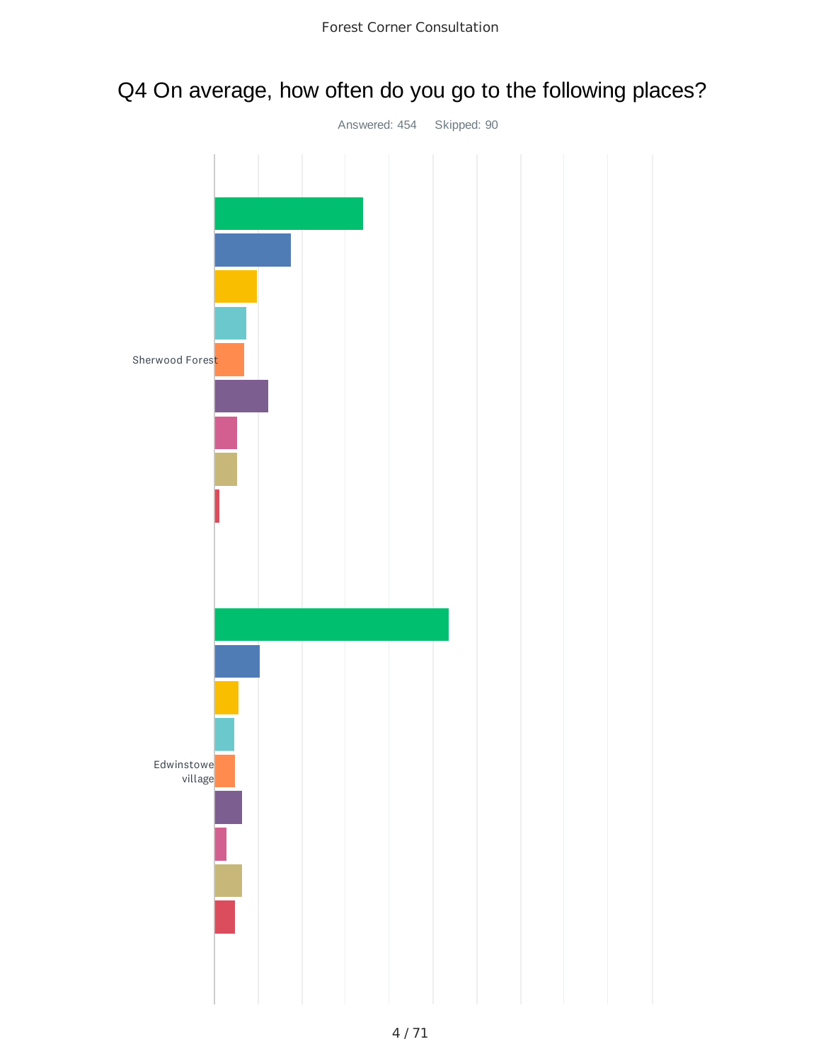Forest Corner Consultation

# Q4 On average, how often do you go to the following places?

Answered: 454 Skipped: 90

Sherwood Forest

Edwinstowe village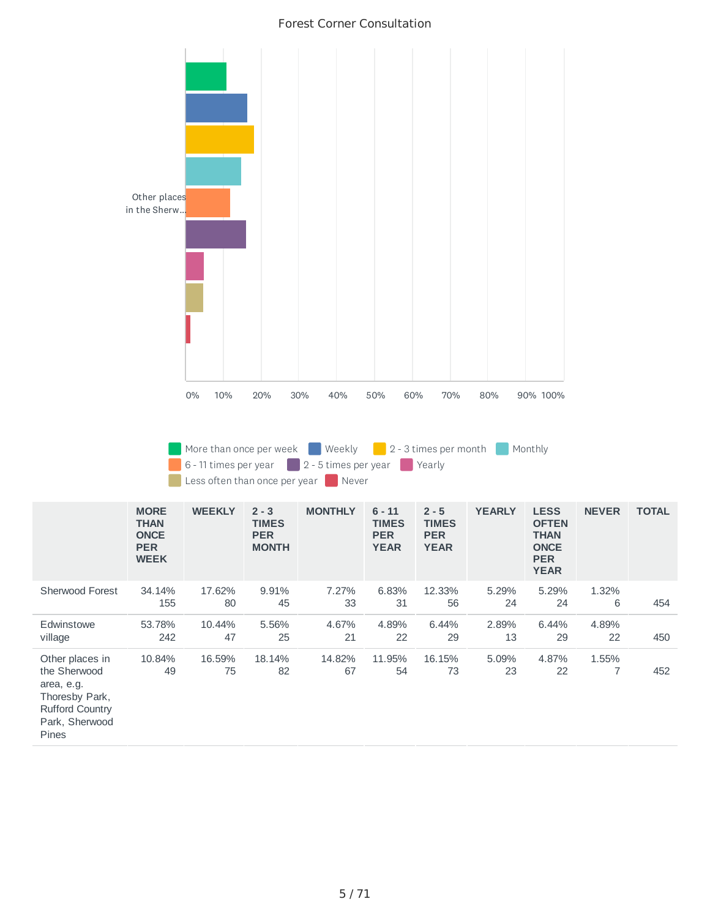Forest Corner Consultation

Other places in the Sherw...

0% 10% 20% 30% 40% 50% 60% 70% 80% 90% 100%

More than once per week | Weekly | 2 - 3 times per month | Monthly | 6 - 11 times per year | 2 - 5 times per year | Yearly | Less often than once per year | Never

| | MORE THAN ONCE PER WEEK | WEEKLY | 2 - 3 TIMES PER MONTH | MONTHLY | 6 - 11 TIMES PER YEAR | 2 - 5 TIMES PER YEAR | YEARLY | LESS OFTEN THAN ONCE PER YEAR | NEVER | TOTAL |
|---|---|---|---|---|---|---|---|---|---|---|
| Sherwood Forest | 34.14% 155 | 17.62% 80 | 9.91% 45 | 7.27% 33 | 6.83% 31 | 12.33% 56 | 5.29% 24 | 5.29% 24 | 1.32% 6 | 454 |
| Edwinstowe village | 53.78% 242 | 10.44% 47 | 5.56% 25 | 4.67% 21 | 4.89% 22 | 6.44% 29 | 2.89% 13 | 6.44% 29 | 4.89% 22 | 450 |
| Other places in the Sherwood area, e.g. Thoresby Park, Rufford Country Park, Sherwood Pines | 10.84% 49 | 16.59% 75 | 18.14% 82 | 14.82% 67 | 11.95% 54 | 16.15% 73 | 5.09% 23 | 4.87% 22 | 1.55% 7 | 452 |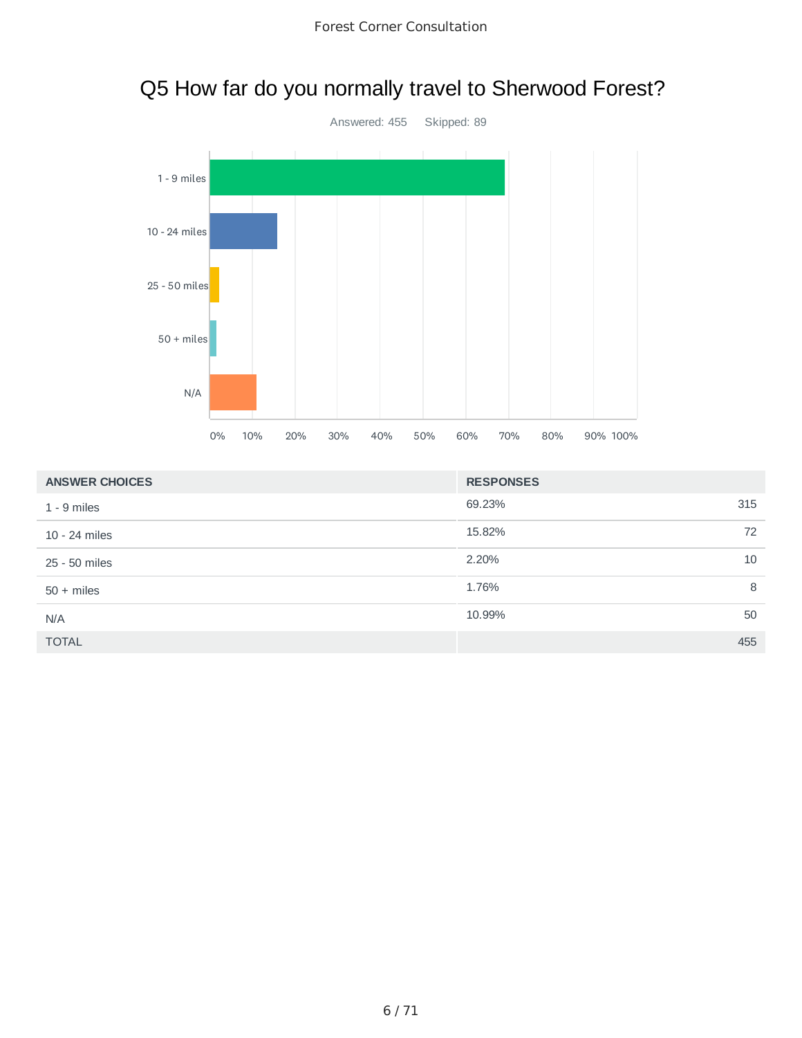# Q5 How far do you normally travel to Sherwood Forest?

Answered: 455 Skipped: 89

| ANSWER CHOICES | RESPONSES | |
|---|---|---|
| 1 - 9 miles | 69.23% | 315 |
| 10 - 24 miles | 15.82% | 72 |
| 25 - 50 miles | 2.20% | 10 |
| 50 + miles | 1.76% | 8 |
| N/A | 10.99% | 50 |
| TOTAL | | 455 |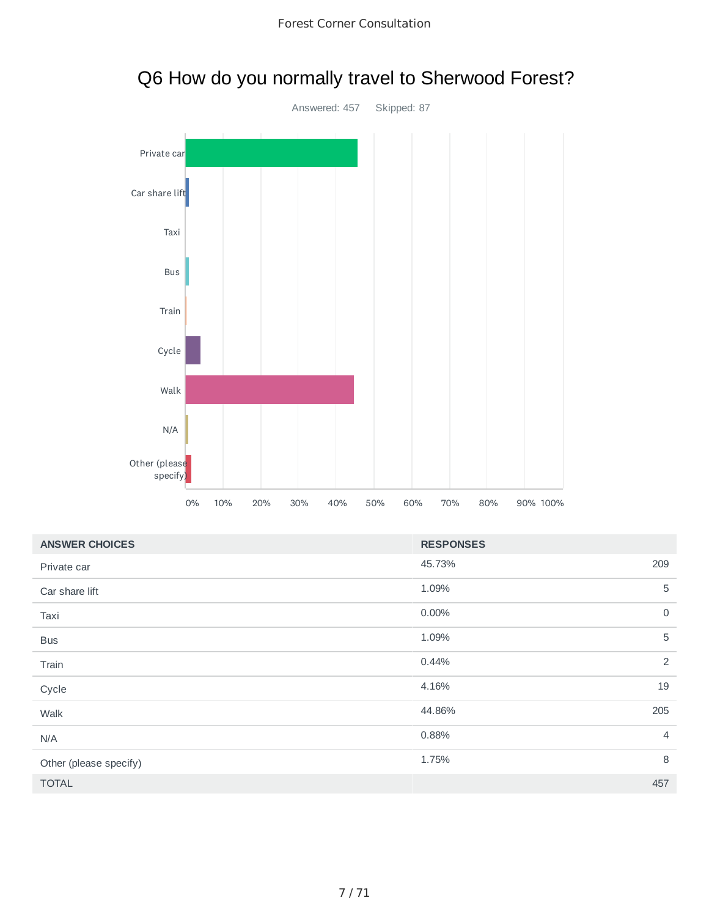# Q6 How do you normally travel to Sherwood Forest?

Answered: 457 Skipped: 87

| ANSWER CHOICES | RESPONSES | |
|---|---|---|
| Private car | 45.73% | 209 |
| Car share lift | 1.09% | 5 |
| Taxi | 0.00% | 0 |
| Bus | 1.09% | 5 |
| Train | 0.44% | 2 |
| Cycle | 4.16% | 19 |
| Walk | 44.86% | 205 |
| N/A | 0.88% | 4 |
| Other (please specify) | 1.75% | 8 |
| TOTAL | | 457 |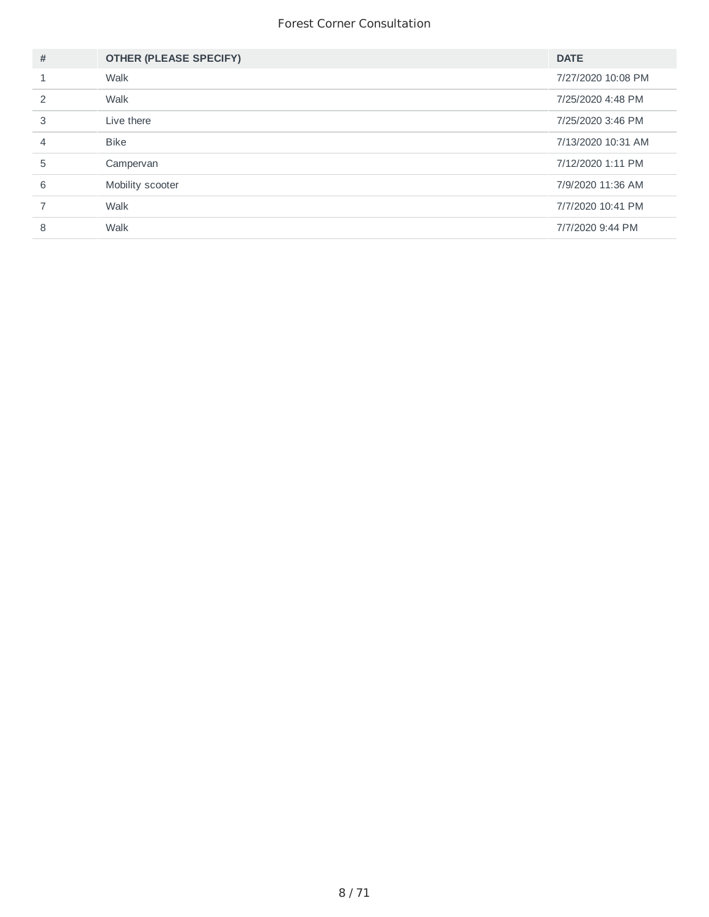| # | OTHER (PLEASE SPECIFY) | DATE |
| --- | --- | --- |
| 1 | Walk | 7/27/2020 10:08 PM |
| 2 | Walk | 7/25/2020 4:48 PM |
| 3 | Live there | 7/25/2020 3:46 PM |
| 4 | Bike | 7/13/2020 10:31 AM |
| 5 | Campervan | 7/12/2020 1:11 PM |
| 6 | Mobility scooter | 7/9/2020 11:36 AM |
| 7 | Walk | 7/7/2020 10:41 PM |
| 8 | Walk | 7/7/2020 9:44 PM |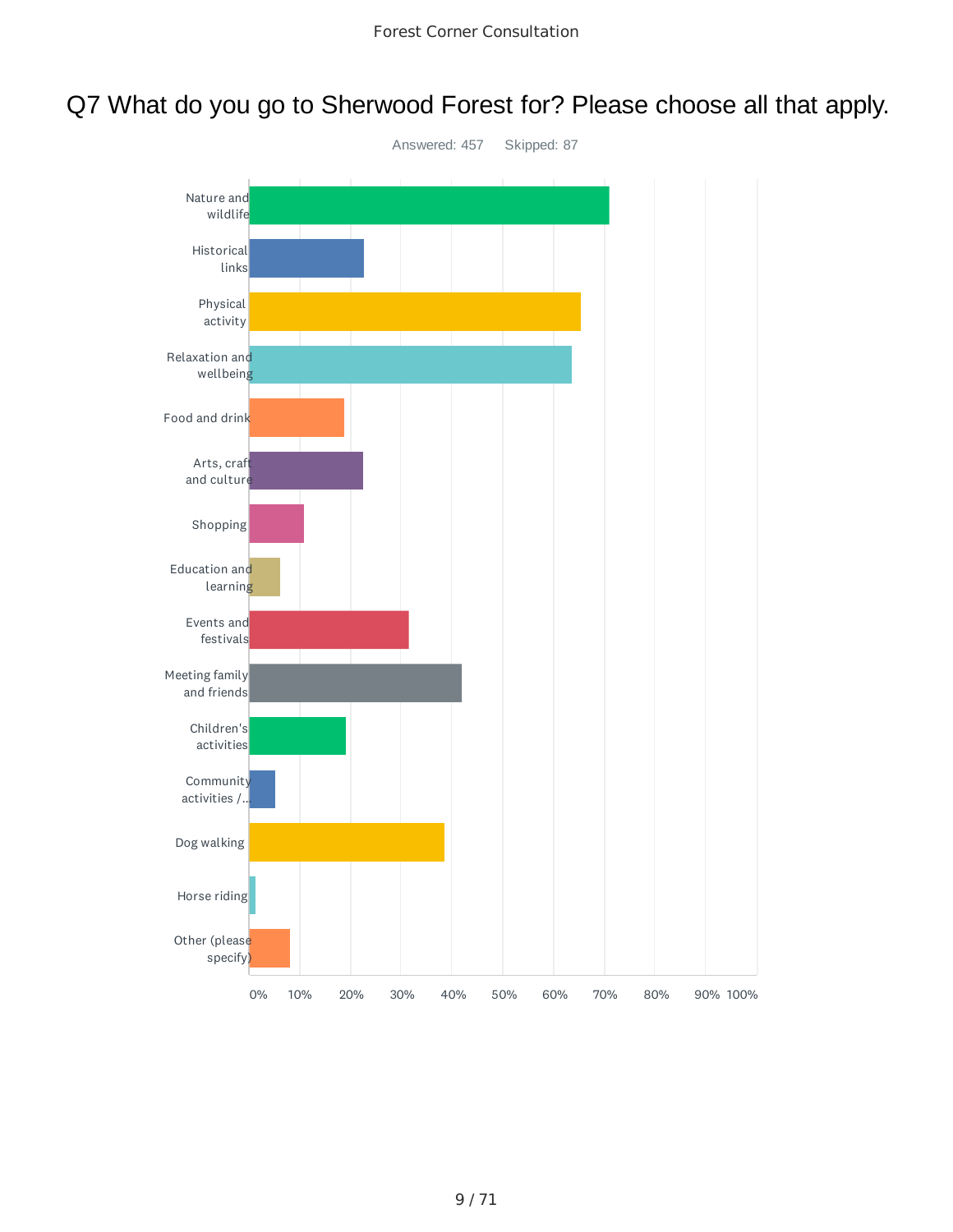# Q7 What do you go to Sherwood Forest for? Please choose all that apply.

Answered: 457 Skipped: 87

| Option |
|---|
| Nature and wildlife |
| Historical links |
| Physical activity |
| Relaxation and wellbeing |
| Food and drink |
| Arts, craft and culture |
| Shopping |
| Education and learning |
| Events and festivals |
| Meeting family and friends |
| Children's activities |
| Community activities /... |
| Dog walking |
| Horse riding |
| Other (please specify) |

0% 10% 20% 30% 40% 50% 60% 70% 80% 90% 100%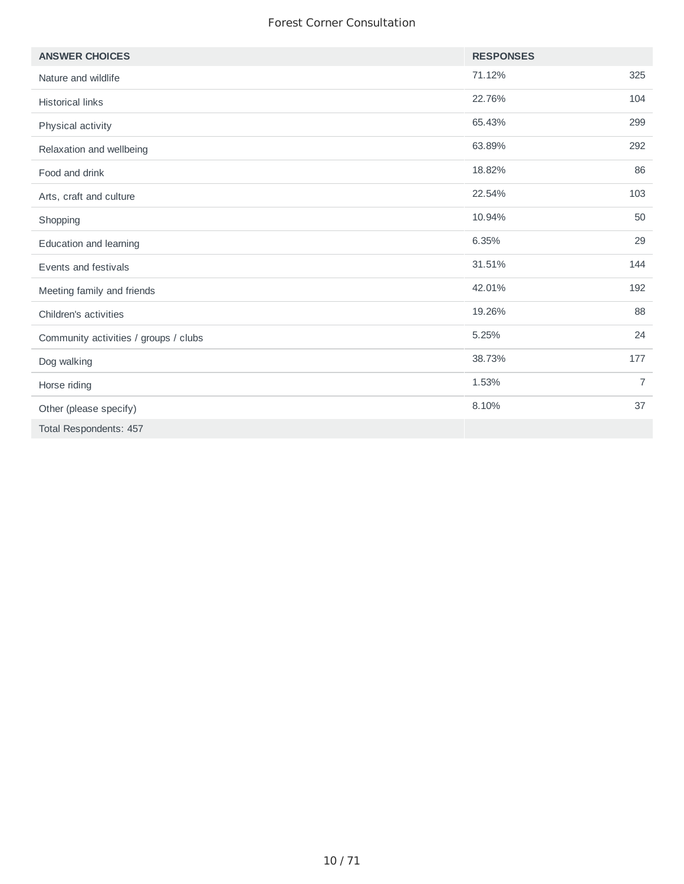| ANSWER CHOICES | RESPONSES | |
|---|---|---|
| Nature and wildlife | 71.12% | 325 |
| Historical links | 22.76% | 104 |
| Physical activity | 65.43% | 299 |
| Relaxation and wellbeing | 63.89% | 292 |
| Food and drink | 18.82% | 86 |
| Arts, craft and culture | 22.54% | 103 |
| Shopping | 10.94% | 50 |
| Education and learning | 6.35% | 29 |
| Events and festivals | 31.51% | 144 |
| Meeting family and friends | 42.01% | 192 |
| Children's activities | 19.26% | 88 |
| Community activities / groups / clubs | 5.25% | 24 |
| Dog walking | 38.73% | 177 |
| Horse riding | 1.53% | 7 |
| Other (please specify) | 8.10% | 37 |
| Total Respondents: 457 | | |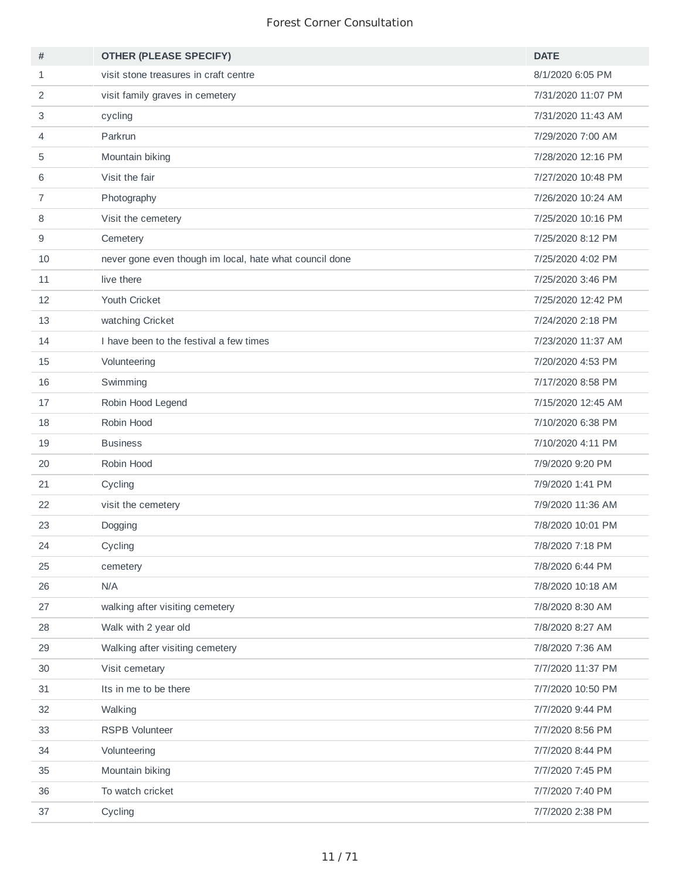| # | OTHER (PLEASE SPECIFY) | DATE |
|---|---|---|
| 1 | visit stone treasures in craft centre | 8/1/2020 6:05 PM |
| 2 | visit family graves in cemetery | 7/31/2020 11:07 PM |
| 3 | cycling | 7/31/2020 11:43 AM |
| 4 | Parkrun | 7/29/2020 7:00 AM |
| 5 | Mountain biking | 7/28/2020 12:16 PM |
| 6 | Visit the fair | 7/27/2020 10:48 PM |
| 7 | Photography | 7/26/2020 10:24 AM |
| 8 | Visit the cemetery | 7/25/2020 10:16 PM |
| 9 | Cemetery | 7/25/2020 8:12 PM |
| 10 | never gone even though im local, hate what council done | 7/25/2020 4:02 PM |
| 11 | live there | 7/25/2020 3:46 PM |
| 12 | Youth Cricket | 7/25/2020 12:42 PM |
| 13 | watching Cricket | 7/24/2020 2:18 PM |
| 14 | I have been to the festival a few times | 7/23/2020 11:37 AM |
| 15 | Volunteering | 7/20/2020 4:53 PM |
| 16 | Swimming | 7/17/2020 8:58 PM |
| 17 | Robin Hood Legend | 7/15/2020 12:45 AM |
| 18 | Robin Hood | 7/10/2020 6:38 PM |
| 19 | Business | 7/10/2020 4:11 PM |
| 20 | Robin Hood | 7/9/2020 9:20 PM |
| 21 | Cycling | 7/9/2020 1:41 PM |
| 22 | visit the cemetery | 7/9/2020 11:36 AM |
| 23 | Dogging | 7/8/2020 10:01 PM |
| 24 | Cycling | 7/8/2020 7:18 PM |
| 25 | cemetery | 7/8/2020 6:44 PM |
| 26 | N/A | 7/8/2020 10:18 AM |
| 27 | walking after visiting cemetery | 7/8/2020 8:30 AM |
| 28 | Walk with 2 year old | 7/8/2020 8:27 AM |
| 29 | Walking after visiting cemetery | 7/8/2020 7:36 AM |
| 30 | Visit cemetary | 7/7/2020 11:37 PM |
| 31 | Its in me to be there | 7/7/2020 10:50 PM |
| 32 | Walking | 7/7/2020 9:44 PM |
| 33 | RSPB Volunteer | 7/7/2020 8:56 PM |
| 34 | Volunteering | 7/7/2020 8:44 PM |
| 35 | Mountain biking | 7/7/2020 7:45 PM |
| 36 | To watch cricket | 7/7/2020 7:40 PM |
| 37 | Cycling | 7/7/2020 2:38 PM |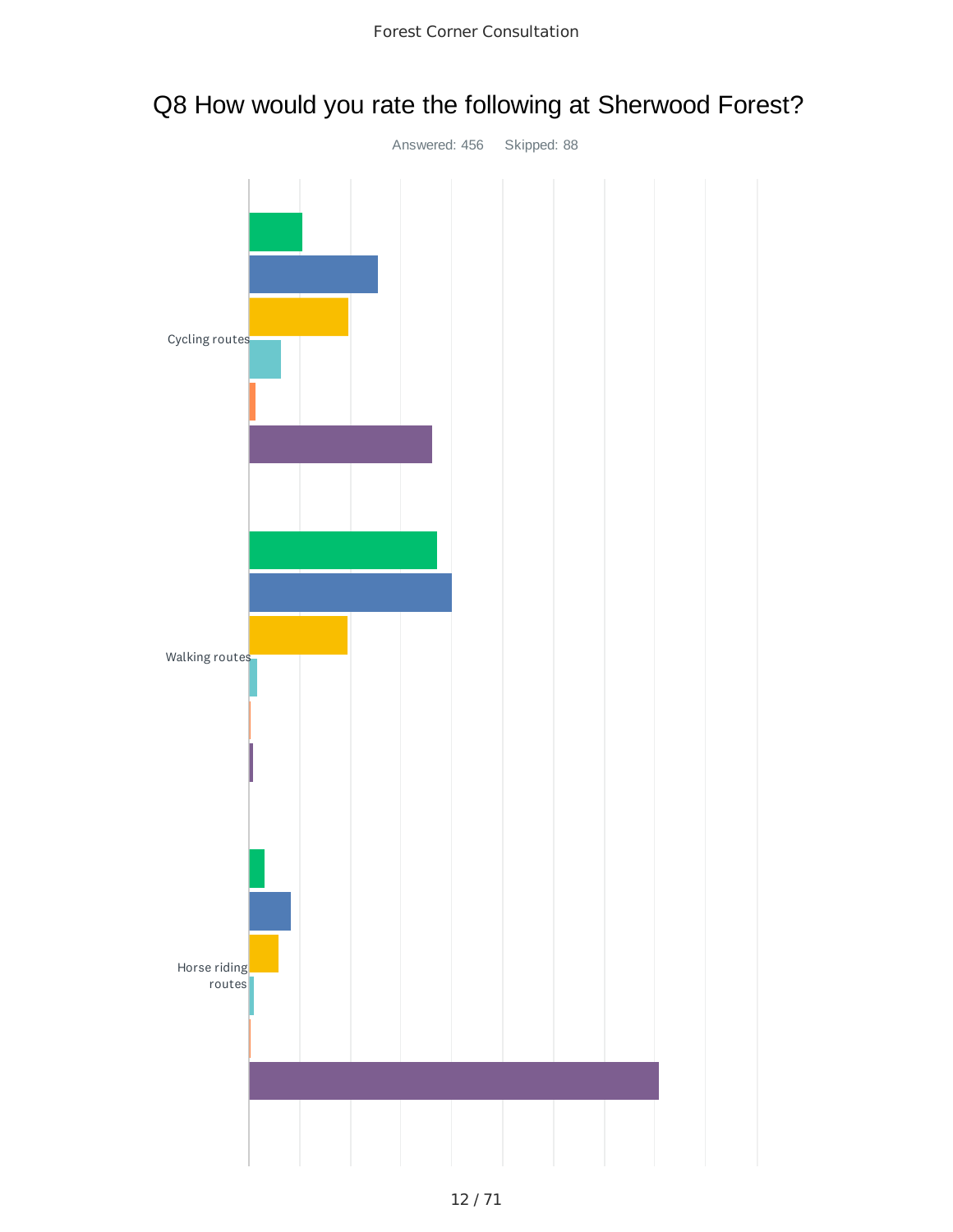## Q8 How would you rate the following at Sherwood Forest?

Answered: 456 Skipped: 88

Cycling routes

Walking routes

Horse riding routes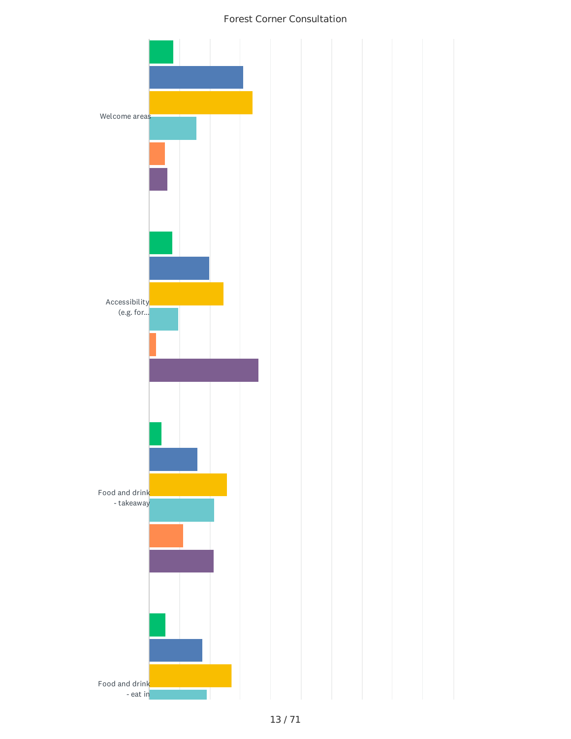Forest Corner Consultation

Welcome areas

Accessibility (e.g. for...

Food and drink - takeaway

Food and drink - eat in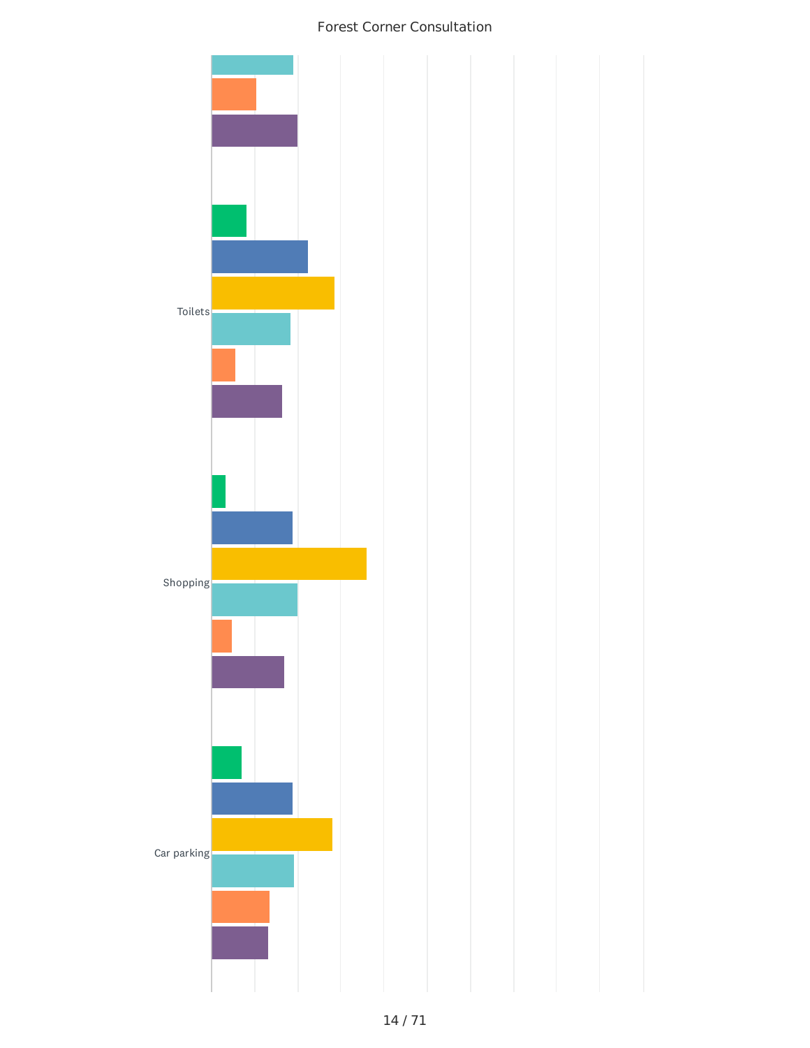Forest Corner Consultation

Toilets

Shopping

Car parking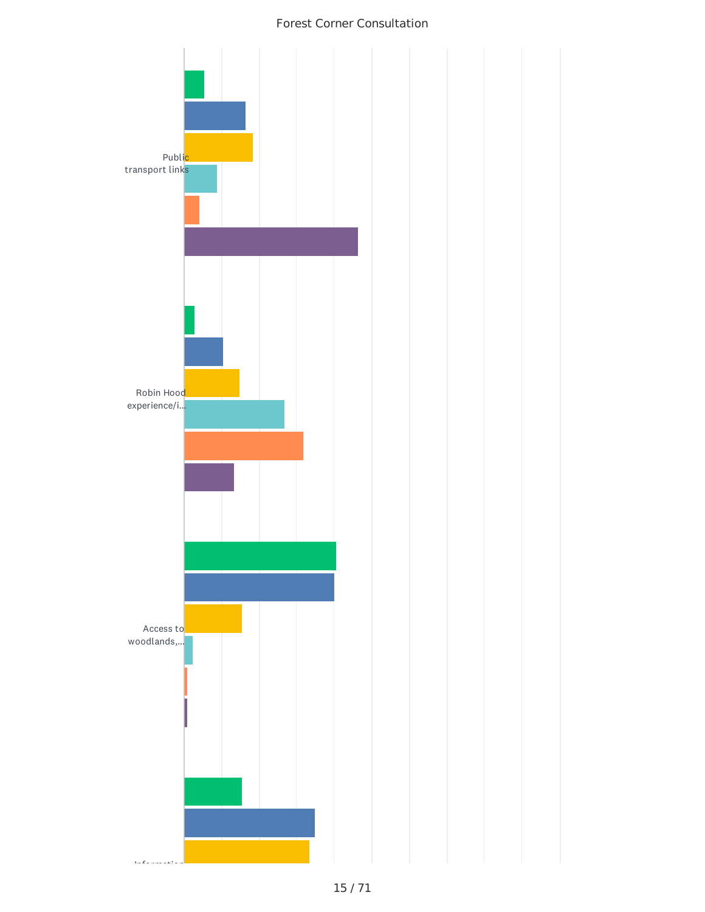Forest Corner Consultation

Public transport links

Robin Hood experience/i...

Access to woodlands,...

Information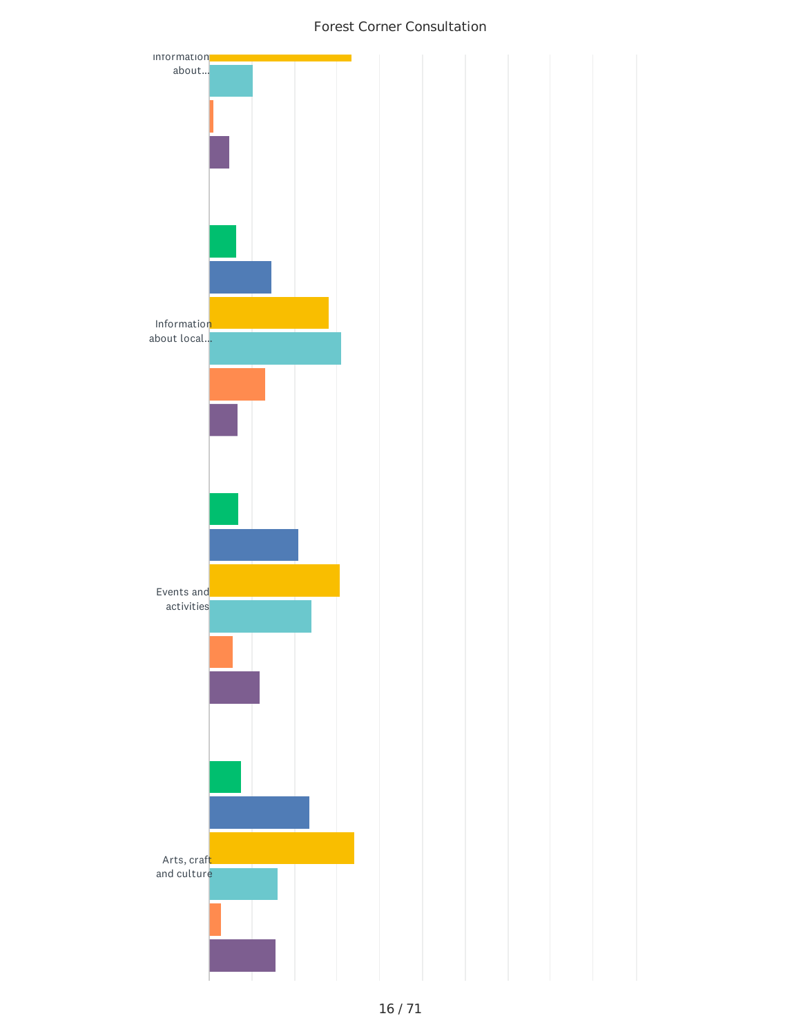Forest Corner Consultation

Information about...

Information about local...

Events and activities

Arts, craft and culture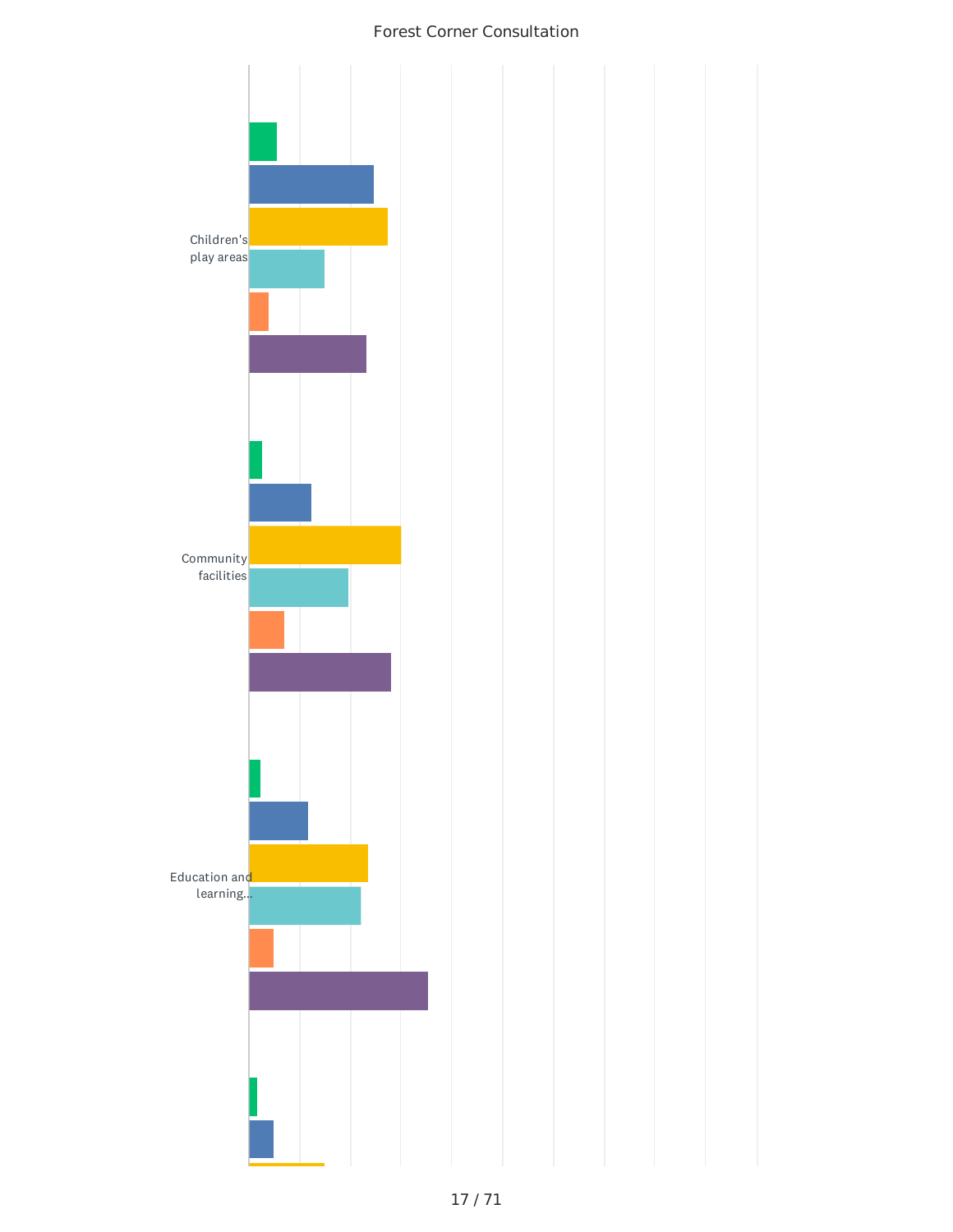Forest Corner Consultation

Children's play areas

Community facilities

Education and learning...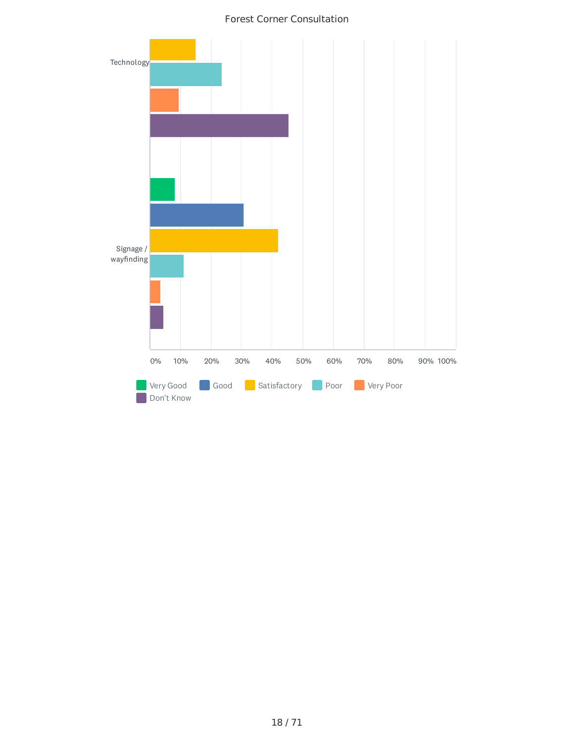Forest Corner Consultation

Technology

Signage / wayfinding

0% 10% 20% 30% 40% 50% 60% 70% 80% 90% 100%

Very Good | Good | Satisfactory | Poor | Very Poor | Don't Know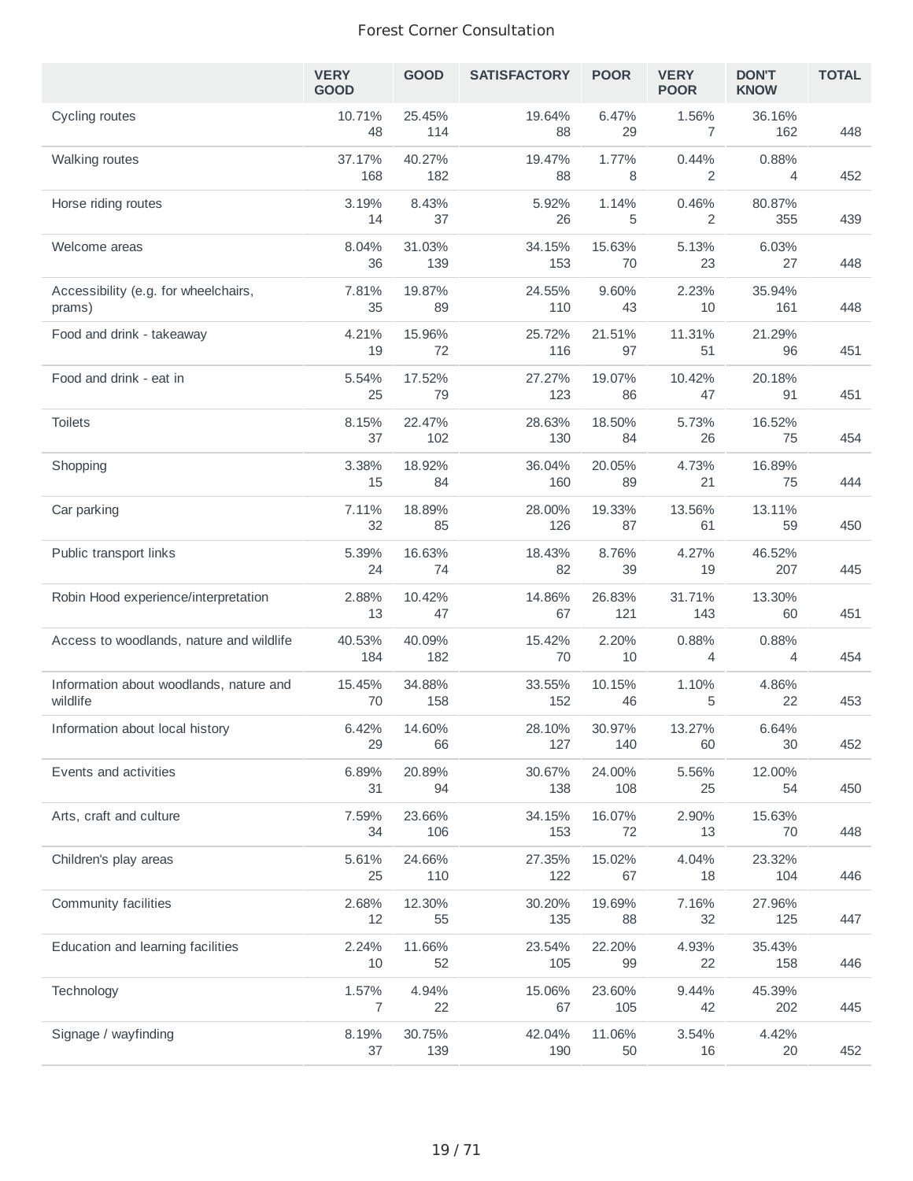Forest Corner Consultation

| | VERY GOOD | GOOD | SATISFACTORY | POOR | VERY POOR | DON'T KNOW | TOTAL |
|---|---|---|---|---|---|---|---|
| Cycling routes | 10.71% 48 | 25.45% 114 | 19.64% 88 | 6.47% 29 | 1.56% 7 | 36.16% 162 | 448 |
| Walking routes | 37.17% 168 | 40.27% 182 | 19.47% 88 | 1.77% 8 | 0.44% 2 | 0.88% 4 | 452 |
| Horse riding routes | 3.19% 14 | 8.43% 37 | 5.92% 26 | 1.14% 5 | 0.46% 2 | 80.87% 355 | 439 |
| Welcome areas | 8.04% 36 | 31.03% 139 | 34.15% 153 | 15.63% 70 | 5.13% 23 | 6.03% 27 | 448 |
| Accessibility (e.g. for wheelchairs, prams) | 7.81% 35 | 19.87% 89 | 24.55% 110 | 9.60% 43 | 2.23% 10 | 35.94% 161 | 448 |
| Food and drink - takeaway | 4.21% 19 | 15.96% 72 | 25.72% 116 | 21.51% 97 | 11.31% 51 | 21.29% 96 | 451 |
| Food and drink - eat in | 5.54% 25 | 17.52% 79 | 27.27% 123 | 19.07% 86 | 10.42% 47 | 20.18% 91 | 451 |
| Toilets | 8.15% 37 | 22.47% 102 | 28.63% 130 | 18.50% 84 | 5.73% 26 | 16.52% 75 | 454 |
| Shopping | 3.38% 15 | 18.92% 84 | 36.04% 160 | 20.05% 89 | 4.73% 21 | 16.89% 75 | 444 |
| Car parking | 7.11% 32 | 18.89% 85 | 28.00% 126 | 19.33% 87 | 13.56% 61 | 13.11% 59 | 450 |
| Public transport links | 5.39% 24 | 16.63% 74 | 18.43% 82 | 8.76% 39 | 4.27% 19 | 46.52% 207 | 445 |
| Robin Hood experience/interpretation | 2.88% 13 | 10.42% 47 | 14.86% 67 | 26.83% 121 | 31.71% 143 | 13.30% 60 | 451 |
| Access to woodlands, nature and wildlife | 40.53% 184 | 40.09% 182 | 15.42% 70 | 2.20% 10 | 0.88% 4 | 0.88% 4 | 454 |
| Information about woodlands, nature and wildlife | 15.45% 70 | 34.88% 158 | 33.55% 152 | 10.15% 46 | 1.10% 5 | 4.86% 22 | 453 |
| Information about local history | 6.42% 29 | 14.60% 66 | 28.10% 127 | 30.97% 140 | 13.27% 60 | 6.64% 30 | 452 |
| Events and activities | 6.89% 31 | 20.89% 94 | 30.67% 138 | 24.00% 108 | 5.56% 25 | 12.00% 54 | 450 |
| Arts, craft and culture | 7.59% 34 | 23.66% 106 | 34.15% 153 | 16.07% 72 | 2.90% 13 | 15.63% 70 | 448 |
| Children's play areas | 5.61% 25 | 24.66% 110 | 27.35% 122 | 15.02% 67 | 4.04% 18 | 23.32% 104 | 446 |
| Community facilities | 2.68% 12 | 12.30% 55 | 30.20% 135 | 19.69% 88 | 7.16% 32 | 27.96% 125 | 447 |
| Education and learning facilities | 2.24% 10 | 11.66% 52 | 23.54% 105 | 22.20% 99 | 4.93% 22 | 35.43% 158 | 446 |
| Technology | 1.57% 7 | 4.94% 22 | 15.06% 67 | 23.60% 105 | 9.44% 42 | 45.39% 202 | 445 |
| Signage / wayfinding | 8.19% 37 | 30.75% 139 | 42.04% 190 | 11.06% 50 | 3.54% 16 | 4.42% 20 | 452 |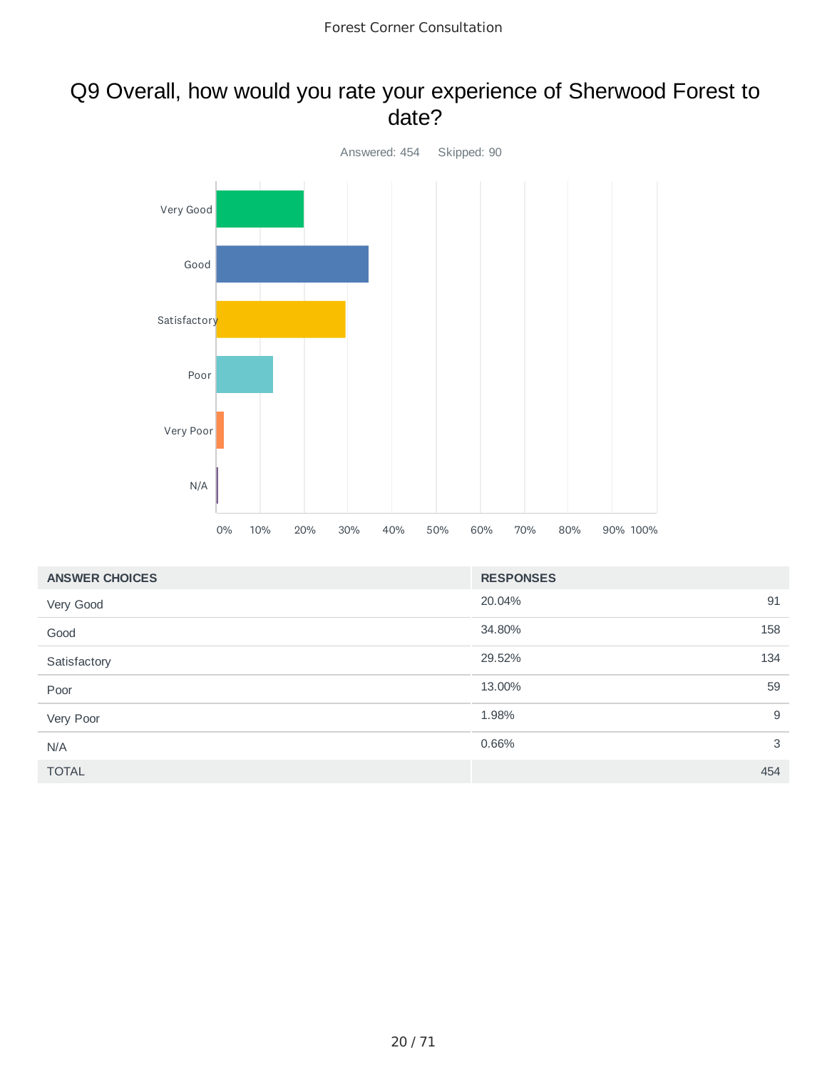# Q9 Overall, how would you rate your experience of Sherwood Forest to date?

Answered: 454 Skipped: 90

| ANSWER CHOICES | RESPONSES | |
|---|---|---|
| Very Good | 20.04% | 91 |
| Good | 34.80% | 158 |
| Satisfactory | 29.52% | 134 |
| Poor | 13.00% | 59 |
| Very Poor | 1.98% | 9 |
| N/A | 0.66% | 3 |
| TOTAL | | 454 |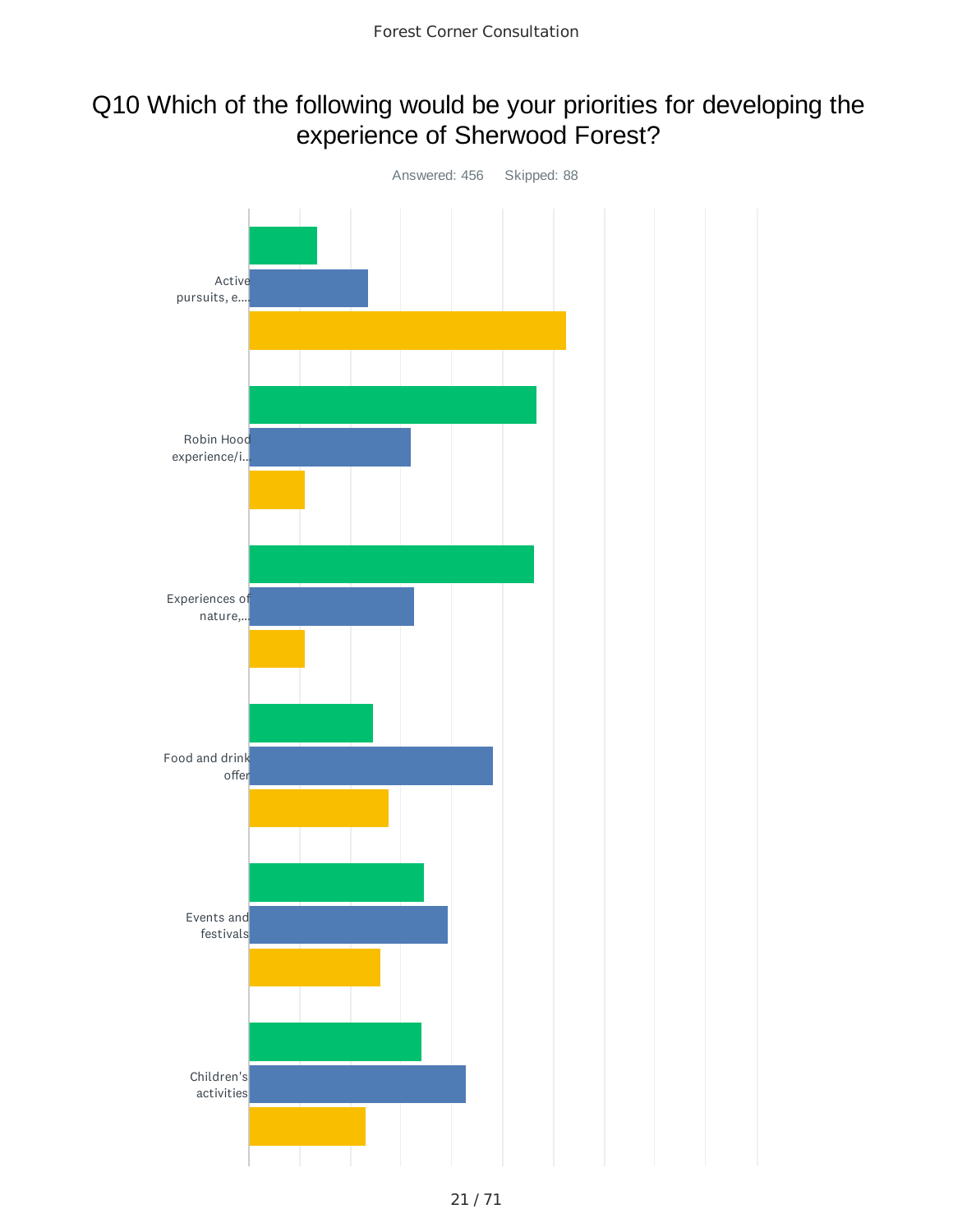# Q10 Which of the following would be your priorities for developing the experience of Sherwood Forest?

Answered: 456 Skipped: 88

Active pursuits, e....

Robin Hood experience/i...

Experiences of nature,...

Food and drink offer

Events and festivals

Children's activities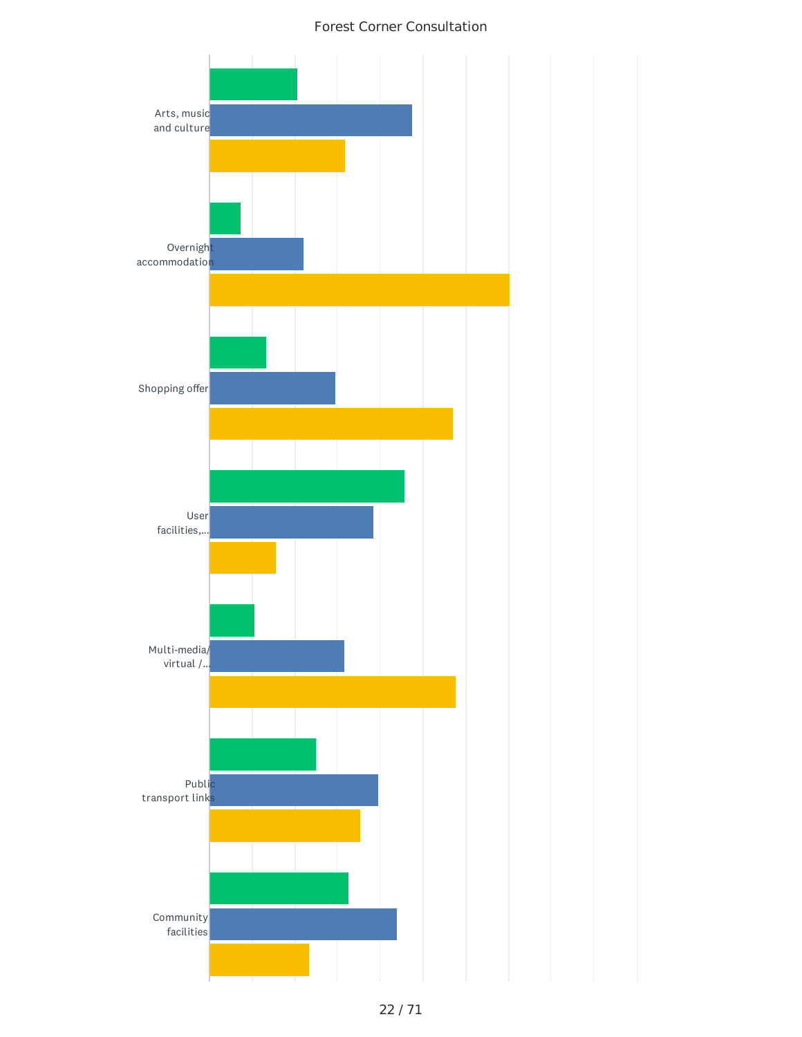Forest Corner Consultation

Arts, music and culture

Overnight accommodation

Shopping offer

User facilities,...

Multi-media/ virtual /...

Public transport links

Community facilities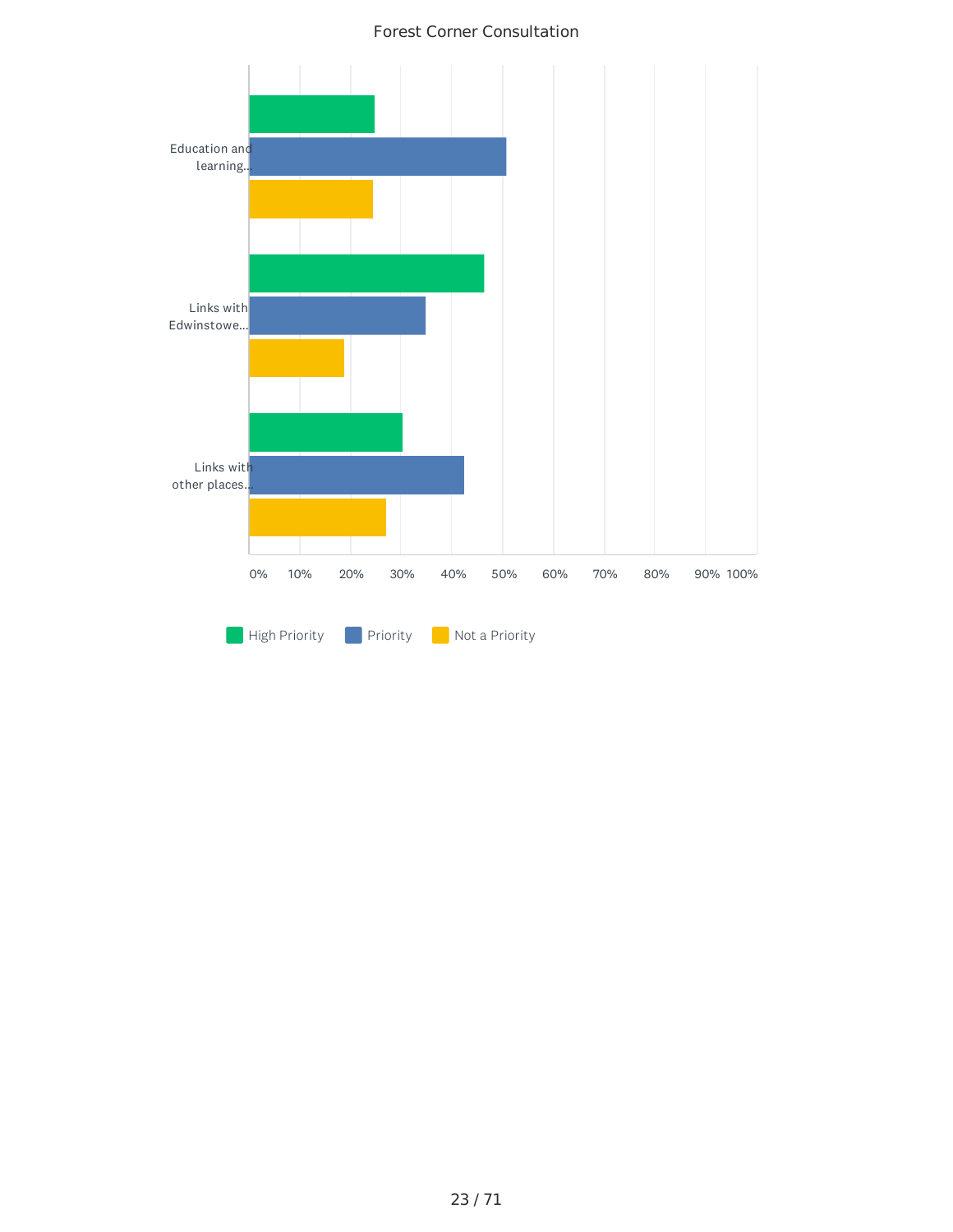Forest Corner Consultation

Education and learning...

Links with Edwinstowe...

Links with other places...

0% 10% 20% 30% 40% 50% 60% 70% 80% 90% 100%

High Priority Priority Not a Priority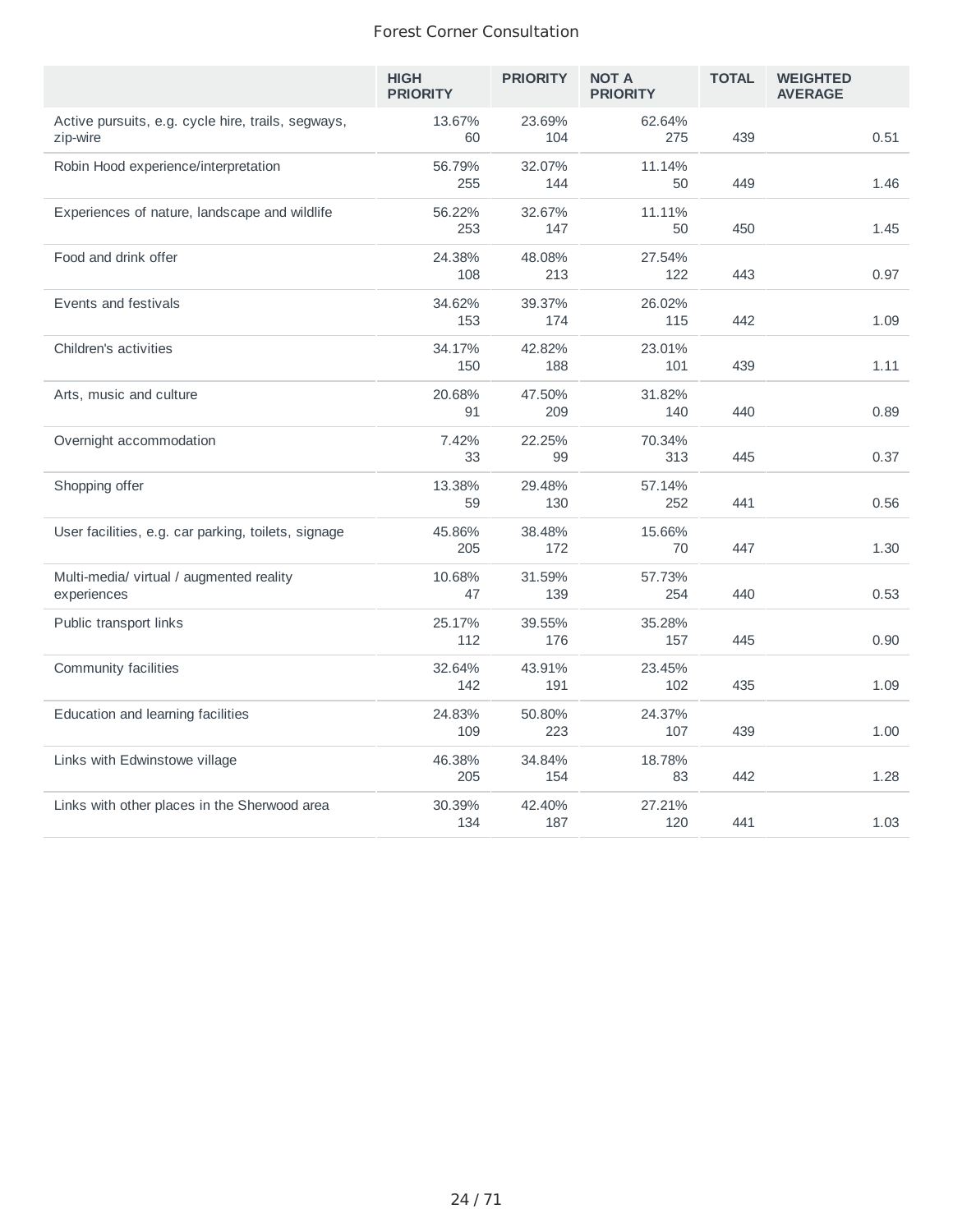| | HIGH PRIORITY | PRIORITY | NOT A PRIORITY | TOTAL | WEIGHTED AVERAGE |
|---|---|---|---|---|---|
| Active pursuits, e.g. cycle hire, trails, segways, zip-wire | 13.67% 60 | 23.69% 104 | 62.64% 275 | 439 | 0.51 |
| Robin Hood experience/interpretation | 56.79% 255 | 32.07% 144 | 11.14% 50 | 449 | 1.46 |
| Experiences of nature, landscape and wildlife | 56.22% 253 | 32.67% 147 | 11.11% 50 | 450 | 1.45 |
| Food and drink offer | 24.38% 108 | 48.08% 213 | 27.54% 122 | 443 | 0.97 |
| Events and festivals | 34.62% 153 | 39.37% 174 | 26.02% 115 | 442 | 1.09 |
| Children's activities | 34.17% 150 | 42.82% 188 | 23.01% 101 | 439 | 1.11 |
| Arts, music and culture | 20.68% 91 | 47.50% 209 | 31.82% 140 | 440 | 0.89 |
| Overnight accommodation | 7.42% 33 | 22.25% 99 | 70.34% 313 | 445 | 0.37 |
| Shopping offer | 13.38% 59 | 29.48% 130 | 57.14% 252 | 441 | 0.56 |
| User facilities, e.g. car parking, toilets, signage | 45.86% 205 | 38.48% 172 | 15.66% 70 | 447 | 1.30 |
| Multi-media/ virtual / augmented reality experiences | 10.68% 47 | 31.59% 139 | 57.73% 254 | 440 | 0.53 |
| Public transport links | 25.17% 112 | 39.55% 176 | 35.28% 157 | 445 | 0.90 |
| Community facilities | 32.64% 142 | 43.91% 191 | 23.45% 102 | 435 | 1.09 |
| Education and learning facilities | 24.83% 109 | 50.80% 223 | 24.37% 107 | 439 | 1.00 |
| Links with Edwinstowe village | 46.38% 205 | 34.84% 154 | 18.78% 83 | 442 | 1.28 |
| Links with other places in the Sherwood area | 30.39% 134 | 42.40% 187 | 27.21% 120 | 441 | 1.03 |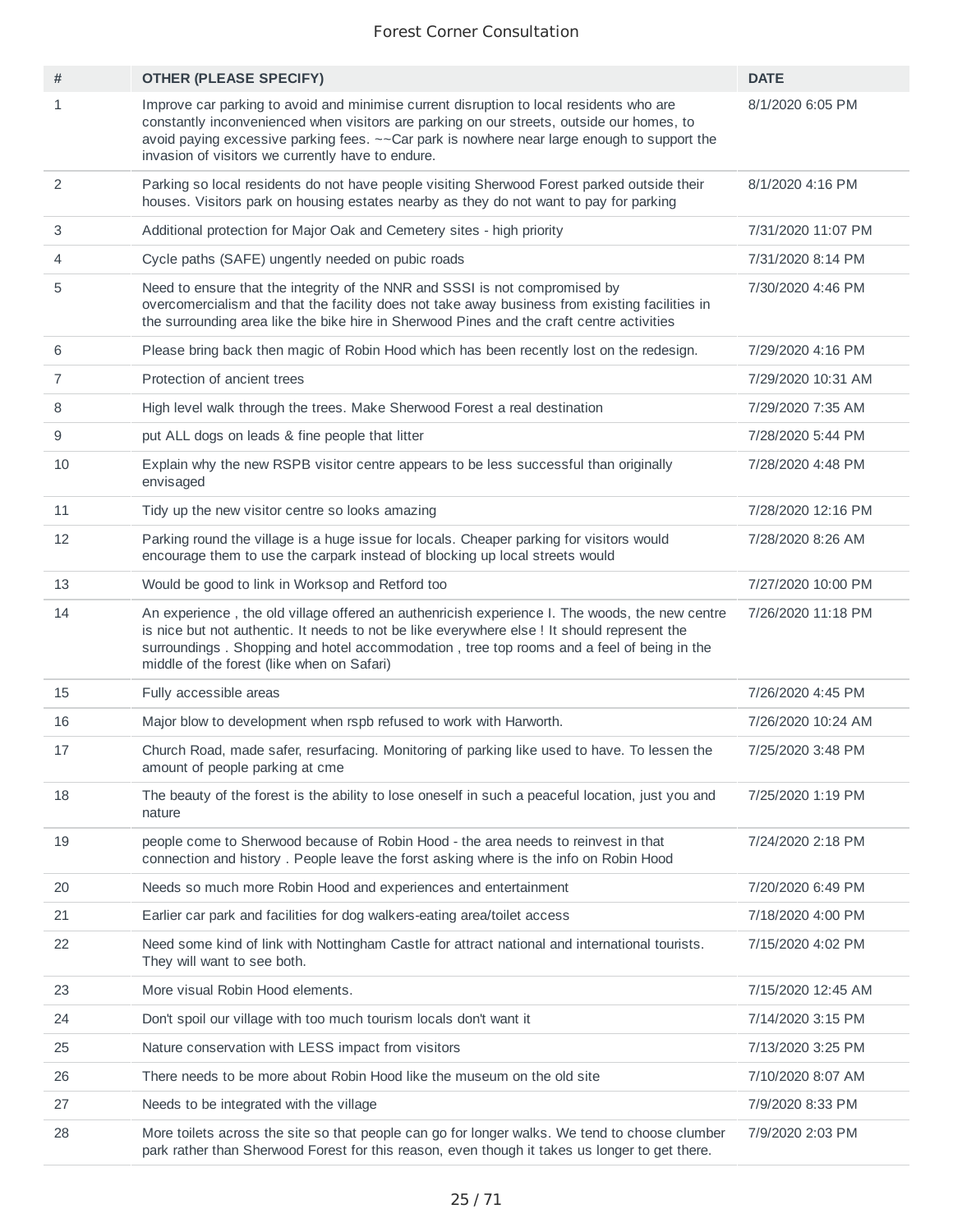| # | OTHER (PLEASE SPECIFY) | DATE |
|---|---|---|
| 1 | Improve car parking to avoid and minimise current disruption to local residents who are constantly inconvenienced when visitors are parking on our streets, outside our homes, to avoid paying excessive parking fees. ~~Car park is nowhere near large enough to support the invasion of visitors we currently have to endure. | 8/1/2020 6:05 PM |
| 2 | Parking so local residents do not have people visiting Sherwood Forest parked outside their houses. Visitors park on housing estates nearby as they do not want to pay for parking | 8/1/2020 4:16 PM |
| 3 | Additional protection for Major Oak and Cemetery sites - high priority | 7/31/2020 11:07 PM |
| 4 | Cycle paths (SAFE) ungently needed on pubic roads | 7/31/2020 8:14 PM |
| 5 | Need to ensure that the integrity of the NNR and SSSI is not compromised by overcomercialism and that the facility does not take away business from existing facilities in the surrounding area like the bike hire in Sherwood Pines and the craft centre activities | 7/30/2020 4:46 PM |
| 6 | Please bring back then magic of Robin Hood which has been recently lost on the redesign. | 7/29/2020 4:16 PM |
| 7 | Protection of ancient trees | 7/29/2020 10:31 AM |
| 8 | High level walk through the trees. Make Sherwood Forest a real destination | 7/29/2020 7:35 AM |
| 9 | put ALL dogs on leads & fine people that litter | 7/28/2020 5:44 PM |
| 10 | Explain why the new RSPB visitor centre appears to be less successful than originally envisaged | 7/28/2020 4:48 PM |
| 11 | Tidy up the new visitor centre so looks amazing | 7/28/2020 12:16 PM |
| 12 | Parking round the village is a huge issue for locals. Cheaper parking for visitors would encourage them to use the carpark instead of blocking up local streets would | 7/28/2020 8:26 AM |
| 13 | Would be good to link in Worksop and Retford too | 7/27/2020 10:00 PM |
| 14 | An experience , the old village offered an authenricish experience I. The woods, the new centre is nice but not authentic. It needs to not be like everywhere else ! It should represent the surroundings . Shopping and hotel accommodation , tree top rooms and a feel of being in the middle of the forest (like when on Safari) | 7/26/2020 11:18 PM |
| 15 | Fully accessible areas | 7/26/2020 4:45 PM |
| 16 | Major blow to development when rspb refused to work with Harworth. | 7/26/2020 10:24 AM |
| 17 | Church Road, made safer, resurfacing. Monitoring of parking like used to have. To lessen the amount of people parking at cme | 7/25/2020 3:48 PM |
| 18 | The beauty of the forest is the ability to lose oneself in such a peaceful location, just you and nature | 7/25/2020 1:19 PM |
| 19 | people come to Sherwood because of Robin Hood - the area needs to reinvest in that connection and history . People leave the forst asking where is the info on Robin Hood | 7/24/2020 2:18 PM |
| 20 | Needs so much more Robin Hood and experiences and entertainment | 7/20/2020 6:49 PM |
| 21 | Earlier car park and facilities for dog walkers-eating area/toilet access | 7/18/2020 4:00 PM |
| 22 | Need some kind of link with Nottingham Castle for attract national and international tourists. They will want to see both. | 7/15/2020 4:02 PM |
| 23 | More visual Robin Hood elements. | 7/15/2020 12:45 AM |
| 24 | Don't spoil our village with too much tourism locals don't want it | 7/14/2020 3:15 PM |
| 25 | Nature conservation with LESS impact from visitors | 7/13/2020 3:25 PM |
| 26 | There needs to be more about Robin Hood like the museum on the old site | 7/10/2020 8:07 AM |
| 27 | Needs to be integrated with the village | 7/9/2020 8:33 PM |
| 28 | More toilets across the site so that people can go for longer walks. We tend to choose clumber park rather than Sherwood Forest for this reason, even though it takes us longer to get there. | 7/9/2020 2:03 PM |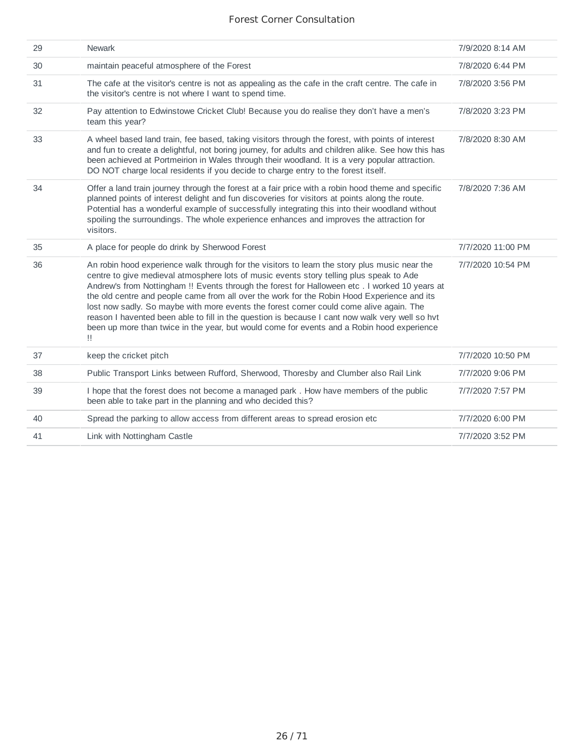| | | |
|---|---|---|
| 29 | Newark | 7/9/2020 8:14 AM |
| 30 | maintain peaceful atmosphere of the Forest | 7/8/2020 6:44 PM |
| 31 | The cafe at the visitor's centre is not as appealing as the cafe in the craft centre. The cafe in the visitor's centre is not where I want to spend time. | 7/8/2020 3:56 PM |
| 32 | Pay attention to Edwinstowe Cricket Club! Because you do realise they don't have a men's team this year? | 7/8/2020 3:23 PM |
| 33 | A wheel based land train, fee based, taking visitors through the forest, with points of interest and fun to create a delightful, not boring journey, for adults and children alike. See how this has been achieved at Portmeirion in Wales through their woodland. It is a very popular attraction. DO NOT charge local residents if you decide to charge entry to the forest itself. | 7/8/2020 8:30 AM |
| 34 | Offer a land train journey through the forest at a fair price with a robin hood theme and specific planned points of interest delight and fun discoveries for visitors at points along the route. Potential has a wonderful example of successfully integrating this into their woodland without spoiling the surroundings. The whole experience enhances and improves the attraction for visitors. | 7/8/2020 7:36 AM |
| 35 | A place for people do drink by Sherwood Forest | 7/7/2020 11:00 PM |
| 36 | An robin hood experience walk through for the visitors to learn the story plus music near the centre to give medieval atmosphere lots of music events story telling plus speak to Ade Andrew's from Nottingham !! Events through the forest for Halloween etc . I worked 10 years at the old centre and people came from all over the work for the Robin Hood Experience and its lost now sadly. So maybe with more events the forest corner could come alive again. The reason I havented been able to fill in the question is because I cant now walk very well so hvt been up more than twice in the year, but would come for events and a Robin hood experience !! | 7/7/2020 10:54 PM |
| 37 | keep the cricket pitch | 7/7/2020 10:50 PM |
| 38 | Public Transport Links between Rufford, Sherwood, Thoresby and Clumber also Rail Link | 7/7/2020 9:06 PM |
| 39 | I hope that the forest does not become a managed park . How have members of the public been able to take part in the planning and who decided this? | 7/7/2020 7:57 PM |
| 40 | Spread the parking to allow access from different areas to spread erosion etc | 7/7/2020 6:00 PM |
| 41 | Link with Nottingham Castle | 7/7/2020 3:52 PM |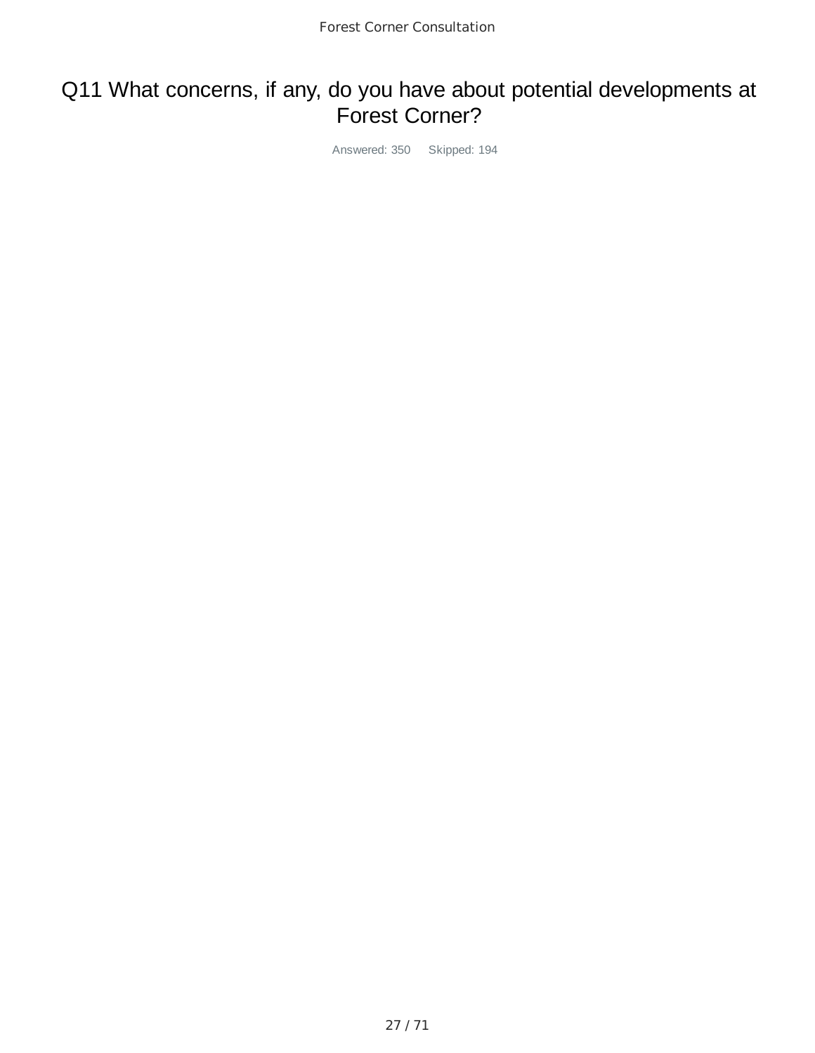# Q11 What concerns, if any, do you have about potential developments at Forest Corner?

Answered: 350 Skipped: 194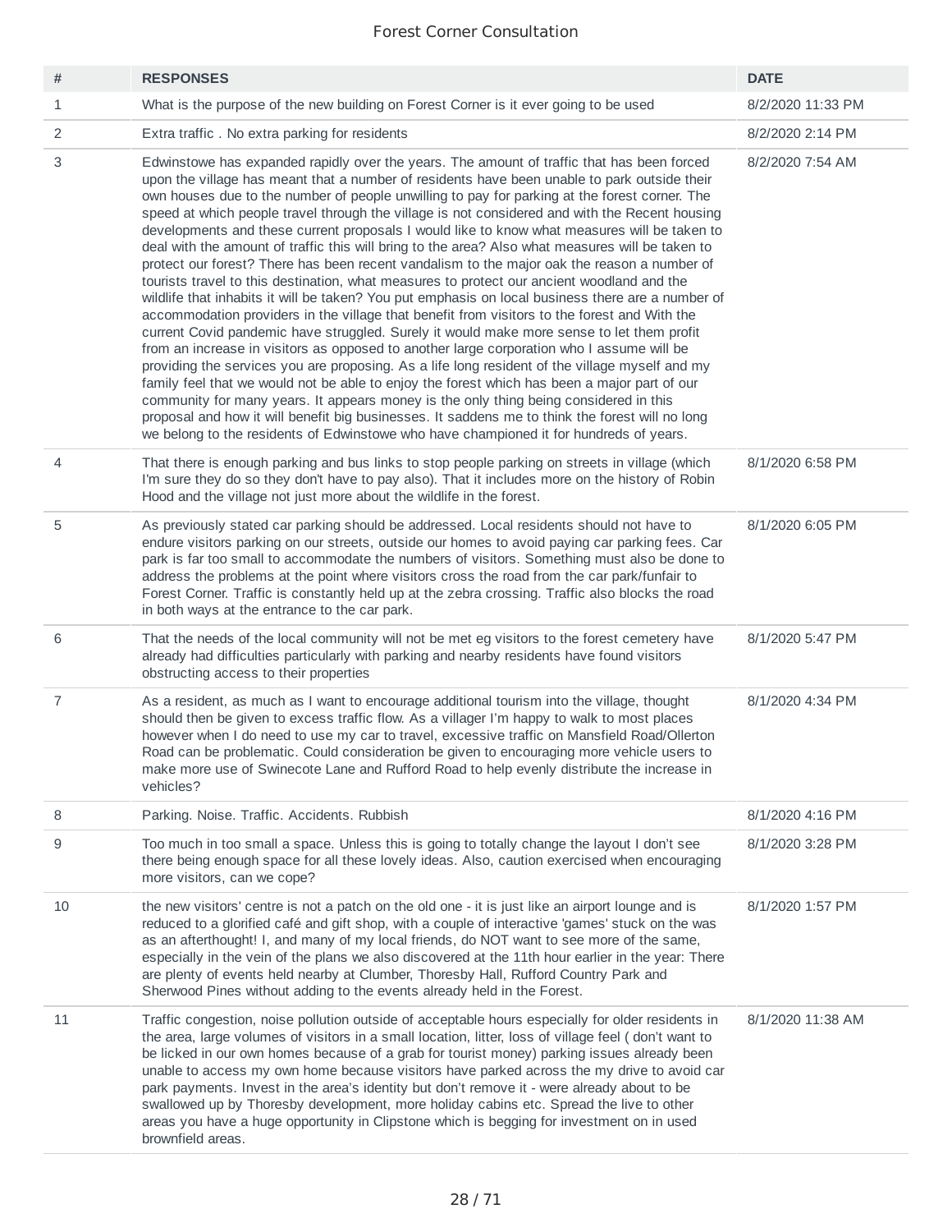| # | RESPONSES | DATE |
| --- | --- | --- |
| 1 | What is the purpose of the new building on Forest Corner is it ever going to be used | 8/2/2020 11:33 PM |
| 2 | Extra traffic . No extra parking for residents | 8/2/2020 2:14 PM |
| 3 | Edwinstowe has expanded rapidly over the years. The amount of traffic that has been forced upon the village has meant that a number of residents have been unable to park outside their own houses due to the number of people unwilling to pay for parking at the forest corner. The speed at which people travel through the village is not considered and with the Recent housing developments and these current proposals I would like to know what measures will be taken to deal with the amount of traffic this will bring to the area? Also what measures will be taken to protect our forest? There has been recent vandalism to the major oak the reason a number of tourists travel to this destination, what measures to protect our ancient woodland and the wildlife that inhabits it will be taken? You put emphasis on local business there are a number of accommodation providers in the village that benefit from visitors to the forest and With the current Covid pandemic have struggled. Surely it would make more sense to let them profit from an increase in visitors as opposed to another large corporation who I assume will be providing the services you are proposing. As a life long resident of the village myself and my family feel that we would not be able to enjoy the forest which has been a major part of our community for many years. It appears money is the only thing being considered in this proposal and how it will benefit big businesses. It saddens me to think the forest will no long we belong to the residents of Edwinstowe who have championed it for hundreds of years. | 8/2/2020 7:54 AM |
| 4 | That there is enough parking and bus links to stop people parking on streets in village (which I'm sure they do so they don't have to pay also). That it includes more on the history of Robin Hood and the village not just more about the wildlife in the forest. | 8/1/2020 6:58 PM |
| 5 | As previously stated car parking should be addressed. Local residents should not have to endure visitors parking on our streets, outside our homes to avoid paying car parking fees. Car park is far too small to accommodate the numbers of visitors. Something must also be done to address the problems at the point where visitors cross the road from the car park/funfair to Forest Corner. Traffic is constantly held up at the zebra crossing. Traffic also blocks the road in both ways at the entrance to the car park. | 8/1/2020 6:05 PM |
| 6 | That the needs of the local community will not be met eg visitors to the forest cemetery have already had difficulties particularly with parking and nearby residents have found visitors obstructing access to their properties | 8/1/2020 5:47 PM |
| 7 | As a resident, as much as I want to encourage additional tourism into the village, thought should then be given to excess traffic flow. As a villager I'm happy to walk to most places however when I do need to use my car to travel, excessive traffic on Mansfield Road/Ollerton Road can be problematic. Could consideration be given to encouraging more vehicle users to make more use of Swinecote Lane and Rufford Road to help evenly distribute the increase in vehicles? | 8/1/2020 4:34 PM |
| 8 | Parking. Noise. Traffic. Accidents. Rubbish | 8/1/2020 4:16 PM |
| 9 | Too much in too small a space. Unless this is going to totally change the layout I don't see there being enough space for all these lovely ideas. Also, caution exercised when encouraging more visitors, can we cope? | 8/1/2020 3:28 PM |
| 10 | the new visitors' centre is not a patch on the old one - it is just like an airport lounge and is reduced to a glorified café and gift shop, with a couple of interactive 'games' stuck on the was as an afterthought! I, and many of my local friends, do NOT want to see more of the same, especially in the vein of the plans we also discovered at the 11th hour earlier in the year: There are plenty of events held nearby at Clumber, Thoresby Hall, Rufford Country Park and Sherwood Pines without adding to the events already held in the Forest. | 8/1/2020 1:57 PM |
| 11 | Traffic congestion, noise pollution outside of acceptable hours especially for older residents in the area, large volumes of visitors in a small location, litter, loss of village feel ( don't want to be licked in our own homes because of a grab for tourist money) parking issues already been unable to access my own home because visitors have parked across the my drive to avoid car park payments. Invest in the area's identity but don't remove it - were already about to be swallowed up by Thoresby development, more holiday cabins etc. Spread the live to other areas you have a huge opportunity in Clipstone which is begging for investment on in used brownfield areas. | 8/1/2020 11:38 AM |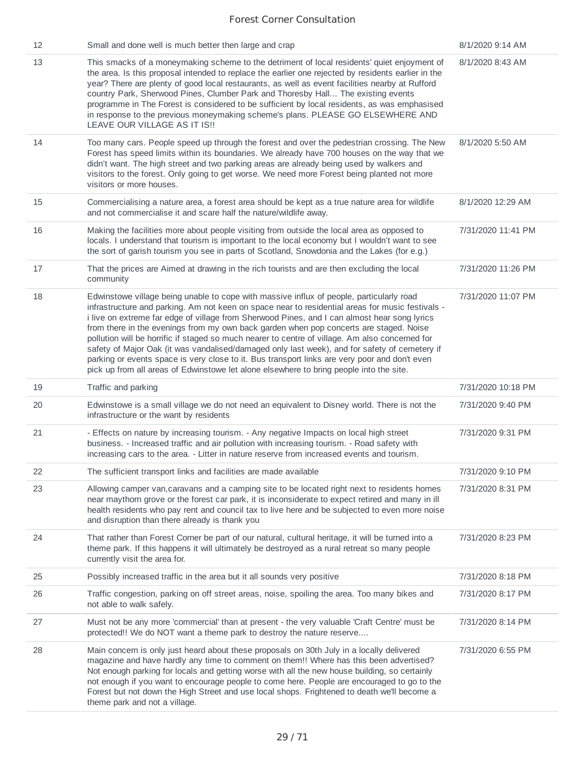| | | |
|---|---|---|
| 12 | Small and done well is much better then large and crap | 8/1/2020 9:14 AM |
| 13 | This smacks of a moneymaking scheme to the detriment of local residents' quiet enjoyment of the area. Is this proposal intended to replace the earlier one rejected by residents earlier in the year? There are plenty of good local restaurants, as well as event facilities nearby at Rufford country Park, Sherwood Pines, Clumber Park and Thoresby Hall... The existing events programme in The Forest is considered to be sufficient by local residents, as was emphasised in response to the previous moneymaking scheme's plans. PLEASE GO ELSEWHERE AND LEAVE OUR VILLAGE AS IT IS!! | 8/1/2020 8:43 AM |
| 14 | Too many cars. People speed up through the forest and over the pedestrian crossing. The New Forest has speed limits within its boundaries. We already have 700 houses on the way that we didn't want. The high street and two parking areas are already being used by walkers and visitors to the forest. Only going to get worse. We need more Forest being planted not more visitors or more houses. | 8/1/2020 5:50 AM |
| 15 | Commercialising a nature area, a forest area should be kept as a true nature area for wildlife and not commercialise it and scare half the nature/wildlife away. | 8/1/2020 12:29 AM |
| 16 | Making the facilities more about people visiting from outside the local area as opposed to locals. I understand that tourism is important to the local economy but I wouldn't want to see the sort of garish tourism you see in parts of Scotland, Snowdonia and the Lakes (for e.g.) | 7/31/2020 11:41 PM |
| 17 | That the prices are Aimed at drawing in the rich tourists and are then excluding the local community | 7/31/2020 11:26 PM |
| 18 | Edwinstowe village being unable to cope with massive influx of people, particularly road infrastructure and parking. Am not keen on space near to residential areas for music festivals - i live on extreme far edge of village from Sherwood Pines, and I can almost hear song lyrics from there in the evenings from my own back garden when pop concerts are staged. Noise pollution will be horrific if staged so much nearer to centre of village. Am also concerned for safety of Major Oak (it was vandalised/damaged only last week), and for safety of cemetery if parking or events space is very close to it. Bus transport links are very poor and don't even pick up from all areas of Edwinstowe let alone elsewhere to bring people into the site. | 7/31/2020 11:07 PM |
| 19 | Traffic and parking | 7/31/2020 10:18 PM |
| 20 | Edwinstowe is a small village we do not need an equivalent to Disney world. There is not the infrastructure or the want by residents | 7/31/2020 9:40 PM |
| 21 | - Effects on nature by increasing tourism. - Any negative Impacts on local high street business. - Increased traffic and air pollution with increasing tourism. - Road safety with increasing cars to the area. - Litter in nature reserve from increased events and tourism. | 7/31/2020 9:31 PM |
| 22 | The sufficient transport links and facilities are made available | 7/31/2020 9:10 PM |
| 23 | Allowing camper van,caravans and a camping site to be located right next to residents homes near maythorn grove or the forest car park, it is inconsiderate to expect retired and many in ill health residents who pay rent and council tax to live here and be subjected to even more noise and disruption than there already is thank you | 7/31/2020 8:31 PM |
| 24 | That rather than Forest Corner be part of our natural, cultural heritage, it will be turned into a theme park. If this happens it will ultimately be destroyed as a rural retreat so many people currently visit the area for. | 7/31/2020 8:23 PM |
| 25 | Possibly increased traffic in the area but it all sounds very positive | 7/31/2020 8:18 PM |
| 26 | Traffic congestion, parking on off street areas, noise, spoiling the area. Too many bikes and not able to walk safely. | 7/31/2020 8:17 PM |
| 27 | Must not be any more 'commercial' than at present - the very valuable 'Craft Centre' must be protected!! We do NOT want a theme park to destroy the nature reserve.... | 7/31/2020 8:14 PM |
| 28 | Main concern is only just heard about these proposals on 30th July in a locally delivered magazine and have hardly any time to comment on them!! Where has this been advertised? Not enough parking for locals and getting worse with all the new house building, so certainly not enough if you want to encourage people to come here. People are encouraged to go to the Forest but not down the High Street and use local shops. Frightened to death we'll become a theme park and not a village. | 7/31/2020 6:55 PM |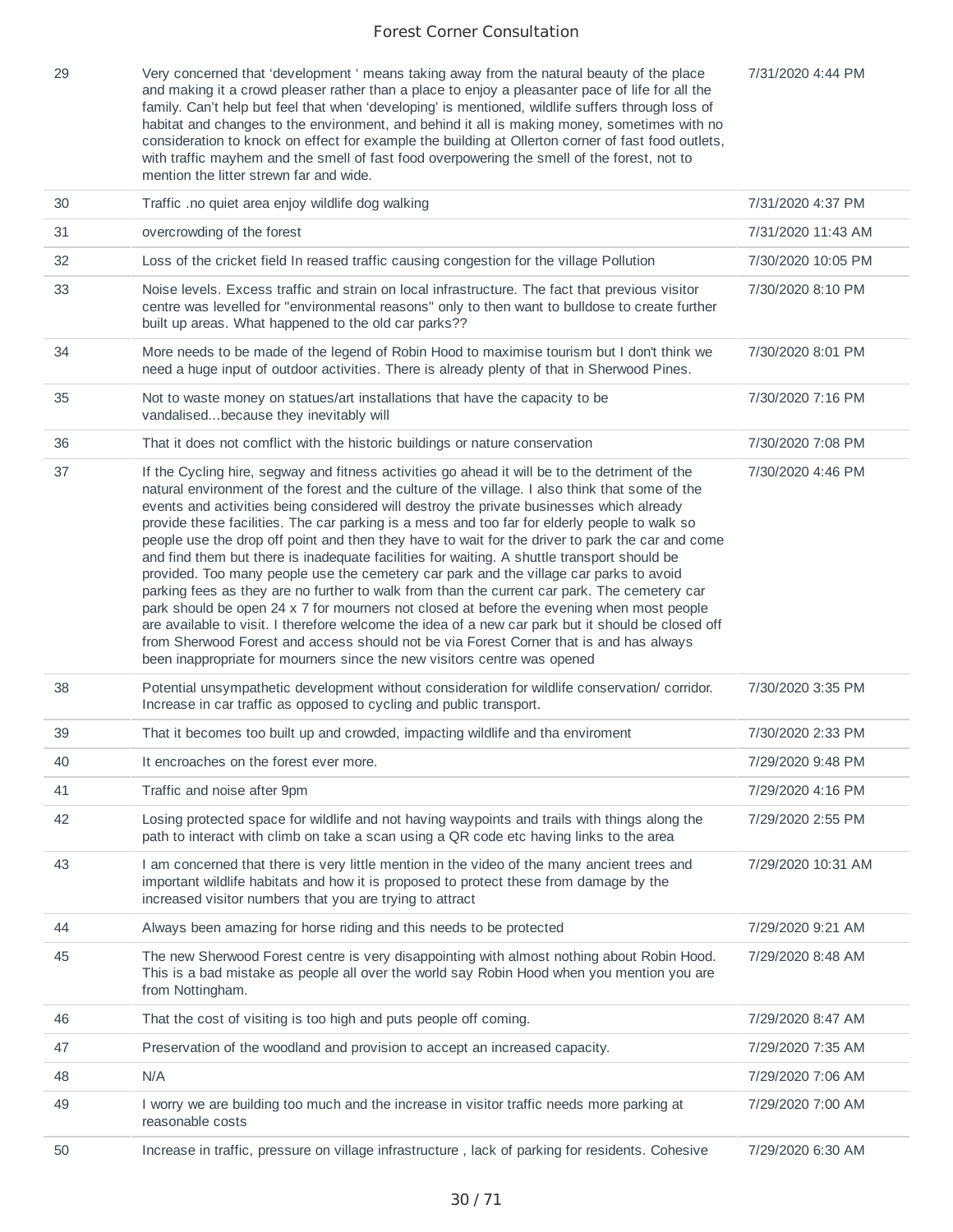| | | |
|---|---|---|
| 29 | Very concerned that 'development ' means taking away from the natural beauty of the place and making it a crowd pleaser rather than a place to enjoy a pleasanter pace of life for all the family. Can't help but feel that when 'developing' is mentioned, wildlife suffers through loss of habitat and changes to the environment, and behind it all is making money, sometimes with no consideration to knock on effect for example the building at Ollerton corner of fast food outlets, with traffic mayhem and the smell of fast food overpowering the smell of the forest, not to mention the litter strewn far and wide. | 7/31/2020 4:44 PM |
| 30 | Traffic .no quiet area enjoy wildlife dog walking | 7/31/2020 4:37 PM |
| 31 | overcrowding of the forest | 7/31/2020 11:43 AM |
| 32 | Loss of the cricket field In reased traffic causing congestion for the village Pollution | 7/30/2020 10:05 PM |
| 33 | Noise levels. Excess traffic and strain on local infrastructure. The fact that previous visitor centre was levelled for "environmental reasons" only to then want to bulldose to create further built up areas. What happened to the old car parks?? | 7/30/2020 8:10 PM |
| 34 | More needs to be made of the legend of Robin Hood to maximise tourism but I don't think we need a huge input of outdoor activities. There is already plenty of that in Sherwood Pines. | 7/30/2020 8:01 PM |
| 35 | Not to waste money on statues/art installations that have the capacity to be vandalised...because they inevitably will | 7/30/2020 7:16 PM |
| 36 | That it does not comflict with the historic buildings or nature conservation | 7/30/2020 7:08 PM |
| 37 | If the Cycling hire, segway and fitness activities go ahead it will be to the detriment of the natural environment of the forest and the culture of the village. I also think that some of the events and activities being considered will destroy the private businesses which already provide these facilities. The car parking is a mess and too far for elderly people to walk so people use the drop off point and then they have to wait for the driver to park the car and come and find them but there is inadequate facilities for waiting. A shuttle transport should be provided. Too many people use the cemetery car park and the village car parks to avoid parking fees as they are no further to walk from than the current car park. The cemetery car park should be open 24 x 7 for mourners not closed at before the evening when most people are available to visit. I therefore welcome the idea of a new car park but it should be closed off from Sherwood Forest and access should not be via Forest Corner that is and has always been inappropriate for mourners since the new visitors centre was opened | 7/30/2020 4:46 PM |
| 38 | Potential unsympathetic development without consideration for wildlife conservation/ corridor. Increase in car traffic as opposed to cycling and public transport. | 7/30/2020 3:35 PM |
| 39 | That it becomes too built up and crowded, impacting wildlife and tha enviroment | 7/30/2020 2:33 PM |
| 40 | It encroaches on the forest ever more. | 7/29/2020 9:48 PM |
| 41 | Traffic and noise after 9pm | 7/29/2020 4:16 PM |
| 42 | Losing protected space for wildlife and not having waypoints and trails with things along the path to interact with climb on take a scan using a QR code etc having links to the area | 7/29/2020 2:55 PM |
| 43 | I am concerned that there is very little mention in the video of the many ancient trees and important wildlife habitats and how it is proposed to protect these from damage by the increased visitor numbers that you are trying to attract | 7/29/2020 10:31 AM |
| 44 | Always been amazing for horse riding and this needs to be protected | 7/29/2020 9:21 AM |
| 45 | The new Sherwood Forest centre is very disappointing with almost nothing about Robin Hood. This is a bad mistake as people all over the world say Robin Hood when you mention you are from Nottingham. | 7/29/2020 8:48 AM |
| 46 | That the cost of visiting is too high and puts people off coming. | 7/29/2020 8:47 AM |
| 47 | Preservation of the woodland and provision to accept an increased capacity. | 7/29/2020 7:35 AM |
| 48 | N/A | 7/29/2020 7:06 AM |
| 49 | I worry we are building too much and the increase in visitor traffic needs more parking at reasonable costs | 7/29/2020 7:00 AM |
| 50 | Increase in traffic, pressure on village infrastructure , lack of parking for residents. Cohesive | 7/29/2020 6:30 AM |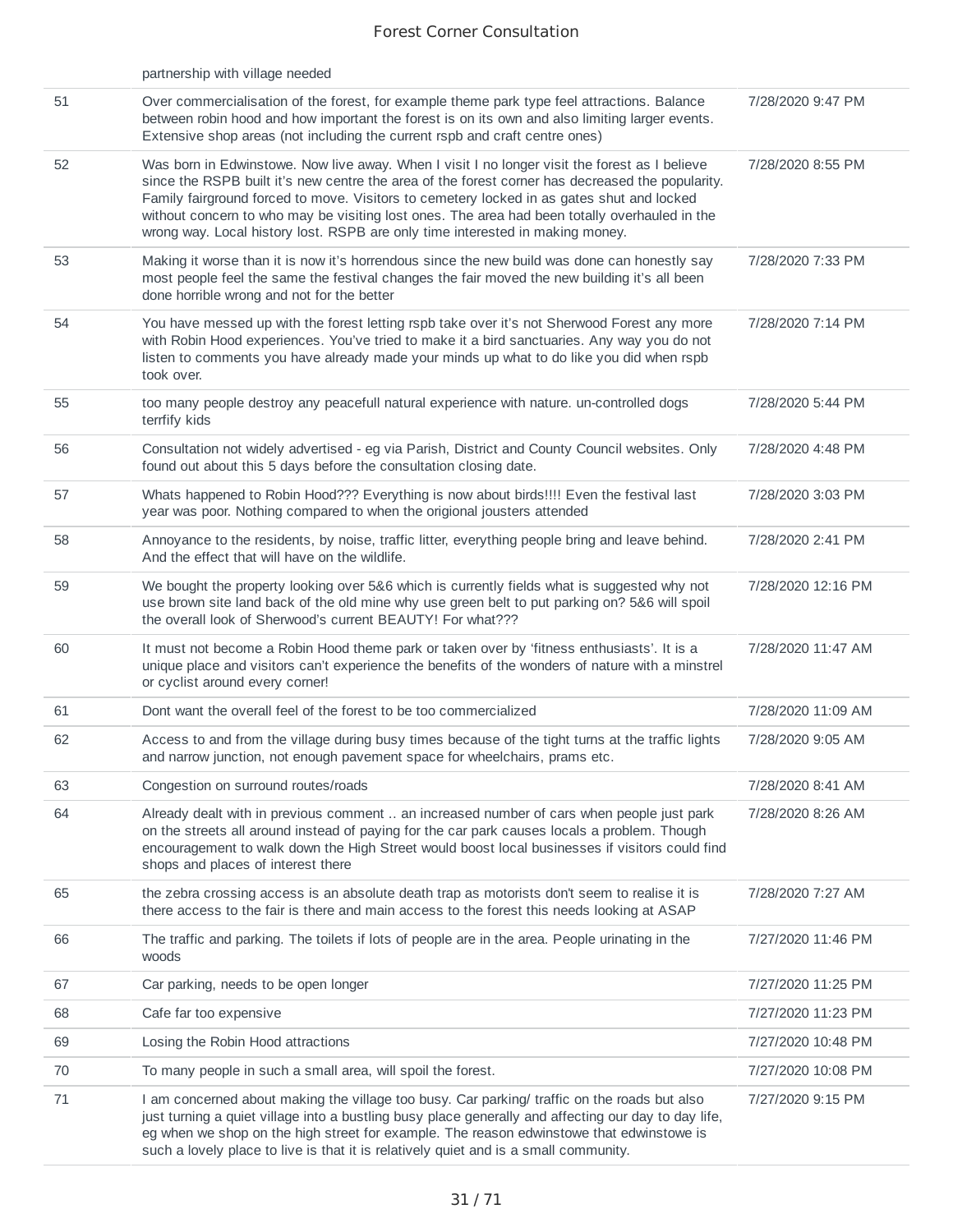| | | |
|---|---|---|
| | partnership with village needed | |
| 51 | Over commercialisation of the forest, for example theme park type feel attractions. Balance between robin hood and how important the forest is on its own and also limiting larger events. Extensive shop areas (not including the current rspb and craft centre ones) | 7/28/2020 9:47 PM |
| 52 | Was born in Edwinstowe. Now live away. When I visit I no longer visit the forest as I believe since the RSPB built it's new centre the area of the forest corner has decreased the popularity. Family fairground forced to move. Visitors to cemetery locked in as gates shut and locked without concern to who may be visiting lost ones. The area had been totally overhauled in the wrong way. Local history lost. RSPB are only time interested in making money. | 7/28/2020 8:55 PM |
| 53 | Making it worse than it is now it's horrendous since the new build was done can honestly say most people feel the same the festival changes the fair moved the new building it's all been done horrible wrong and not for the better | 7/28/2020 7:33 PM |
| 54 | You have messed up with the forest letting rspb take over it's not Sherwood Forest any more with Robin Hood experiences. You've tried to make it a bird sanctuaries. Any way you do not listen to comments you have already made your minds up what to do like you did when rspb took over. | 7/28/2020 7:14 PM |
| 55 | too many people destroy any peacefull natural experience with nature. un-controlled dogs terrfify kids | 7/28/2020 5:44 PM |
| 56 | Consultation not widely advertised - eg via Parish, District and County Council websites. Only found out about this 5 days before the consultation closing date. | 7/28/2020 4:48 PM |
| 57 | Whats happened to Robin Hood??? Everything is now about birds!!!! Even the festival last year was poor. Nothing compared to when the origional jousters attended | 7/28/2020 3:03 PM |
| 58 | Annoyance to the residents, by noise, traffic litter, everything people bring and leave behind. And the effect that will have on the wildlife. | 7/28/2020 2:41 PM |
| 59 | We bought the property looking over 5&6 which is currently fields what is suggested why not use brown site land back of the old mine why use green belt to put parking on? 5&6 will spoil the overall look of Sherwood's current BEAUTY! For what??? | 7/28/2020 12:16 PM |
| 60 | It must not become a Robin Hood theme park or taken over by 'fitness enthusiasts'. It is a unique place and visitors can't experience the benefits of the wonders of nature with a minstrel or cyclist around every corner! | 7/28/2020 11:47 AM |
| 61 | Dont want the overall feel of the forest to be too commercialized | 7/28/2020 11:09 AM |
| 62 | Access to and from the village during busy times because of the tight turns at the traffic lights and narrow junction, not enough pavement space for wheelchairs, prams etc. | 7/28/2020 9:05 AM |
| 63 | Congestion on surround routes/roads | 7/28/2020 8:41 AM |
| 64 | Already dealt with in previous comment .. an increased number of cars when people just park on the streets all around instead of paying for the car park causes locals a problem. Though encouragement to walk down the High Street would boost local businesses if visitors could find shops and places of interest there | 7/28/2020 8:26 AM |
| 65 | the zebra crossing access is an absolute death trap as motorists don't seem to realise it is there access to the fair is there and main access to the forest this needs looking at ASAP | 7/28/2020 7:27 AM |
| 66 | The traffic and parking. The toilets if lots of people are in the area. People urinating in the woods | 7/27/2020 11:46 PM |
| 67 | Car parking, needs to be open longer | 7/27/2020 11:25 PM |
| 68 | Cafe far too expensive | 7/27/2020 11:23 PM |
| 69 | Losing the Robin Hood attractions | 7/27/2020 10:48 PM |
| 70 | To many people in such a small area, will spoil the forest. | 7/27/2020 10:08 PM |
| 71 | I am concerned about making the village too busy. Car parking/ traffic on the roads but also just turning a quiet village into a bustling busy place generally and affecting our day to day life, eg when we shop on the high street for example. The reason edwinstowe that edwinstowe is such a lovely place to live is that it is relatively quiet and is a small community. | 7/27/2020 9:15 PM |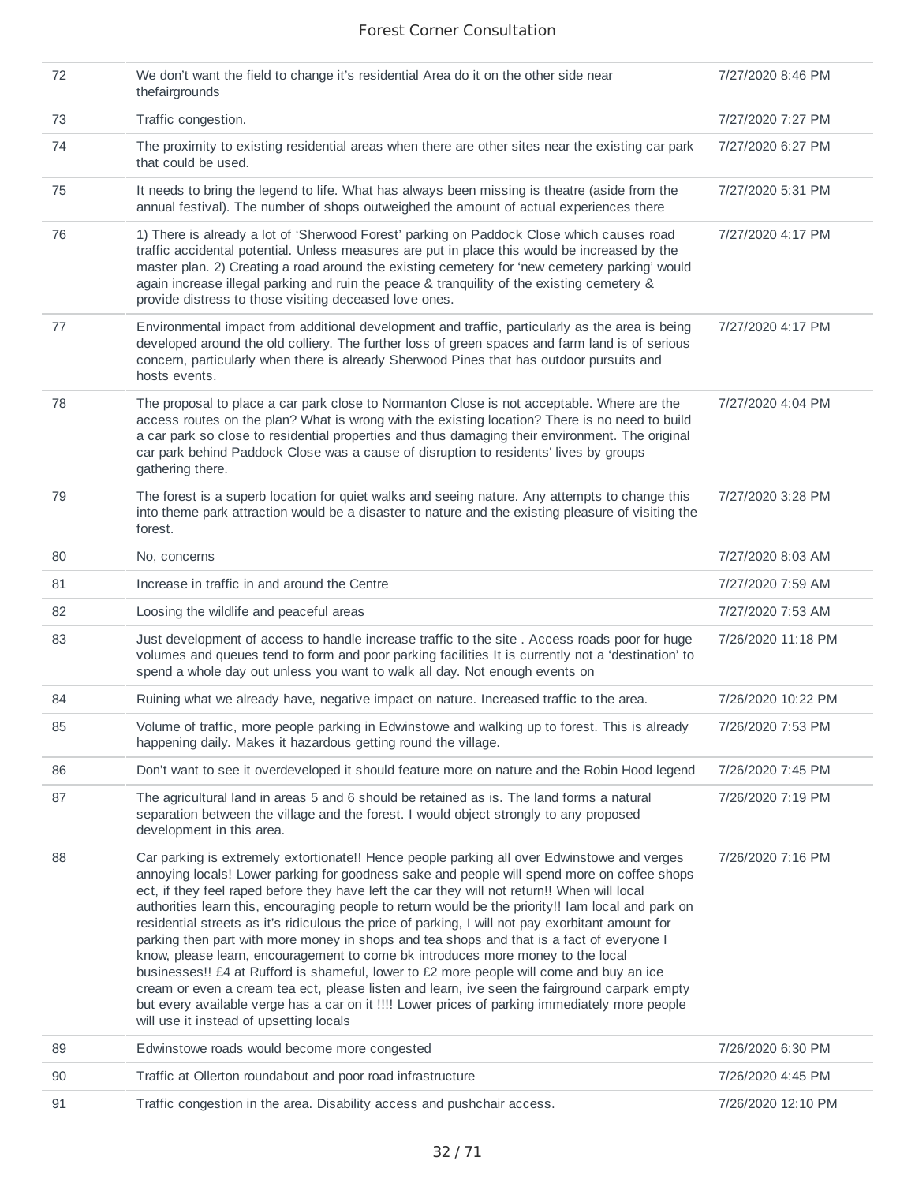| | | |
|---|---|---|
| 72 | We don't want the field to change it's residential Area do it on the other side near thefairgrounds | 7/27/2020 8:46 PM |
| 73 | Traffic congestion. | 7/27/2020 7:27 PM |
| 74 | The proximity to existing residential areas when there are other sites near the existing car park that could be used. | 7/27/2020 6:27 PM |
| 75 | It needs to bring the legend to life. What has always been missing is theatre (aside from the annual festival). The number of shops outweighed the amount of actual experiences there | 7/27/2020 5:31 PM |
| 76 | 1) There is already a lot of 'Sherwood Forest' parking on Paddock Close which causes road traffic accidental potential. Unless measures are put in place this would be increased by the master plan. 2) Creating a road around the existing cemetery for 'new cemetery parking' would again increase illegal parking and ruin the peace & tranquility of the existing cemetery & provide distress to those visiting deceased love ones. | 7/27/2020 4:17 PM |
| 77 | Environmental impact from additional development and traffic, particularly as the area is being developed around the old colliery. The further loss of green spaces and farm land is of serious concern, particularly when there is already Sherwood Pines that has outdoor pursuits and hosts events. | 7/27/2020 4:17 PM |
| 78 | The proposal to place a car park close to Normanton Close is not acceptable. Where are the access routes on the plan? What is wrong with the existing location? There is no need to build a car park so close to residential properties and thus damaging their environment. The original car park behind Paddock Close was a cause of disruption to residents' lives by groups gathering there. | 7/27/2020 4:04 PM |
| 79 | The forest is a superb location for quiet walks and seeing nature. Any attempts to change this into theme park attraction would be a disaster to nature and the existing pleasure of visiting the forest. | 7/27/2020 3:28 PM |
| 80 | No, concerns | 7/27/2020 8:03 AM |
| 81 | Increase in traffic in and around the Centre | 7/27/2020 7:59 AM |
| 82 | Loosing the wildlife and peaceful areas | 7/27/2020 7:53 AM |
| 83 | Just development of access to handle increase traffic to the site . Access roads poor for huge volumes and queues tend to form and poor parking facilities It is currently not a 'destination' to spend a whole day out unless you want to walk all day. Not enough events on | 7/26/2020 11:18 PM |
| 84 | Ruining what we already have, negative impact on nature. Increased traffic to the area. | 7/26/2020 10:22 PM |
| 85 | Volume of traffic, more people parking in Edwinstowe and walking up to forest. This is already happening daily. Makes it hazardous getting round the village. | 7/26/2020 7:53 PM |
| 86 | Don't want to see it overdeveloped it should feature more on nature and the Robin Hood legend | 7/26/2020 7:45 PM |
| 87 | The agricultural land in areas 5 and 6 should be retained as is. The land forms a natural separation between the village and the forest. I would object strongly to any proposed development in this area. | 7/26/2020 7:19 PM |
| 88 | Car parking is extremely extortionate!! Hence people parking all over Edwinstowe and verges annoying locals! Lower parking for goodness sake and people will spend more on coffee shops ect, if they feel raped before they have left the car they will not return!! When will local authorities learn this, encouraging people to return would be the priority!! Iam local and park on residential streets as it's ridiculous the price of parking, I will not pay exorbitant amount for parking then part with more money in shops and tea shops and that is a fact of everyone I know, please learn, encouragement to come bk introduces more money to the local businesses!! £4 at Rufford is shameful, lower to £2 more people will come and buy an ice cream or even a cream tea ect, please listen and learn, ive seen the fairground carpark empty but every available verge has a car on it !!!! Lower prices of parking immediately more people will use it instead of upsetting locals | 7/26/2020 7:16 PM |
| 89 | Edwinstowe roads would become more congested | 7/26/2020 6:30 PM |
| 90 | Traffic at Ollerton roundabout and poor road infrastructure | 7/26/2020 4:45 PM |
| 91 | Traffic congestion in the area. Disability access and pushchair access. | 7/26/2020 12:10 PM |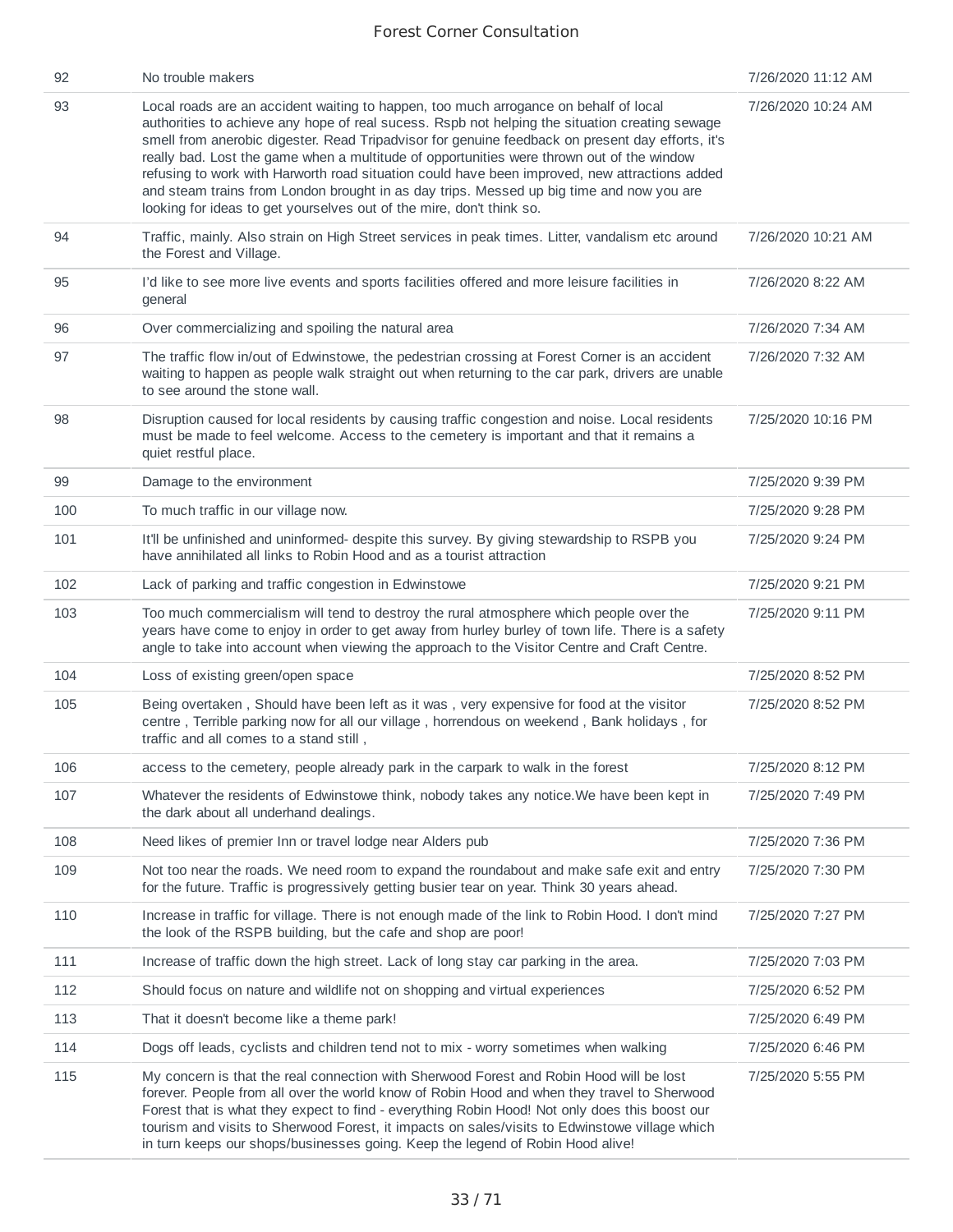| | | |
|---|---|---|
| 92 | No trouble makers | 7/26/2020 11:12 AM |
| 93 | Local roads are an accident waiting to happen, too much arrogance on behalf of local authorities to achieve any hope of real sucess. Rspb not helping the situation creating sewage smell from anerobic digester. Read Tripadvisor for genuine feedback on present day efforts, it's really bad. Lost the game when a multitude of opportunities were thrown out of the window refusing to work with Harworth road situation could have been improved, new attractions added and steam trains from London brought in as day trips. Messed up big time and now you are looking for ideas to get yourselves out of the mire, don't think so. | 7/26/2020 10:24 AM |
| 94 | Traffic, mainly. Also strain on High Street services in peak times. Litter, vandalism etc around the Forest and Village. | 7/26/2020 10:21 AM |
| 95 | I'd like to see more live events and sports facilities offered and more leisure facilities in general | 7/26/2020 8:22 AM |
| 96 | Over commercializing and spoiling the natural area | 7/26/2020 7:34 AM |
| 97 | The traffic flow in/out of Edwinstowe, the pedestrian crossing at Forest Corner is an accident waiting to happen as people walk straight out when returning to the car park, drivers are unable to see around the stone wall. | 7/26/2020 7:32 AM |
| 98 | Disruption caused for local residents by causing traffic congestion and noise. Local residents must be made to feel welcome. Access to the cemetery is important and that it remains a quiet restful place. | 7/25/2020 10:16 PM |
| 99 | Damage to the environment | 7/25/2020 9:39 PM |
| 100 | To much traffic in our village now. | 7/25/2020 9:28 PM |
| 101 | It'll be unfinished and uninformed- despite this survey. By giving stewardship to RSPB you have annihilated all links to Robin Hood and as a tourist attraction | 7/25/2020 9:24 PM |
| 102 | Lack of parking and traffic congestion in Edwinstowe | 7/25/2020 9:21 PM |
| 103 | Too much commercialism will tend to destroy the rural atmosphere which people over the years have come to enjoy in order to get away from hurley burley of town life. There is a safety angle to take into account when viewing the approach to the Visitor Centre and Craft Centre. | 7/25/2020 9:11 PM |
| 104 | Loss of existing green/open space | 7/25/2020 8:52 PM |
| 105 | Being overtaken , Should have been left as it was , very expensive for food at the visitor centre , Terrible parking now for all our village , horrendous on weekend , Bank holidays , for traffic and all comes to a stand still , | 7/25/2020 8:52 PM |
| 106 | access to the cemetery, people already park in the carpark to walk in the forest | 7/25/2020 8:12 PM |
| 107 | Whatever the residents of Edwinstowe think, nobody takes any notice.We have been kept in the dark about all underhand dealings. | 7/25/2020 7:49 PM |
| 108 | Need likes of premier Inn or travel lodge near Alders pub | 7/25/2020 7:36 PM |
| 109 | Not too near the roads. We need room to expand the roundabout and make safe exit and entry for the future. Traffic is progressively getting busier tear on year. Think 30 years ahead. | 7/25/2020 7:30 PM |
| 110 | Increase in traffic for village. There is not enough made of the link to Robin Hood. I don't mind the look of the RSPB building, but the cafe and shop are poor! | 7/25/2020 7:27 PM |
| 111 | Increase of traffic down the high street. Lack of long stay car parking in the area. | 7/25/2020 7:03 PM |
| 112 | Should focus on nature and wildlife not on shopping and virtual experiences | 7/25/2020 6:52 PM |
| 113 | That it doesn't become like a theme park! | 7/25/2020 6:49 PM |
| 114 | Dogs off leads, cyclists and children tend not to mix - worry sometimes when walking | 7/25/2020 6:46 PM |
| 115 | My concern is that the real connection with Sherwood Forest and Robin Hood will be lost forever. People from all over the world know of Robin Hood and when they travel to Sherwood Forest that is what they expect to find - everything Robin Hood! Not only does this boost our tourism and visits to Sherwood Forest, it impacts on sales/visits to Edwinstowe village which in turn keeps our shops/businesses going. Keep the legend of Robin Hood alive! | 7/25/2020 5:55 PM |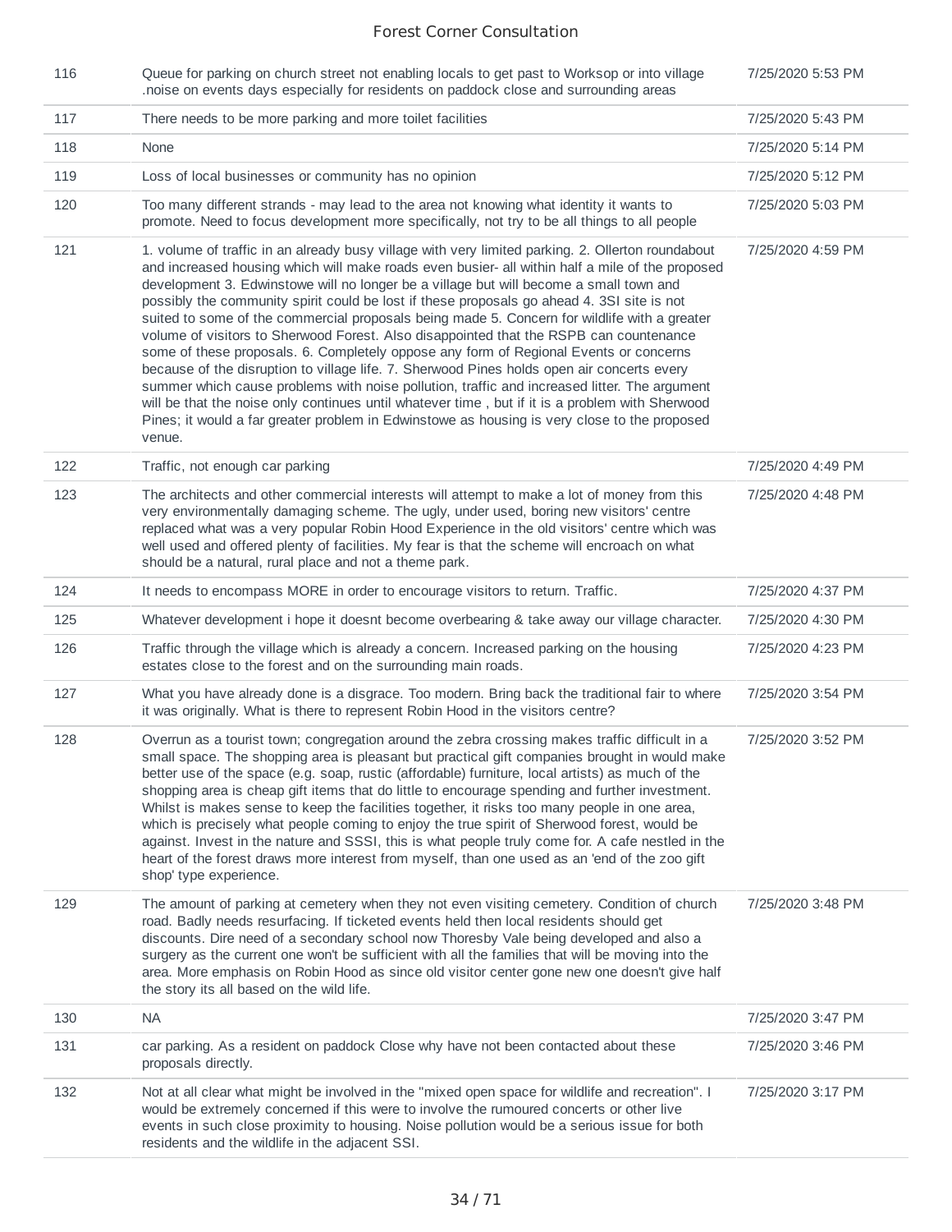| | | |
|---|---|---|
| 116 | Queue for parking on church street not enabling locals to get past to Worksop or into village .noise on events days especially for residents on paddock close and surrounding areas | 7/25/2020 5:53 PM |
| 117 | There needs to be more parking and more toilet facilities | 7/25/2020 5:43 PM |
| 118 | None | 7/25/2020 5:14 PM |
| 119 | Loss of local businesses or community has no opinion | 7/25/2020 5:12 PM |
| 120 | Too many different strands - may lead to the area not knowing what identity it wants to promote. Need to focus development more specifically, not try to be all things to all people | 7/25/2020 5:03 PM |
| 121 | 1. volume of traffic in an already busy village with very limited parking. 2. Ollerton roundabout and increased housing which will make roads even busier- all within half a mile of the proposed development 3. Edwinstowe will no longer be a village but will become a small town and possibly the community spirit could be lost if these proposals go ahead 4. 3SI site is not suited to some of the commercial proposals being made 5. Concern for wildlife with a greater volume of visitors to Sherwood Forest. Also disappointed that the RSPB can countenance some of these proposals. 6. Completely oppose any form of Regional Events or concerns because of the disruption to village life. 7. Sherwood Pines holds open air concerts every summer which cause problems with noise pollution, traffic and increased litter. The argument will be that the noise only continues until whatever time , but if it is a problem with Sherwood Pines; it would a far greater problem in Edwinstowe as housing is very close to the proposed venue. | 7/25/2020 4:59 PM |
| 122 | Traffic, not enough car parking | 7/25/2020 4:49 PM |
| 123 | The architects and other commercial interests will attempt to make a lot of money from this very environmentally damaging scheme. The ugly, under used, boring new visitors' centre replaced what was a very popular Robin Hood Experience in the old visitors' centre which was well used and offered plenty of facilities. My fear is that the scheme will encroach on what should be a natural, rural place and not a theme park. | 7/25/2020 4:48 PM |
| 124 | It needs to encompass MORE in order to encourage visitors to return. Traffic. | 7/25/2020 4:37 PM |
| 125 | Whatever development i hope it doesnt become overbearing & take away our village character. | 7/25/2020 4:30 PM |
| 126 | Traffic through the village which is already a concern. Increased parking on the housing estates close to the forest and on the surrounding main roads. | 7/25/2020 4:23 PM |
| 127 | What you have already done is a disgrace. Too modern. Bring back the traditional fair to where it was originally. What is there to represent Robin Hood in the visitors centre? | 7/25/2020 3:54 PM |
| 128 | Overrun as a tourist town; congregation around the zebra crossing makes traffic difficult in a small space. The shopping area is pleasant but practical gift companies brought in would make better use of the space (e.g. soap, rustic (affordable) furniture, local artists) as much of the shopping area is cheap gift items that do little to encourage spending and further investment. Whilst is makes sense to keep the facilities together, it risks too many people in one area, which is precisely what people coming to enjoy the true spirit of Sherwood forest, would be against. Invest in the nature and SSSI, this is what people truly come for. A cafe nestled in the heart of the forest draws more interest from myself, than one used as an 'end of the zoo gift shop' type experience. | 7/25/2020 3:52 PM |
| 129 | The amount of parking at cemetery when they not even visiting cemetery. Condition of church road. Badly needs resurfacing. If ticketed events held then local residents should get discounts. Dire need of a secondary school now Thoresby Vale being developed and also a surgery as the current one won't be sufficient with all the families that will be moving into the area. More emphasis on Robin Hood as since old visitor center gone new one doesn't give half the story its all based on the wild life. | 7/25/2020 3:48 PM |
| 130 | NA | 7/25/2020 3:47 PM |
| 131 | car parking. As a resident on paddock Close why have not been contacted about these proposals directly. | 7/25/2020 3:46 PM |
| 132 | Not at all clear what might be involved in the "mixed open space for wildlife and recreation". I would be extremely concerned if this were to involve the rumoured concerts or other live events in such close proximity to housing. Noise pollution would be a serious issue for both residents and the wildlife in the adjacent SSI. | 7/25/2020 3:17 PM |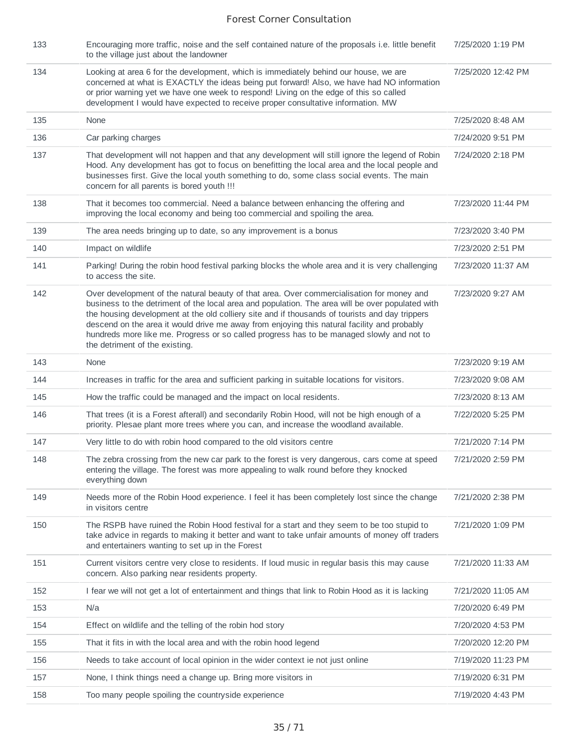| | | |
|---|---|---|
| 133 | Encouraging more traffic, noise and the self contained nature of the proposals i.e. little benefit to the village just about the landowner | 7/25/2020 1:19 PM |
| 134 | Looking at area 6 for the development, which is immediately behind our house, we are concerned at what is EXACTLY the ideas being put forward! Also, we have had NO information or prior warning yet we have one week to respond! Living on the edge of this so called development I would have expected to receive proper consultative information. MW | 7/25/2020 12:42 PM |
| 135 | None | 7/25/2020 8:48 AM |
| 136 | Car parking charges | 7/24/2020 9:51 PM |
| 137 | That development will not happen and that any development will still ignore the legend of Robin Hood. Any development has got to focus on benefitting the local area and the local people and businesses first. Give the local youth something to do, some class social events. The main concern for all parents is bored youth !!! | 7/24/2020 2:18 PM |
| 138 | That it becomes too commercial. Need a balance between enhancing the offering and improving the local economy and being too commercial and spoiling the area. | 7/23/2020 11:44 PM |
| 139 | The area needs bringing up to date, so any improvement is a bonus | 7/23/2020 3:40 PM |
| 140 | Impact on wildlife | 7/23/2020 2:51 PM |
| 141 | Parking! During the robin hood festival parking blocks the whole area and it is very challenging to access the site. | 7/23/2020 11:37 AM |
| 142 | Over development of the natural beauty of that area. Over commercialisation for money and business to the detriment of the local area and population. The area will be over populated with the housing development at the old colliery site and if thousands of tourists and day trippers descend on the area it would drive me away from enjoying this natural facility and probably hundreds more like me. Progress or so called progress has to be managed slowly and not to the detriment of the existing. | 7/23/2020 9:27 AM |
| 143 | None | 7/23/2020 9:19 AM |
| 144 | Increases in traffic for the area and sufficient parking in suitable locations for visitors. | 7/23/2020 9:08 AM |
| 145 | How the traffic could be managed and the impact on local residents. | 7/23/2020 8:13 AM |
| 146 | That trees (it is a Forest afterall) and secondarily Robin Hood, will not be high enough of a priority. Plesae plant more trees where you can, and increase the woodland available. | 7/22/2020 5:25 PM |
| 147 | Very little to do with robin hood compared to the old visitors centre | 7/21/2020 7:14 PM |
| 148 | The zebra crossing from the new car park to the forest is very dangerous, cars come at speed entering the village. The forest was more appealing to walk round before they knocked everything down | 7/21/2020 2:59 PM |
| 149 | Needs more of the Robin Hood experience. I feel it has been completely lost since the change in visitors centre | 7/21/2020 2:38 PM |
| 150 | The RSPB have ruined the Robin Hood festival for a start and they seem to be too stupid to take advice in regards to making it better and want to take unfair amounts of money off traders and entertainers wanting to set up in the Forest | 7/21/2020 1:09 PM |
| 151 | Current visitors centre very close to residents. If loud music in regular basis this may cause concern. Also parking near residents property. | 7/21/2020 11:33 AM |
| 152 | I fear we will not get a lot of entertainment and things that link to Robin Hood as it is lacking | 7/21/2020 11:05 AM |
| 153 | N/a | 7/20/2020 6:49 PM |
| 154 | Effect on wildlife and the telling of the robin hod story | 7/20/2020 4:53 PM |
| 155 | That it fits in with the local area and with the robin hood legend | 7/20/2020 12:20 PM |
| 156 | Needs to take account of local opinion in the wider context ie not just online | 7/19/2020 11:23 PM |
| 157 | None, I think things need a change up. Bring more visitors in | 7/19/2020 6:31 PM |
| 158 | Too many people spoiling the countryside experience | 7/19/2020 4:43 PM |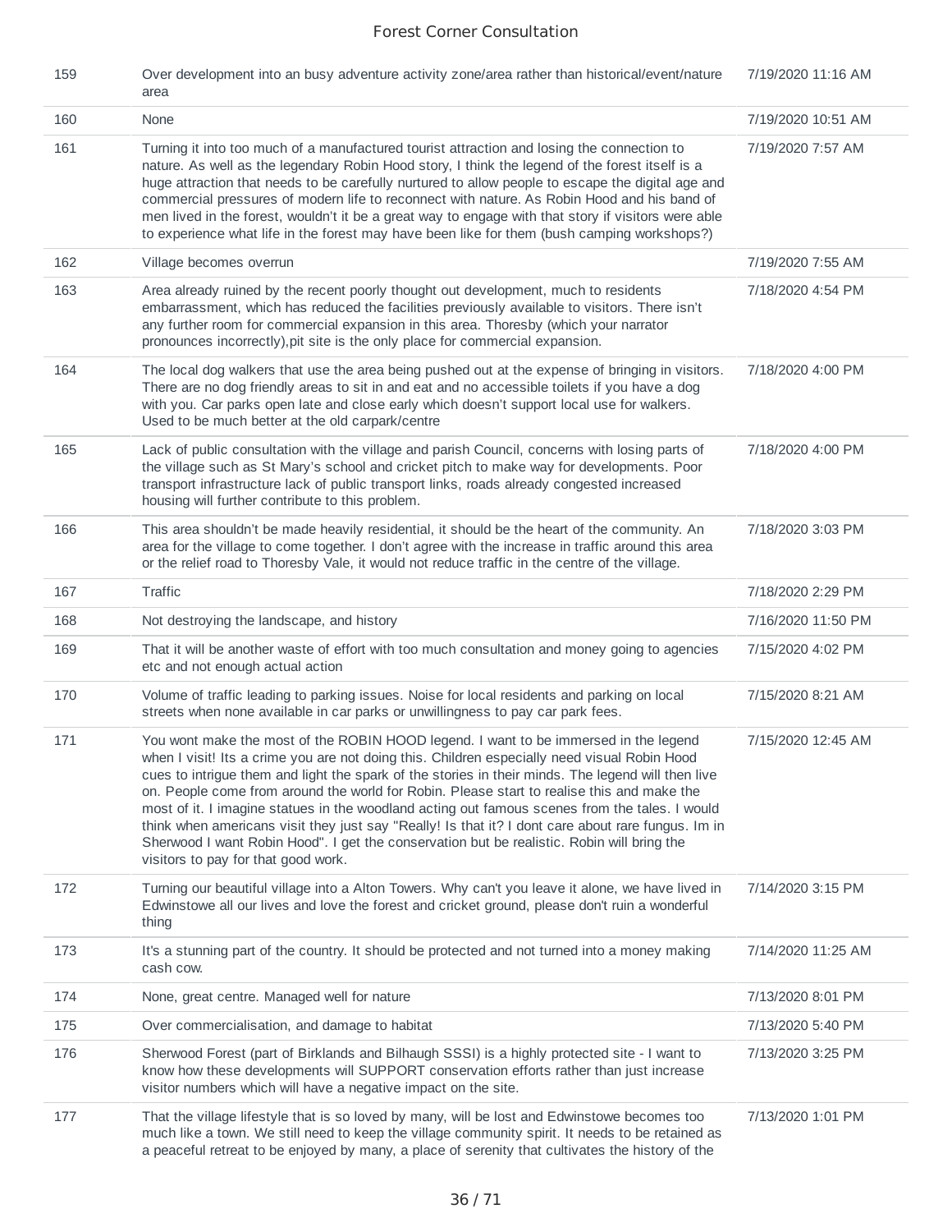| | | |
|---|---|---|
| 159 | Over development into an busy adventure activity zone/area rather than historical/event/nature area | 7/19/2020 11:16 AM |
| 160 | None | 7/19/2020 10:51 AM |
| 161 | Turning it into too much of a manufactured tourist attraction and losing the connection to nature. As well as the legendary Robin Hood story, I think the legend of the forest itself is a huge attraction that needs to be carefully nurtured to allow people to escape the digital age and commercial pressures of modern life to reconnect with nature. As Robin Hood and his band of men lived in the forest, wouldn't it be a great way to engage with that story if visitors were able to experience what life in the forest may have been like for them (bush camping workshops?) | 7/19/2020 7:57 AM |
| 162 | Village becomes overrun | 7/19/2020 7:55 AM |
| 163 | Area already ruined by the recent poorly thought out development, much to residents embarrassment, which has reduced the facilities previously available to visitors. There isn't any further room for commercial expansion in this area. Thoresby (which your narrator pronounces incorrectly),pit site is the only place for commercial expansion. | 7/18/2020 4:54 PM |
| 164 | The local dog walkers that use the area being pushed out at the expense of bringing in visitors. There are no dog friendly areas to sit in and eat and no accessible toilets if you have a dog with you. Car parks open late and close early which doesn't support local use for walkers. Used to be much better at the old carpark/centre | 7/18/2020 4:00 PM |
| 165 | Lack of public consultation with the village and parish Council, concerns with losing parts of the village such as St Mary's school and cricket pitch to make way for developments. Poor transport infrastructure lack of public transport links, roads already congested increased housing will further contribute to this problem. | 7/18/2020 4:00 PM |
| 166 | This area shouldn't be made heavily residential, it should be the heart of the community. An area for the village to come together. I don't agree with the increase in traffic around this area or the relief road to Thoresby Vale, it would not reduce traffic in the centre of the village. | 7/18/2020 3:03 PM |
| 167 | Traffic | 7/18/2020 2:29 PM |
| 168 | Not destroying the landscape, and history | 7/16/2020 11:50 PM |
| 169 | That it will be another waste of effort with too much consultation and money going to agencies etc and not enough actual action | 7/15/2020 4:02 PM |
| 170 | Volume of traffic leading to parking issues. Noise for local residents and parking on local streets when none available in car parks or unwillingness to pay car park fees. | 7/15/2020 8:21 AM |
| 171 | You wont make the most of the ROBIN HOOD legend. I want to be immersed in the legend when I visit! Its a crime you are not doing this. Children especially need visual Robin Hood cues to intrigue them and light the spark of the stories in their minds. The legend will then live on. People come from around the world for Robin. Please start to realise this and make the most of it. I imagine statues in the woodland acting out famous scenes from the tales. I would think when americans visit they just say "Really! Is that it? I dont care about rare fungus. Im in Sherwood I want Robin Hood". I get the conservation but be realistic. Robin will bring the visitors to pay for that good work. | 7/15/2020 12:45 AM |
| 172 | Turning our beautiful village into a Alton Towers. Why can't you leave it alone, we have lived in Edwinstowe all our lives and love the forest and cricket ground, please don't ruin a wonderful thing | 7/14/2020 3:15 PM |
| 173 | It's a stunning part of the country. It should be protected and not turned into a money making cash cow. | 7/14/2020 11:25 AM |
| 174 | None, great centre. Managed well for nature | 7/13/2020 8:01 PM |
| 175 | Over commercialisation, and damage to habitat | 7/13/2020 5:40 PM |
| 176 | Sherwood Forest (part of Birklands and Bilhaugh SSSI) is a highly protected site - I want to know how these developments will SUPPORT conservation efforts rather than just increase visitor numbers which will have a negative impact on the site. | 7/13/2020 3:25 PM |
| 177 | That the village lifestyle that is so loved by many, will be lost and Edwinstowe becomes too much like a town. We still need to keep the village community spirit. It needs to be retained as a peaceful retreat to be enjoyed by many, a place of serenity that cultivates the history of the | 7/13/2020 1:01 PM |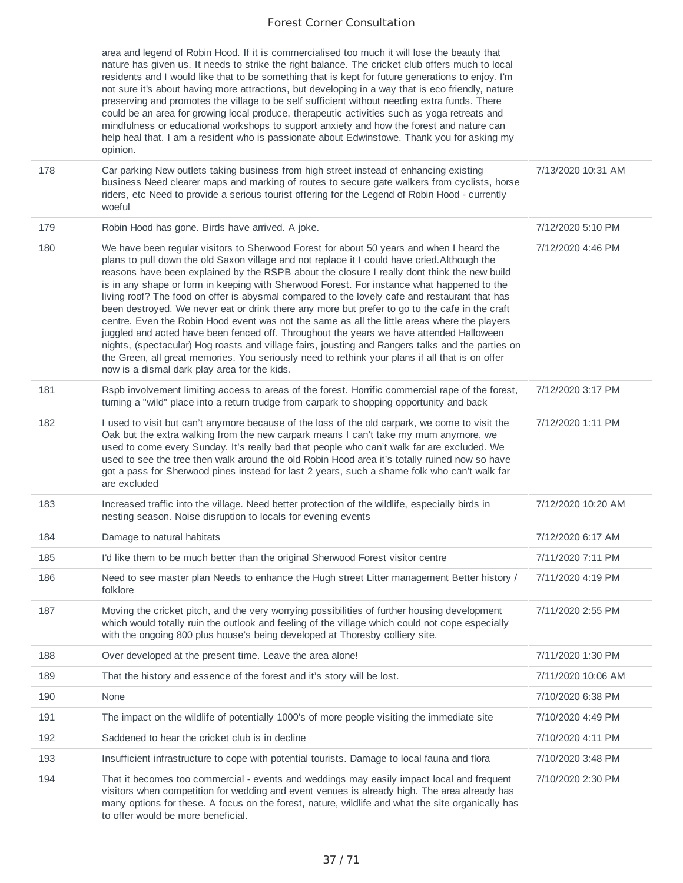| | | |
|---|---|---|
| | area and legend of Robin Hood. If it is commercialised too much it will lose the beauty that nature has given us. It needs to strike the right balance. The cricket club offers much to local residents and I would like that to be something that is kept for future generations to enjoy. I'm not sure it's about having more attractions, but developing in a way that is eco friendly, nature preserving and promotes the village to be self sufficient without needing extra funds. There could be an area for growing local produce, therapeutic activities such as yoga retreats and mindfulness or educational workshops to support anxiety and how the forest and nature can help heal that. I am a resident who is passionate about Edwinstowe. Thank you for asking my opinion. | |
| 178 | Car parking New outlets taking business from high street instead of enhancing existing business Need clearer maps and marking of routes to secure gate walkers from cyclists, horse riders, etc Need to provide a serious tourist offering for the Legend of Robin Hood - currently woeful | 7/13/2020 10:31 AM |
| 179 | Robin Hood has gone. Birds have arrived. A joke. | 7/12/2020 5:10 PM |
| 180 | We have been regular visitors to Sherwood Forest for about 50 years and when I heard the plans to pull down the old Saxon village and not replace it I could have cried.Although the reasons have been explained by the RSPB about the closure I really dont think the new build is in any shape or form in keeping with Sherwood Forest. For instance what happened to the living roof? The food on offer is abysmal compared to the lovely cafe and restaurant that has been destroyed. We never eat or drink there any more but prefer to go to the cafe in the craft centre. Even the Robin Hood event was not the same as all the little areas where the players juggled and acted have been fenced off. Throughout the years we have attended Halloween nights, (spectacular) Hog roasts and village fairs, jousting and Rangers talks and the parties on the Green, all great memories. You seriously need to rethink your plans if all that is on offer now is a dismal dark play area for the kids. | 7/12/2020 4:46 PM |
| 181 | Rspb involvement limiting access to areas of the forest. Horrific commercial rape of the forest, turning a "wild" place into a return trudge from carpark to shopping opportunity and back | 7/12/2020 3:17 PM |
| 182 | I used to visit but can't anymore because of the loss of the old carpark, we come to visit the Oak but the extra walking from the new carpark means I can't take my mum anymore, we used to come every Sunday. It's really bad that people who can't walk far are excluded. We used to see the tree then walk around the old Robin Hood area it's totally ruined now so have got a pass for Sherwood pines instead for last 2 years, such a shame folk who can't walk far are excluded | 7/12/2020 1:11 PM |
| 183 | Increased traffic into the village. Need better protection of the wildlife, especially birds in nesting season. Noise disruption to locals for evening events | 7/12/2020 10:20 AM |
| 184 | Damage to natural habitats | 7/12/2020 6:17 AM |
| 185 | I'd like them to be much better than the original Sherwood Forest visitor centre | 7/11/2020 7:11 PM |
| 186 | Need to see master plan Needs to enhance the Hugh street Litter management Better history / folklore | 7/11/2020 4:19 PM |
| 187 | Moving the cricket pitch, and the very worrying possibilities of further housing development which would totally ruin the outlook and feeling of the village which could not cope especially with the ongoing 800 plus house's being developed at Thoresby colliery site. | 7/11/2020 2:55 PM |
| 188 | Over developed at the present time. Leave the area alone! | 7/11/2020 1:30 PM |
| 189 | That the history and essence of the forest and it's story will be lost. | 7/11/2020 10:06 AM |
| 190 | None | 7/10/2020 6:38 PM |
| 191 | The impact on the wildlife of potentially 1000's of more people visiting the immediate site | 7/10/2020 4:49 PM |
| 192 | Saddened to hear the cricket club is in decline | 7/10/2020 4:11 PM |
| 193 | Insufficient infrastructure to cope with potential tourists. Damage to local fauna and flora | 7/10/2020 3:48 PM |
| 194 | That it becomes too commercial - events and weddings may easily impact local and frequent visitors when competition for wedding and event venues is already high. The area already has many options for these. A focus on the forest, nature, wildlife and what the site organically has to offer would be more beneficial. | 7/10/2020 2:30 PM |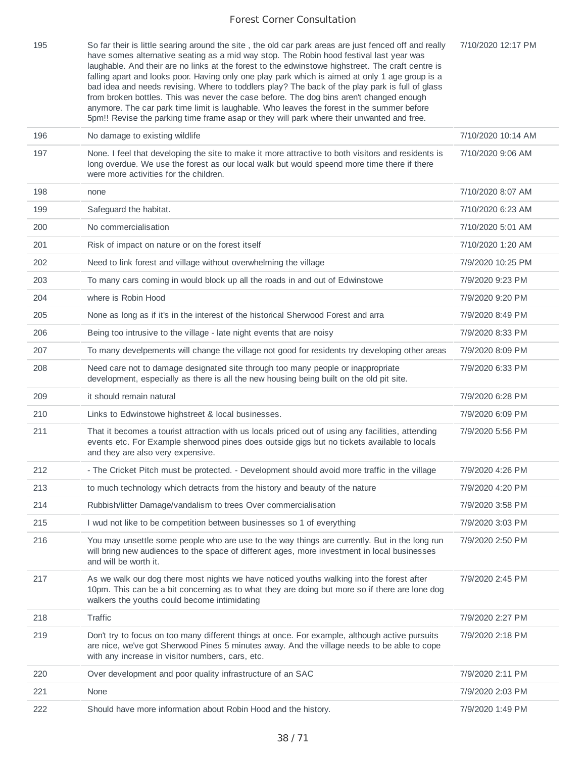| 195 | So far their is little searing around the site , the old car park areas are just fenced off and really have somes alternative seating as a mid way stop. The Robin hood festival last year was laughable. And their are no links at the forest to the edwinstowe highstreet. The craft centre is falling apart and looks poor. Having only one play park which is aimed at only 1 age group is a bad idea and needs revising. Where to toddlers play? The back of the play park is full of glass from broken bottles. This was never the case before. The dog bins aren't changed enough anymore. The car park time limit is laughable. Who leaves the forest in the summer before 5pm!! Revise the parking time frame asap or they will park where their unwanted and free. | 7/10/2020 12:17 PM |
|---|---|---|
| 196 | No damage to existing wildlife | 7/10/2020 10:14 AM |
| 197 | None. I feel that developing the site to make it more attractive to both visitors and residents is long overdue. We use the forest as our local walk but would speend more time there if there were more activities for the children. | 7/10/2020 9:06 AM |
| 198 | none | 7/10/2020 8:07 AM |
| 199 | Safeguard the habitat. | 7/10/2020 6:23 AM |
| 200 | No commercialisation | 7/10/2020 5:01 AM |
| 201 | Risk of impact on nature or on the forest itself | 7/10/2020 1:20 AM |
| 202 | Need to link forest and village without overwhelming the village | 7/9/2020 10:25 PM |
| 203 | To many cars coming in would block up all the roads in and out of Edwinstowe | 7/9/2020 9:23 PM |
| 204 | where is Robin Hood | 7/9/2020 9:20 PM |
| 205 | None as long as if it's in the interest of the historical Sherwood Forest and arra | 7/9/2020 8:49 PM |
| 206 | Being too intrusive to the village - late night events that are noisy | 7/9/2020 8:33 PM |
| 207 | To many develpements will change the village not good for residents try developing other areas | 7/9/2020 8:09 PM |
| 208 | Need care not to damage designated site through too many people or inappropriate development, especially as there is all the new housing being built on the old pit site. | 7/9/2020 6:33 PM |
| 209 | it should remain natural | 7/9/2020 6:28 PM |
| 210 | Links to Edwinstowe highstreet & local businesses. | 7/9/2020 6:09 PM |
| 211 | That it becomes a tourist attraction with us locals priced out of using any facilities, attending events etc. For Example sherwood pines does outside gigs but no tickets available to locals and they are also very expensive. | 7/9/2020 5:56 PM |
| 212 | - The Cricket Pitch must be protected. - Development should avoid more traffic in the village | 7/9/2020 4:26 PM |
| 213 | to much technology which detracts from the history and beauty of the nature | 7/9/2020 4:20 PM |
| 214 | Rubbish/litter Damage/vandalism to trees Over commercialisation | 7/9/2020 3:58 PM |
| 215 | I wud not like to be competition between businesses so 1 of everything | 7/9/2020 3:03 PM |
| 216 | You may unsettle some people who are use to the way things are currently. But in the long run will bring new audiences to the space of different ages, more investment in local businesses and will be worth it. | 7/9/2020 2:50 PM |
| 217 | As we walk our dog there most nights we have noticed youths walking into the forest after 10pm. This can be a bit concerning as to what they are doing but more so if there are lone dog walkers the youths could become intimidating | 7/9/2020 2:45 PM |
| 218 | Traffic | 7/9/2020 2:27 PM |
| 219 | Don't try to focus on too many different things at once. For example, although active pursuits are nice, we've got Sherwood Pines 5 minutes away. And the village needs to be able to cope with any increase in visitor numbers, cars, etc. | 7/9/2020 2:18 PM |
| 220 | Over development and poor quality infrastructure of an SAC | 7/9/2020 2:11 PM |
| 221 | None | 7/9/2020 2:03 PM |
| 222 | Should have more information about Robin Hood and the history. | 7/9/2020 1:49 PM |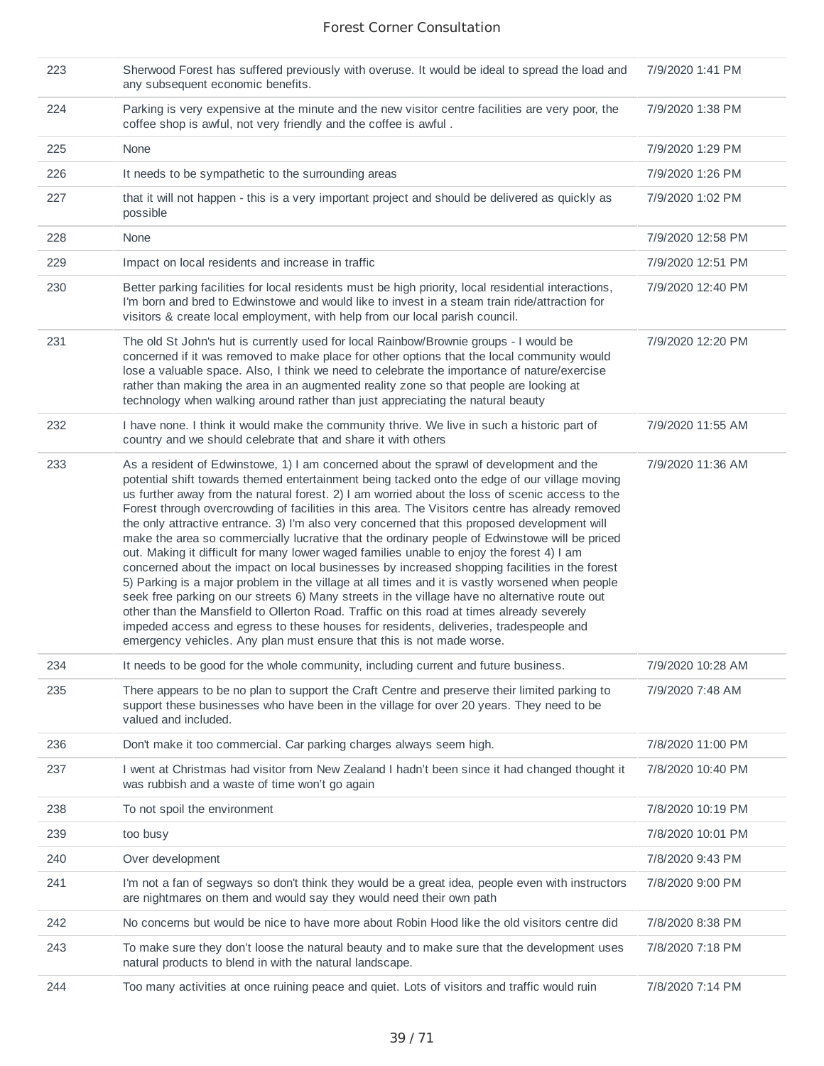| | | |
|---|---|---|
| 223 | Sherwood Forest has suffered previously with overuse. It would be ideal to spread the load and any subsequent economic benefits. | 7/9/2020 1:41 PM |
| 224 | Parking is very expensive at the minute and the new visitor centre facilities are very poor, the coffee shop is awful, not very friendly and the coffee is awful . | 7/9/2020 1:38 PM |
| 225 | None | 7/9/2020 1:29 PM |
| 226 | It needs to be sympathetic to the surrounding areas | 7/9/2020 1:26 PM |
| 227 | that it will not happen - this is a very important project and should be delivered as quickly as possible | 7/9/2020 1:02 PM |
| 228 | None | 7/9/2020 12:58 PM |
| 229 | Impact on local residents and increase in traffic | 7/9/2020 12:51 PM |
| 230 | Better parking facilities for local residents must be high priority, local residential interactions, I'm born and bred to Edwinstowe and would like to invest in a steam train ride/attraction for visitors & create local employment, with help from our local parish council. | 7/9/2020 12:40 PM |
| 231 | The old St John's hut is currently used for local Rainbow/Brownie groups - I would be concerned if it was removed to make place for other options that the local community would lose a valuable space. Also, I think we need to celebrate the importance of nature/exercise rather than making the area in an augmented reality zone so that people are looking at technology when walking around rather than just appreciating the natural beauty | 7/9/2020 12:20 PM |
| 232 | I have none. I think it would make the community thrive. We live in such a historic part of country and we should celebrate that and share it with others | 7/9/2020 11:55 AM |
| 233 | As a resident of Edwinstowe, 1) I am concerned about the sprawl of development and the potential shift towards themed entertainment being tacked onto the edge of our village moving us further away from the natural forest. 2) I am worried about the loss of scenic access to the Forest through overcrowding of facilities in this area. The Visitors centre has already removed the only attractive entrance. 3) I'm also very concerned that this proposed development will make the area so commercially lucrative that the ordinary people of Edwinstowe will be priced out. Making it difficult for many lower waged families unable to enjoy the forest 4) I am concerned about the impact on local businesses by increased shopping facilities in the forest 5) Parking is a major problem in the village at all times and it is vastly worsened when people seek free parking on our streets 6) Many streets in the village have no alternative route out other than the Mansfield to Ollerton Road. Traffic on this road at times already severely impeded access and egress to these houses for residents, deliveries, tradespeople and emergency vehicles. Any plan must ensure that this is not made worse. | 7/9/2020 11:36 AM |
| 234 | It needs to be good for the whole community, including current and future business. | 7/9/2020 10:28 AM |
| 235 | There appears to be no plan to support the Craft Centre and preserve their limited parking to support these businesses who have been in the village for over 20 years. They need to be valued and included. | 7/9/2020 7:48 AM |
| 236 | Don't make it too commercial. Car parking charges always seem high. | 7/8/2020 11:00 PM |
| 237 | I went at Christmas had visitor from New Zealand I hadn't been since it had changed thought it was rubbish and a waste of time won't go again | 7/8/2020 10:40 PM |
| 238 | To not spoil the environment | 7/8/2020 10:19 PM |
| 239 | too busy | 7/8/2020 10:01 PM |
| 240 | Over development | 7/8/2020 9:43 PM |
| 241 | I'm not a fan of segways so don't think they would be a great idea, people even with instructors are nightmares on them and would say they would need their own path | 7/8/2020 9:00 PM |
| 242 | No concerns but would be nice to have more about Robin Hood like the old visitors centre did | 7/8/2020 8:38 PM |
| 243 | To make sure they don't loose the natural beauty and to make sure that the development uses natural products to blend in with the natural landscape. | 7/8/2020 7:18 PM |
| 244 | Too many activities at once ruining peace and quiet. Lots of visitors and traffic would ruin | 7/8/2020 7:14 PM |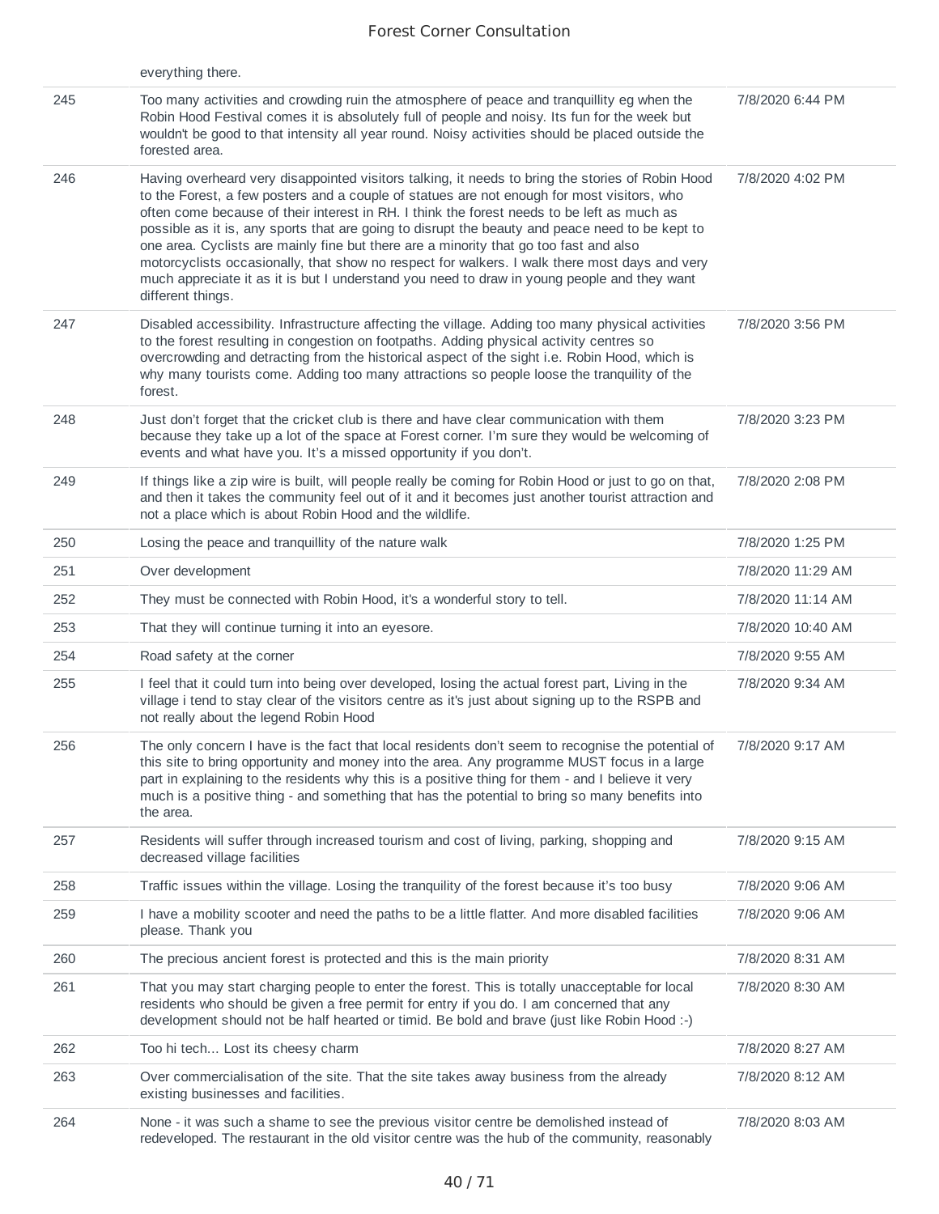| | | |
|---|---|---|
| | everything there. | |
| 245 | Too many activities and crowding ruin the atmosphere of peace and tranquillity eg when the Robin Hood Festival comes it is absolutely full of people and noisy. Its fun for the week but wouldn't be good to that intensity all year round. Noisy activities should be placed outside the forested area. | 7/8/2020 6:44 PM |
| 246 | Having overheard very disappointed visitors talking, it needs to bring the stories of Robin Hood to the Forest, a few posters and a couple of statues are not enough for most visitors, who often come because of their interest in RH. I think the forest needs to be left as much as possible as it is, any sports that are going to disrupt the beauty and peace need to be kept to one area. Cyclists are mainly fine but there are a minority that go too fast and also motorcyclists occasionally, that show no respect for walkers. I walk there most days and very much appreciate it as it is but I understand you need to draw in young people and they want different things. | 7/8/2020 4:02 PM |
| 247 | Disabled accessibility. Infrastructure affecting the village. Adding too many physical activities to the forest resulting in congestion on footpaths. Adding physical activity centres so overcrowding and detracting from the historical aspect of the sight i.e. Robin Hood, which is why many tourists come. Adding too many attractions so people loose the tranquility of the forest. | 7/8/2020 3:56 PM |
| 248 | Just don't forget that the cricket club is there and have clear communication with them because they take up a lot of the space at Forest corner. I'm sure they would be welcoming of events and what have you. It's a missed opportunity if you don't. | 7/8/2020 3:23 PM |
| 249 | If things like a zip wire is built, will people really be coming for Robin Hood or just to go on that, and then it takes the community feel out of it and it becomes just another tourist attraction and not a place which is about Robin Hood and the wildlife. | 7/8/2020 2:08 PM |
| 250 | Losing the peace and tranquillity of the nature walk | 7/8/2020 1:25 PM |
| 251 | Over development | 7/8/2020 11:29 AM |
| 252 | They must be connected with Robin Hood, it's a wonderful story to tell. | 7/8/2020 11:14 AM |
| 253 | That they will continue turning it into an eyesore. | 7/8/2020 10:40 AM |
| 254 | Road safety at the corner | 7/8/2020 9:55 AM |
| 255 | I feel that it could turn into being over developed, losing the actual forest part, Living in the village i tend to stay clear of the visitors centre as it's just about signing up to the RSPB and not really about the legend Robin Hood | 7/8/2020 9:34 AM |
| 256 | The only concern I have is the fact that local residents don't seem to recognise the potential of this site to bring opportunity and money into the area. Any programme MUST focus in a large part in explaining to the residents why this is a positive thing for them - and I believe it very much is a positive thing - and something that has the potential to bring so many benefits into the area. | 7/8/2020 9:17 AM |
| 257 | Residents will suffer through increased tourism and cost of living, parking, shopping and decreased village facilities | 7/8/2020 9:15 AM |
| 258 | Traffic issues within the village. Losing the tranquility of the forest because it's too busy | 7/8/2020 9:06 AM |
| 259 | I have a mobility scooter and need the paths to be a little flatter. And more disabled facilities please. Thank you | 7/8/2020 9:06 AM |
| 260 | The precious ancient forest is protected and this is the main priority | 7/8/2020 8:31 AM |
| 261 | That you may start charging people to enter the forest. This is totally unacceptable for local residents who should be given a free permit for entry if you do. I am concerned that any development should not be half hearted or timid. Be bold and brave (just like Robin Hood :-) | 7/8/2020 8:30 AM |
| 262 | Too hi tech... Lost its cheesy charm | 7/8/2020 8:27 AM |
| 263 | Over commercialisation of the site. That the site takes away business from the already existing businesses and facilities. | 7/8/2020 8:12 AM |
| 264 | None - it was such a shame to see the previous visitor centre be demolished instead of redeveloped. The restaurant in the old visitor centre was the hub of the community, reasonably | 7/8/2020 8:03 AM |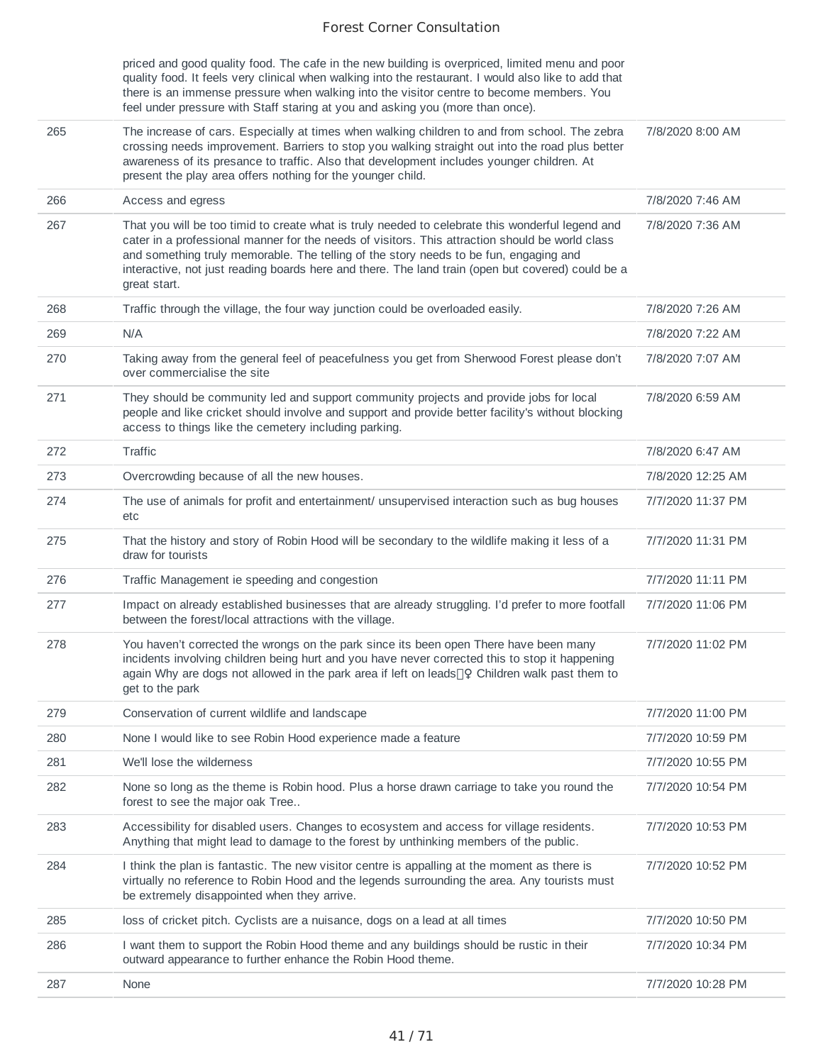| | | |
|---|---|---|
| | priced and good quality food. The cafe in the new building is overpriced, limited menu and poor quality food. It feels very clinical when walking into the restaurant. I would also like to add that there is an immense pressure when walking into the visitor centre to become members. You feel under pressure with Staff staring at you and asking you (more than once). | |
| 265 | The increase of cars. Especially at times when walking children to and from school. The zebra crossing needs improvement. Barriers to stop you walking straight out into the road plus better awareness of its presance to traffic. Also that development includes younger children. At present the play area offers nothing for the younger child. | 7/8/2020 8:00 AM |
| 266 | Access and egress | 7/8/2020 7:46 AM |
| 267 | That you will be too timid to create what is truly needed to celebrate this wonderful legend and cater in a professional manner for the needs of visitors. This attraction should be world class and something truly memorable. The telling of the story needs to be fun, engaging and interactive, not just reading boards here and there. The land train (open but covered) could be a great start. | 7/8/2020 7:36 AM |
| 268 | Traffic through the village, the four way junction could be overloaded easily. | 7/8/2020 7:26 AM |
| 269 | N/A | 7/8/2020 7:22 AM |
| 270 | Taking away from the general feel of peacefulness you get from Sherwood Forest please don't over commercialise the site | 7/8/2020 7:07 AM |
| 271 | They should be community led and support community projects and provide jobs for local people and like cricket should involve and support and provide better facility's without blocking access to things like the cemetery including parking. | 7/8/2020 6:59 AM |
| 272 | Traffic | 7/8/2020 6:47 AM |
| 273 | Overcrowding because of all the new houses. | 7/8/2020 12:25 AM |
| 274 | The use of animals for profit and entertainment/ unsupervised interaction such as bug houses etc | 7/7/2020 11:37 PM |
| 275 | That the history and story of Robin Hood will be secondary to the wildlife making it less of a draw for tourists | 7/7/2020 11:31 PM |
| 276 | Traffic Management ie speeding and congestion | 7/7/2020 11:11 PM |
| 277 | Impact on already established businesses that are already struggling. I'd prefer to more footfall between the forest/local attractions with the village. | 7/7/2020 11:06 PM |
| 278 | You haven't corrected the wrongs on the park since its been open There have been many incidents involving children being hurt and you have never corrected this to stop it happening again Why are dogs not allowed in the park area if left on leads🤷‍♀️ Children walk past them to get to the park | 7/7/2020 11:02 PM |
| 279 | Conservation of current wildlife and landscape | 7/7/2020 11:00 PM |
| 280 | None I would like to see Robin Hood experience made a feature | 7/7/2020 10:59 PM |
| 281 | We'll lose the wilderness | 7/7/2020 10:55 PM |
| 282 | None so long as the theme is Robin hood. Plus a horse drawn carriage to take you round the forest to see the major oak Tree.. | 7/7/2020 10:54 PM |
| 283 | Accessibility for disabled users. Changes to ecosystem and access for village residents. Anything that might lead to damage to the forest by unthinking members of the public. | 7/7/2020 10:53 PM |
| 284 | I think the plan is fantastic. The new visitor centre is appalling at the moment as there is virtually no reference to Robin Hood and the legends surrounding the area. Any tourists must be extremely disappointed when they arrive. | 7/7/2020 10:52 PM |
| 285 | loss of cricket pitch. Cyclists are a nuisance, dogs on a lead at all times | 7/7/2020 10:50 PM |
| 286 | I want them to support the Robin Hood theme and any buildings should be rustic in their outward appearance to further enhance the Robin Hood theme. | 7/7/2020 10:34 PM |
| 287 | None | 7/7/2020 10:28 PM |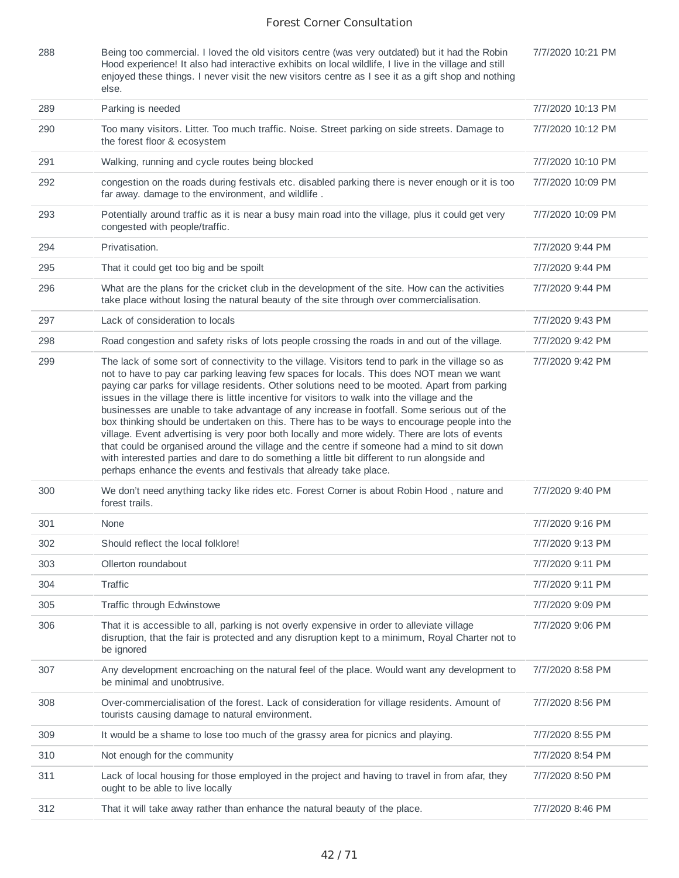| | | |
|---|---|---|
| 288 | Being too commercial. I loved the old visitors centre (was very outdated) but it had the Robin Hood experience! It also had interactive exhibits on local wildlife, I live in the village and still enjoyed these things. I never visit the new visitors centre as I see it as a gift shop and nothing else. | 7/7/2020 10:21 PM |
| 289 | Parking is needed | 7/7/2020 10:13 PM |
| 290 | Too many visitors. Litter. Too much traffic. Noise. Street parking on side streets. Damage to the forest floor & ecosystem | 7/7/2020 10:12 PM |
| 291 | Walking, running and cycle routes being blocked | 7/7/2020 10:10 PM |
| 292 | congestion on the roads during festivals etc. disabled parking there is never enough or it is too far away. damage to the environment, and wildlife . | 7/7/2020 10:09 PM |
| 293 | Potentially around traffic as it is near a busy main road into the village, plus it could get very congested with people/traffic. | 7/7/2020 10:09 PM |
| 294 | Privatisation. | 7/7/2020 9:44 PM |
| 295 | That it could get too big and be spoilt | 7/7/2020 9:44 PM |
| 296 | What are the plans for the cricket club in the development of the site. How can the activities take place without losing the natural beauty of the site through over commercialisation. | 7/7/2020 9:44 PM |
| 297 | Lack of consideration to locals | 7/7/2020 9:43 PM |
| 298 | Road congestion and safety risks of lots people crossing the roads in and out of the village. | 7/7/2020 9:42 PM |
| 299 | The lack of some sort of connectivity to the village. Visitors tend to park in the village so as not to have to pay car parking leaving few spaces for locals. This does NOT mean we want paying car parks for village residents. Other solutions need to be mooted. Apart from parking issues in the village there is little incentive for visitors to walk into the village and the businesses are unable to take advantage of any increase in footfall. Some serious out of the box thinking should be undertaken on this. There has to be ways to encourage people into the village. Event advertising is very poor both locally and more widely. There are lots of events that could be organised around the village and the centre if someone had a mind to sit down with interested parties and dare to do something a little bit different to run alongside and perhaps enhance the events and festivals that already take place. | 7/7/2020 9:42 PM |
| 300 | We don't need anything tacky like rides etc. Forest Corner is about Robin Hood , nature and forest trails. | 7/7/2020 9:40 PM |
| 301 | None | 7/7/2020 9:16 PM |
| 302 | Should reflect the local folklore! | 7/7/2020 9:13 PM |
| 303 | Ollerton roundabout | 7/7/2020 9:11 PM |
| 304 | Traffic | 7/7/2020 9:11 PM |
| 305 | Traffic through Edwinstowe | 7/7/2020 9:09 PM |
| 306 | That it is accessible to all, parking is not overly expensive in order to alleviate village disruption, that the fair is protected and any disruption kept to a minimum, Royal Charter not to be ignored | 7/7/2020 9:06 PM |
| 307 | Any development encroaching on the natural feel of the place. Would want any development to be minimal and unobtrusive. | 7/7/2020 8:58 PM |
| 308 | Over-commercialisation of the forest. Lack of consideration for village residents. Amount of tourists causing damage to natural environment. | 7/7/2020 8:56 PM |
| 309 | It would be a shame to lose too much of the grassy area for picnics and playing. | 7/7/2020 8:55 PM |
| 310 | Not enough for the community | 7/7/2020 8:54 PM |
| 311 | Lack of local housing for those employed in the project and having to travel in from afar, they ought to be able to live locally | 7/7/2020 8:50 PM |
| 312 | That it will take away rather than enhance the natural beauty of the place. | 7/7/2020 8:46 PM |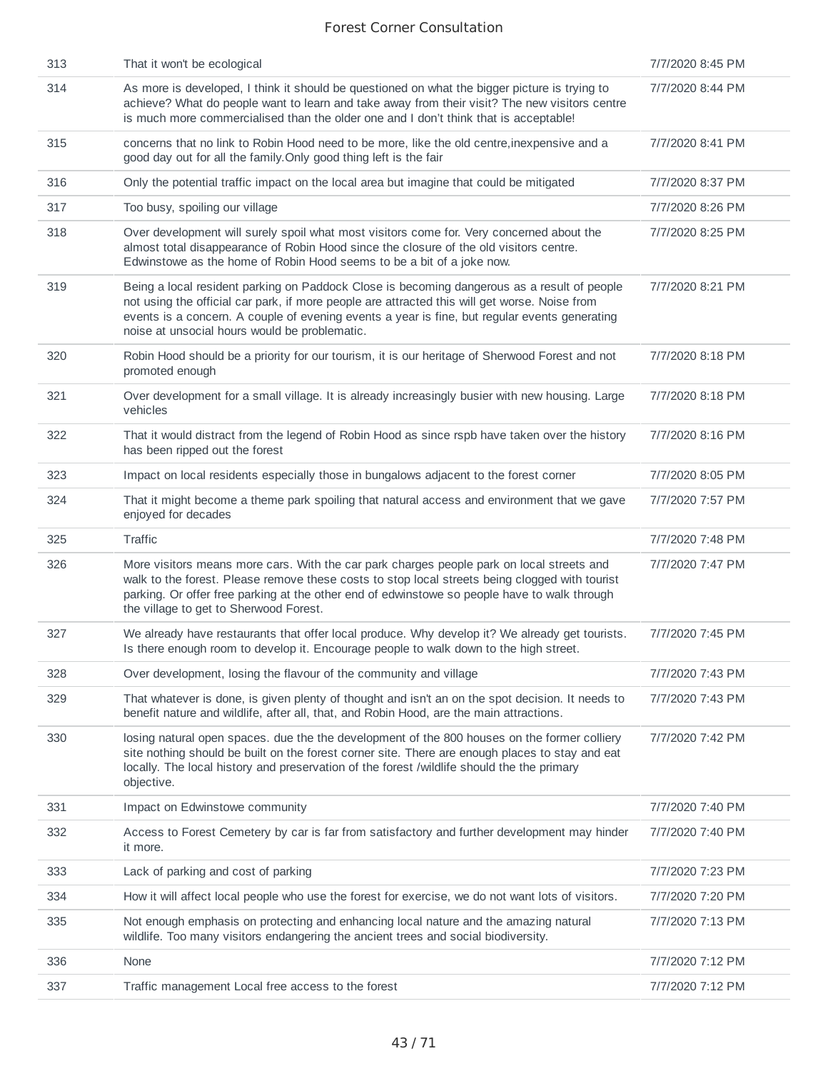| | | |
|---|---|---|
| 313 | That it won't be ecological | 7/7/2020 8:45 PM |
| 314 | As more is developed, I think it should be questioned on what the bigger picture is trying to achieve? What do people want to learn and take away from their visit? The new visitors centre is much more commercialised than the older one and I don't think that is acceptable! | 7/7/2020 8:44 PM |
| 315 | concerns that no link to Robin Hood need to be more, like the old centre,inexpensive and a good day out for all the family.Only good thing left is the fair | 7/7/2020 8:41 PM |
| 316 | Only the potential traffic impact on the local area but imagine that could be mitigated | 7/7/2020 8:37 PM |
| 317 | Too busy, spoiling our village | 7/7/2020 8:26 PM |
| 318 | Over development will surely spoil what most visitors come for. Very concerned about the almost total disappearance of Robin Hood since the closure of the old visitors centre. Edwinstowe as the home of Robin Hood seems to be a bit of a joke now. | 7/7/2020 8:25 PM |
| 319 | Being a local resident parking on Paddock Close is becoming dangerous as a result of people not using the official car park, if more people are attracted this will get worse. Noise from events is a concern. A couple of evening events a year is fine, but regular events generating noise at unsocial hours would be problematic. | 7/7/2020 8:21 PM |
| 320 | Robin Hood should be a priority for our tourism, it is our heritage of Sherwood Forest and not promoted enough | 7/7/2020 8:18 PM |
| 321 | Over development for a small village. It is already increasingly busier with new housing. Large vehicles | 7/7/2020 8:18 PM |
| 322 | That it would distract from the legend of Robin Hood as since rspb have taken over the history has been ripped out the forest | 7/7/2020 8:16 PM |
| 323 | Impact on local residents especially those in bungalows adjacent to the forest corner | 7/7/2020 8:05 PM |
| 324 | That it might become a theme park spoiling that natural access and environment that we gave enjoyed for decades | 7/7/2020 7:57 PM |
| 325 | Traffic | 7/7/2020 7:48 PM |
| 326 | More visitors means more cars. With the car park charges people park on local streets and walk to the forest. Please remove these costs to stop local streets being clogged with tourist parking. Or offer free parking at the other end of edwinstowe so people have to walk through the village to get to Sherwood Forest. | 7/7/2020 7:47 PM |
| 327 | We already have restaurants that offer local produce. Why develop it? We already get tourists. Is there enough room to develop it. Encourage people to walk down to the high street. | 7/7/2020 7:45 PM |
| 328 | Over development, losing the flavour of the community and village | 7/7/2020 7:43 PM |
| 329 | That whatever is done, is given plenty of thought and isn't an on the spot decision. It needs to benefit nature and wildlife, after all, that, and Robin Hood, are the main attractions. | 7/7/2020 7:43 PM |
| 330 | losing natural open spaces. due the the development of the 800 houses on the former colliery site nothing should be built on the forest corner site. There are enough places to stay and eat locally. The local history and preservation of the forest /wildlife should the the primary objective. | 7/7/2020 7:42 PM |
| 331 | Impact on Edwinstowe community | 7/7/2020 7:40 PM |
| 332 | Access to Forest Cemetery by car is far from satisfactory and further development may hinder it more. | 7/7/2020 7:40 PM |
| 333 | Lack of parking and cost of parking | 7/7/2020 7:23 PM |
| 334 | How it will affect local people who use the forest for exercise, we do not want lots of visitors. | 7/7/2020 7:20 PM |
| 335 | Not enough emphasis on protecting and enhancing local nature and the amazing natural wildlife. Too many visitors endangering the ancient trees and social biodiversity. | 7/7/2020 7:13 PM |
| 336 | None | 7/7/2020 7:12 PM |
| 337 | Traffic management Local free access to the forest | 7/7/2020 7:12 PM |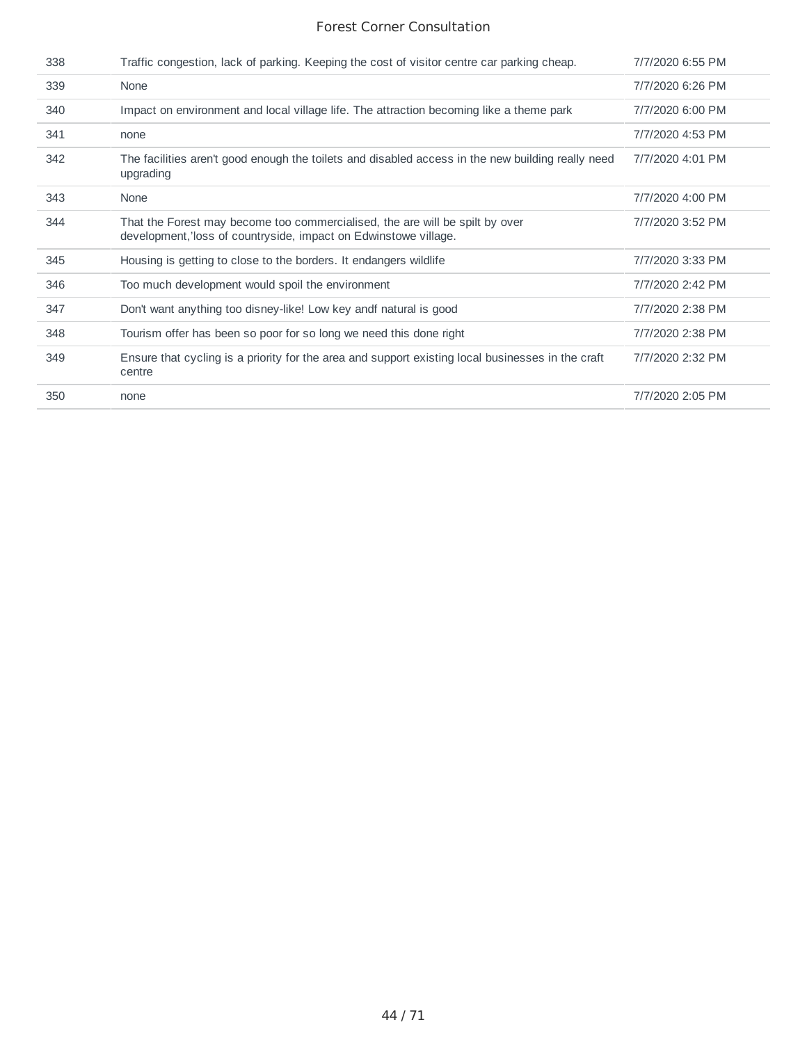| | | |
|---|---|---|
| 338 | Traffic congestion, lack of parking. Keeping the cost of visitor centre car parking cheap. | 7/7/2020 6:55 PM |
| 339 | None | 7/7/2020 6:26 PM |
| 340 | Impact on environment and local village life. The attraction becoming like a theme park | 7/7/2020 6:00 PM |
| 341 | none | 7/7/2020 4:53 PM |
| 342 | The facilities aren't good enough the toilets and disabled access in the new building really need upgrading | 7/7/2020 4:01 PM |
| 343 | None | 7/7/2020 4:00 PM |
| 344 | That the Forest may become too commercialised, the are will be spilt by over development,'loss of countryside, impact on Edwinstowe village. | 7/7/2020 3:52 PM |
| 345 | Housing is getting to close to the borders. It endangers wildlife | 7/7/2020 3:33 PM |
| 346 | Too much development would spoil the environment | 7/7/2020 2:42 PM |
| 347 | Don't want anything too disney-like! Low key andf natural is good | 7/7/2020 2:38 PM |
| 348 | Tourism offer has been so poor for so long we need this done right | 7/7/2020 2:38 PM |
| 349 | Ensure that cycling is a priority for the area and support existing local businesses in the craft centre | 7/7/2020 2:32 PM |
| 350 | none | 7/7/2020 2:05 PM |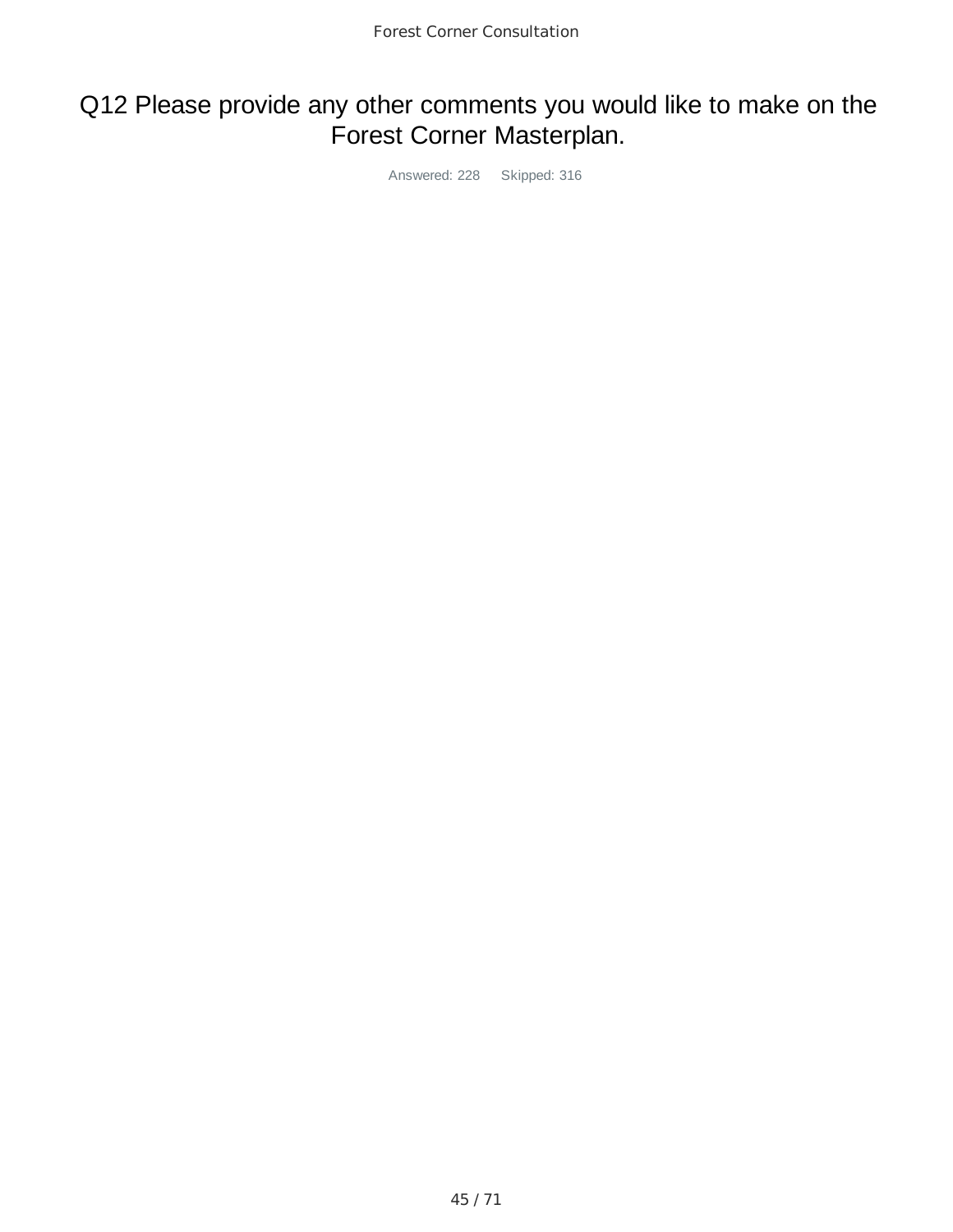# Q12 Please provide any other comments you would like to make on the Forest Corner Masterplan.

Answered: 228 Skipped: 316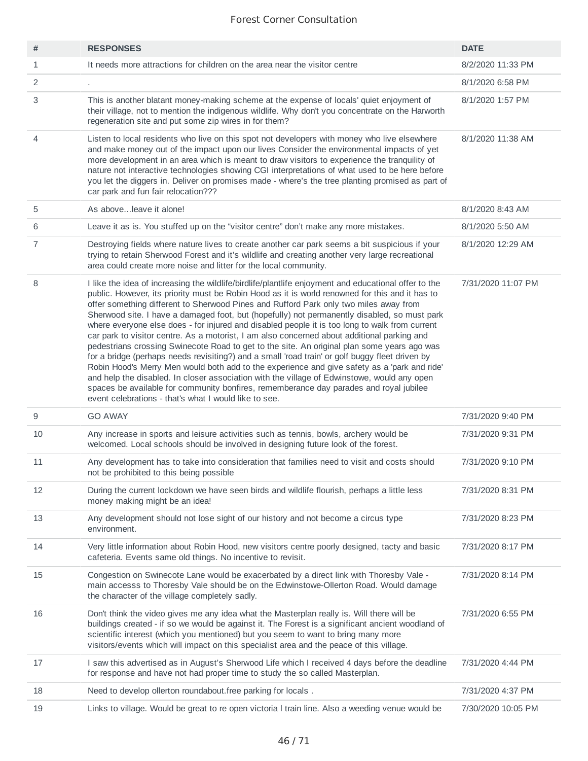Forest Corner Consultation

| # | RESPONSES | DATE |
|---|---|---|
| 1 | It needs more attractions for children on the area near the visitor centre | 8/2/2020 11:33 PM |
| 2 | . | 8/1/2020 6:58 PM |
| 3 | This is another blatant money-making scheme at the expense of locals' quiet enjoyment of their village, not to mention the indigenous wildlife. Why don't you concentrate on the Harworth regeneration site and put some zip wires in for them? | 8/1/2020 1:57 PM |
| 4 | Listen to local residents who live on this spot not developers with money who live elsewhere and make money out of the impact upon our lives Consider the environmental impacts of yet more development in an area which is meant to draw visitors to experience the tranquility of nature not interactive technologies showing CGI interpretations of what used to be here before you let the diggers in. Deliver on promises made - where's the tree planting promised as part of car park and fun fair relocation??? | 8/1/2020 11:38 AM |
| 5 | As above...leave it alone! | 8/1/2020 8:43 AM |
| 6 | Leave it as is. You stuffed up on the "visitor centre" don't make any more mistakes. | 8/1/2020 5:50 AM |
| 7 | Destroying fields where nature lives to create another car park seems a bit suspicious if your trying to retain Sherwood Forest and it's wildlife and creating another very large recreational area could create more noise and litter for the local community. | 8/1/2020 12:29 AM |
| 8 | I like the idea of increasing the wildlife/birdlife/plantlife enjoyment and educational offer to the public. However, its priority must be Robin Hood as it is world renowned for this and it has to offer something different to Sherwood Pines and Rufford Park only two miles away from Sherwood site. I have a damaged foot, but (hopefully) not permanently disabled, so must park where everyone else does - for injured and disabled people it is too long to walk from current car park to visitor centre. As a motorist, I am also concerned about additional parking and pedestrians crossing Swinecote Road to get to the site. An original plan some years ago was for a bridge (perhaps needs revisiting?) and a small 'road train' or golf buggy fleet driven by Robin Hood's Merry Men would both add to the experience and give safety as a 'park and ride' and help the disabled. In closer association with the village of Edwinstowe, would any open spaces be available for community bonfires, rememberance day parades and royal jubilee event celebrations - that's what I would like to see. | 7/31/2020 11:07 PM |
| 9 | GO AWAY | 7/31/2020 9:40 PM |
| 10 | Any increase in sports and leisure activities such as tennis, bowls, archery would be welcomed. Local schools should be involved in designing future look of the forest. | 7/31/2020 9:31 PM |
| 11 | Any development has to take into consideration that families need to visit and costs should not be prohibited to this being possible | 7/31/2020 9:10 PM |
| 12 | During the current lockdown we have seen birds and wildlife flourish, perhaps a little less money making might be an idea! | 7/31/2020 8:31 PM |
| 13 | Any development should not lose sight of our history and not become a circus type environment. | 7/31/2020 8:23 PM |
| 14 | Very little information about Robin Hood, new visitors centre poorly designed, tacty and basic cafeteria. Events same old things. No incentive to revisit. | 7/31/2020 8:17 PM |
| 15 | Congestion on Swinecote Lane would be exacerbated by a direct link with Thoresby Vale - main accesss to Thoresby Vale should be on the Edwinstowe-Ollerton Road. Would damage the character of the village completely sadly. | 7/31/2020 8:14 PM |
| 16 | Don't think the video gives me any idea what the Masterplan really is. Will there will be buildings created - if so we would be against it. The Forest is a significant ancient woodland of scientific interest (which you mentioned) but you seem to want to bring many more visitors/events which will impact on this specialist area and the peace of this village. | 7/31/2020 6:55 PM |
| 17 | I saw this advertised as in August's Sherwood Life which I received 4 days before the deadline for response and have not had proper time to study the so called Masterplan. | 7/31/2020 4:44 PM |
| 18 | Need to develop ollerton roundabout.free parking for locals . | 7/31/2020 4:37 PM |
| 19 | Links to village. Would be great to re open victoria l train line. Also a weeding venue would be | 7/30/2020 10:05 PM |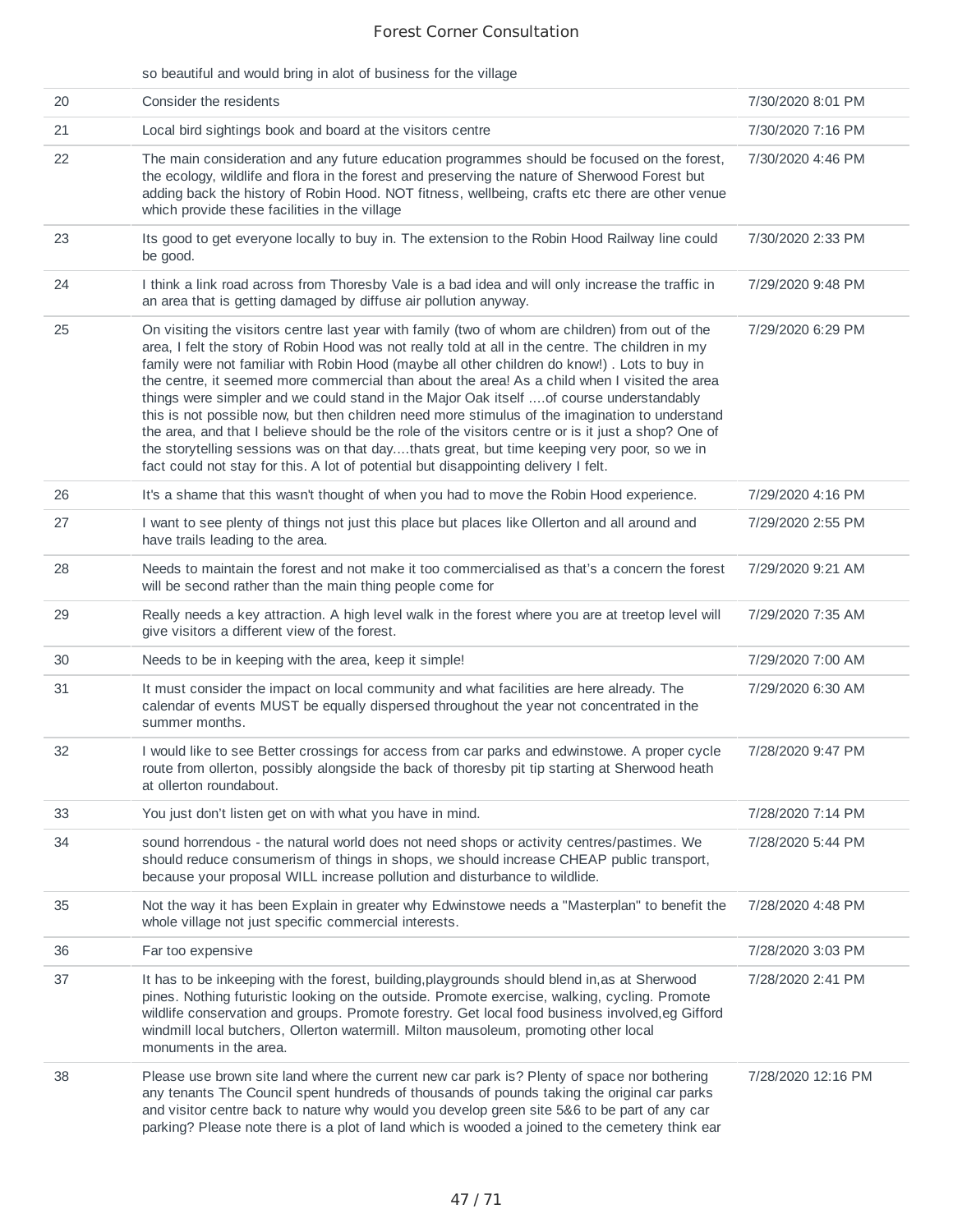| | | |
|---|---|---|
| | so beautiful and would bring in alot of business for the village | |
| 20 | Consider the residents | 7/30/2020 8:01 PM |
| 21 | Local bird sightings book and board at the visitors centre | 7/30/2020 7:16 PM |
| 22 | The main consideration and any future education programmes should be focused on the forest, the ecology, wildlife and flora in the forest and preserving the nature of Sherwood Forest but adding back the history of Robin Hood. NOT fitness, wellbeing, crafts etc there are other venue which provide these facilities in the village | 7/30/2020 4:46 PM |
| 23 | Its good to get everyone locally to buy in. The extension to the Robin Hood Railway line could be good. | 7/30/2020 2:33 PM |
| 24 | I think a link road across from Thoresby Vale is a bad idea and will only increase the traffic in an area that is getting damaged by diffuse air pollution anyway. | 7/29/2020 9:48 PM |
| 25 | On visiting the visitors centre last year with family (two of whom are children) from out of the area, I felt the story of Robin Hood was not really told at all in the centre. The children in my family were not familiar with Robin Hood (maybe all other children do know!) . Lots to buy in the centre, it seemed more commercial than about the area! As a child when I visited the area things were simpler and we could stand in the Major Oak itself ....of course understandably this is not possible now, but then children need more stimulus of the imagination to understand the area, and that I believe should be the role of the visitors centre or is it just a shop? One of the storytelling sessions was on that day....thats great, but time keeping very poor, so we in fact could not stay for this. A lot of potential but disappointing delivery I felt. | 7/29/2020 6:29 PM |
| 26 | It's a shame that this wasn't thought of when you had to move the Robin Hood experience. | 7/29/2020 4:16 PM |
| 27 | I want to see plenty of things not just this place but places like Ollerton and all around and have trails leading to the area. | 7/29/2020 2:55 PM |
| 28 | Needs to maintain the forest and not make it too commercialised as that's a concern the forest will be second rather than the main thing people come for | 7/29/2020 9:21 AM |
| 29 | Really needs a key attraction. A high level walk in the forest where you are at treetop level will give visitors a different view of the forest. | 7/29/2020 7:35 AM |
| 30 | Needs to be in keeping with the area, keep it simple! | 7/29/2020 7:00 AM |
| 31 | It must consider the impact on local community and what facilities are here already. The calendar of events MUST be equally dispersed throughout the year not concentrated in the summer months. | 7/29/2020 6:30 AM |
| 32 | I would like to see Better crossings for access from car parks and edwinstowe. A proper cycle route from ollerton, possibly alongside the back of thoresby pit tip starting at Sherwood heath at ollerton roundabout. | 7/28/2020 9:47 PM |
| 33 | You just don't listen get on with what you have in mind. | 7/28/2020 7:14 PM |
| 34 | sound horrendous - the natural world does not need shops or activity centres/pastimes. We should reduce consumerism of things in shops, we should increase CHEAP public transport, because your proposal WILL increase pollution and disturbance to wildlide. | 7/28/2020 5:44 PM |
| 35 | Not the way it has been Explain in greater why Edwinstowe needs a "Masterplan" to benefit the whole village not just specific commercial interests. | 7/28/2020 4:48 PM |
| 36 | Far too expensive | 7/28/2020 3:03 PM |
| 37 | It has to be inkeeping with the forest, building,playgrounds should blend in,as at Sherwood pines. Nothing futuristic looking on the outside. Promote exercise, walking, cycling. Promote wildlife conservation and groups. Promote forestry. Get local food business involved,eg Gifford windmill local butchers, Ollerton watermill. Milton mausoleum, promoting other local monuments in the area. | 7/28/2020 2:41 PM |
| 38 | Please use brown site land where the current new car park is? Plenty of space nor bothering any tenants The Council spent hundreds of thousands of pounds taking the original car parks and visitor centre back to nature why would you develop green site 5&6 to be part of any car parking? Please note there is a plot of land which is wooded a joined to the cemetery think ear | 7/28/2020 12:16 PM |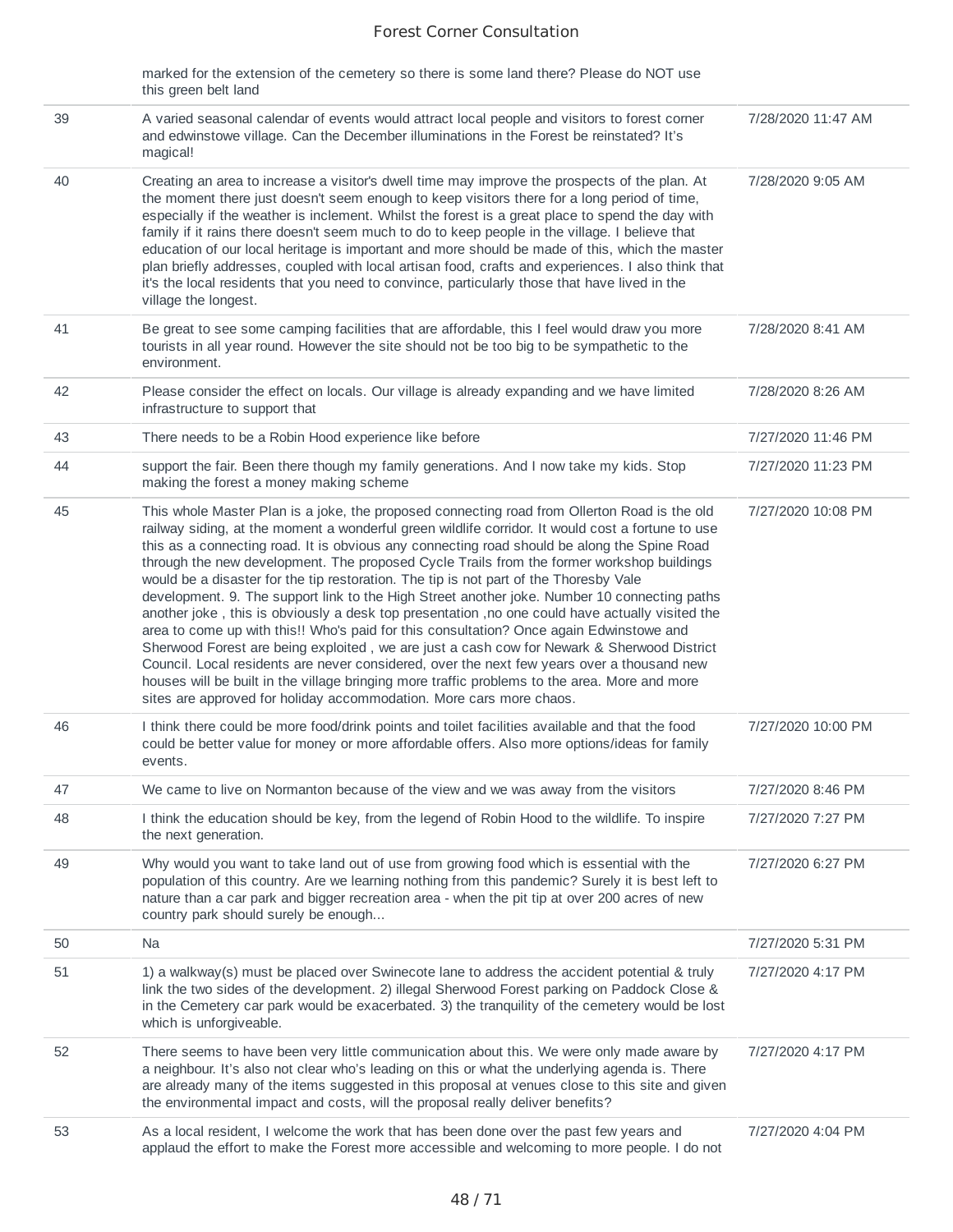| | | |
|---|---|---|
| | marked for the extension of the cemetery so there is some land there? Please do NOT use this green belt land | |
| 39 | A varied seasonal calendar of events would attract local people and visitors to forest corner and edwinstowe village. Can the December illuminations in the Forest be reinstated? It's magical! | 7/28/2020 11:47 AM |
| 40 | Creating an area to increase a visitor's dwell time may improve the prospects of the plan. At the moment there just doesn't seem enough to keep visitors there for a long period of time, especially if the weather is inclement. Whilst the forest is a great place to spend the day with family if it rains there doesn't seem much to do to keep people in the village. I believe that education of our local heritage is important and more should be made of this, which the master plan briefly addresses, coupled with local artisan food, crafts and experiences. I also think that it's the local residents that you need to convince, particularly those that have lived in the village the longest. | 7/28/2020 9:05 AM |
| 41 | Be great to see some camping facilities that are affordable, this I feel would draw you more tourists in all year round. However the site should not be too big to be sympathetic to the environment. | 7/28/2020 8:41 AM |
| 42 | Please consider the effect on locals. Our village is already expanding and we have limited infrastructure to support that | 7/28/2020 8:26 AM |
| 43 | There needs to be a Robin Hood experience like before | 7/27/2020 11:46 PM |
| 44 | support the fair. Been there though my family generations. And I now take my kids. Stop making the forest a money making scheme | 7/27/2020 11:23 PM |
| 45 | This whole Master Plan is a joke, the proposed connecting road from Ollerton Road is the old railway siding, at the moment a wonderful green wildlife corridor. It would cost a fortune to use this as a connecting road. It is obvious any connecting road should be along the Spine Road through the new development. The proposed Cycle Trails from the former workshop buildings would be a disaster for the tip restoration. The tip is not part of the Thoresby Vale development. 9. The support link to the High Street another joke. Number 10 connecting paths another joke , this is obviously a desk top presentation ,no one could have actually visited the area to come up with this!! Who's paid for this consultation? Once again Edwinstowe and Sherwood Forest are being exploited , we are just a cash cow for Newark & Sherwood District Council. Local residents are never considered, over the next few years over a thousand new houses will be built in the village bringing more traffic problems to the area. More and more sites are approved for holiday accommodation. More cars more chaos. | 7/27/2020 10:08 PM |
| 46 | I think there could be more food/drink points and toilet facilities available and that the food could be better value for money or more affordable offers. Also more options/ideas for family events. | 7/27/2020 10:00 PM |
| 47 | We came to live on Normanton because of the view and we was away from the visitors | 7/27/2020 8:46 PM |
| 48 | I think the education should be key, from the legend of Robin Hood to the wildlife. To inspire the next generation. | 7/27/2020 7:27 PM |
| 49 | Why would you want to take land out of use from growing food which is essential with the population of this country. Are we learning nothing from this pandemic? Surely it is best left to nature than a car park and bigger recreation area - when the pit tip at over 200 acres of new country park should surely be enough... | 7/27/2020 6:27 PM |
| 50 | Na | 7/27/2020 5:31 PM |
| 51 | 1) a walkway(s) must be placed over Swinecote lane to address the accident potential & truly link the two sides of the development. 2) illegal Sherwood Forest parking on Paddock Close & in the Cemetery car park would be exacerbated. 3) the tranquility of the cemetery would be lost which is unforgiveable. | 7/27/2020 4:17 PM |
| 52 | There seems to have been very little communication about this. We were only made aware by a neighbour. It's also not clear who's leading on this or what the underlying agenda is. There are already many of the items suggested in this proposal at venues close to this site and given the environmental impact and costs, will the proposal really deliver benefits? | 7/27/2020 4:17 PM |
| 53 | As a local resident, I welcome the work that has been done over the past few years and applaud the effort to make the Forest more accessible and welcoming to more people. I do not | 7/27/2020 4:04 PM |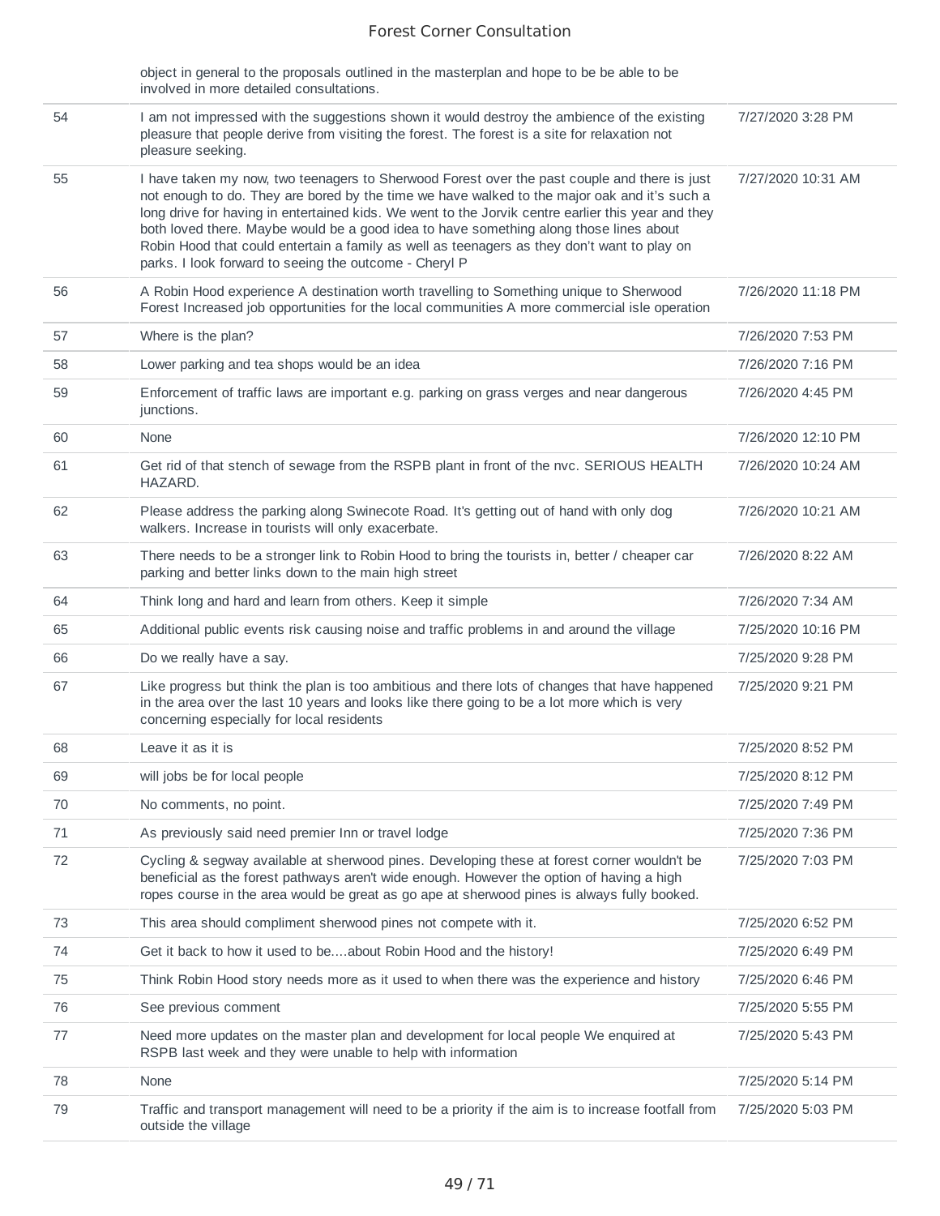| | | |
|---|---|---|
| | object in general to the proposals outlined in the masterplan and hope to be be able to be involved in more detailed consultations. | |
| 54 | I am not impressed with the suggestions shown it would destroy the ambience of the existing pleasure that people derive from visiting the forest. The forest is a site for relaxation not pleasure seeking. | 7/27/2020 3:28 PM |
| 55 | I have taken my now, two teenagers to Sherwood Forest over the past couple and there is just not enough to do. They are bored by the time we have walked to the major oak and it's such a long drive for having in entertained kids. We went to the Jorvik centre earlier this year and they both loved there. Maybe would be a good idea to have something along those lines about Robin Hood that could entertain a family as well as teenagers as they don't want to play on parks. I look forward to seeing the outcome - Cheryl P | 7/27/2020 10:31 AM |
| 56 | A Robin Hood experience A destination worth travelling to Something unique to Sherwood Forest Increased job opportunities for the local communities A more commercial isle operation | 7/26/2020 11:18 PM |
| 57 | Where is the plan? | 7/26/2020 7:53 PM |
| 58 | Lower parking and tea shops would be an idea | 7/26/2020 7:16 PM |
| 59 | Enforcement of traffic laws are important e.g. parking on grass verges and near dangerous junctions. | 7/26/2020 4:45 PM |
| 60 | None | 7/26/2020 12:10 PM |
| 61 | Get rid of that stench of sewage from the RSPB plant in front of the nvc. SERIOUS HEALTH HAZARD. | 7/26/2020 10:24 AM |
| 62 | Please address the parking along Swinecote Road. It's getting out of hand with only dog walkers. Increase in tourists will only exacerbate. | 7/26/2020 10:21 AM |
| 63 | There needs to be a stronger link to Robin Hood to bring the tourists in, better / cheaper car parking and better links down to the main high street | 7/26/2020 8:22 AM |
| 64 | Think long and hard and learn from others. Keep it simple | 7/26/2020 7:34 AM |
| 65 | Additional public events risk causing noise and traffic problems in and around the village | 7/25/2020 10:16 PM |
| 66 | Do we really have a say. | 7/25/2020 9:28 PM |
| 67 | Like progress but think the plan is too ambitious and there lots of changes that have happened in the area over the last 10 years and looks like there going to be a lot more which is very concerning especially for local residents | 7/25/2020 9:21 PM |
| 68 | Leave it as it is | 7/25/2020 8:52 PM |
| 69 | will jobs be for local people | 7/25/2020 8:12 PM |
| 70 | No comments, no point. | 7/25/2020 7:49 PM |
| 71 | As previously said need premier Inn or travel lodge | 7/25/2020 7:36 PM |
| 72 | Cycling & segway available at sherwood pines. Developing these at forest corner wouldn't be beneficial as the forest pathways aren't wide enough. However the option of having a high ropes course in the area would be great as go ape at sherwood pines is always fully booked. | 7/25/2020 7:03 PM |
| 73 | This area should compliment sherwood pines not compete with it. | 7/25/2020 6:52 PM |
| 74 | Get it back to how it used to be....about Robin Hood and the history! | 7/25/2020 6:49 PM |
| 75 | Think Robin Hood story needs more as it used to when there was the experience and history | 7/25/2020 6:46 PM |
| 76 | See previous comment | 7/25/2020 5:55 PM |
| 77 | Need more updates on the master plan and development for local people We enquired at RSPB last week and they were unable to help with information | 7/25/2020 5:43 PM |
| 78 | None | 7/25/2020 5:14 PM |
| 79 | Traffic and transport management will need to be a priority if the aim is to increase footfall from outside the village | 7/25/2020 5:03 PM |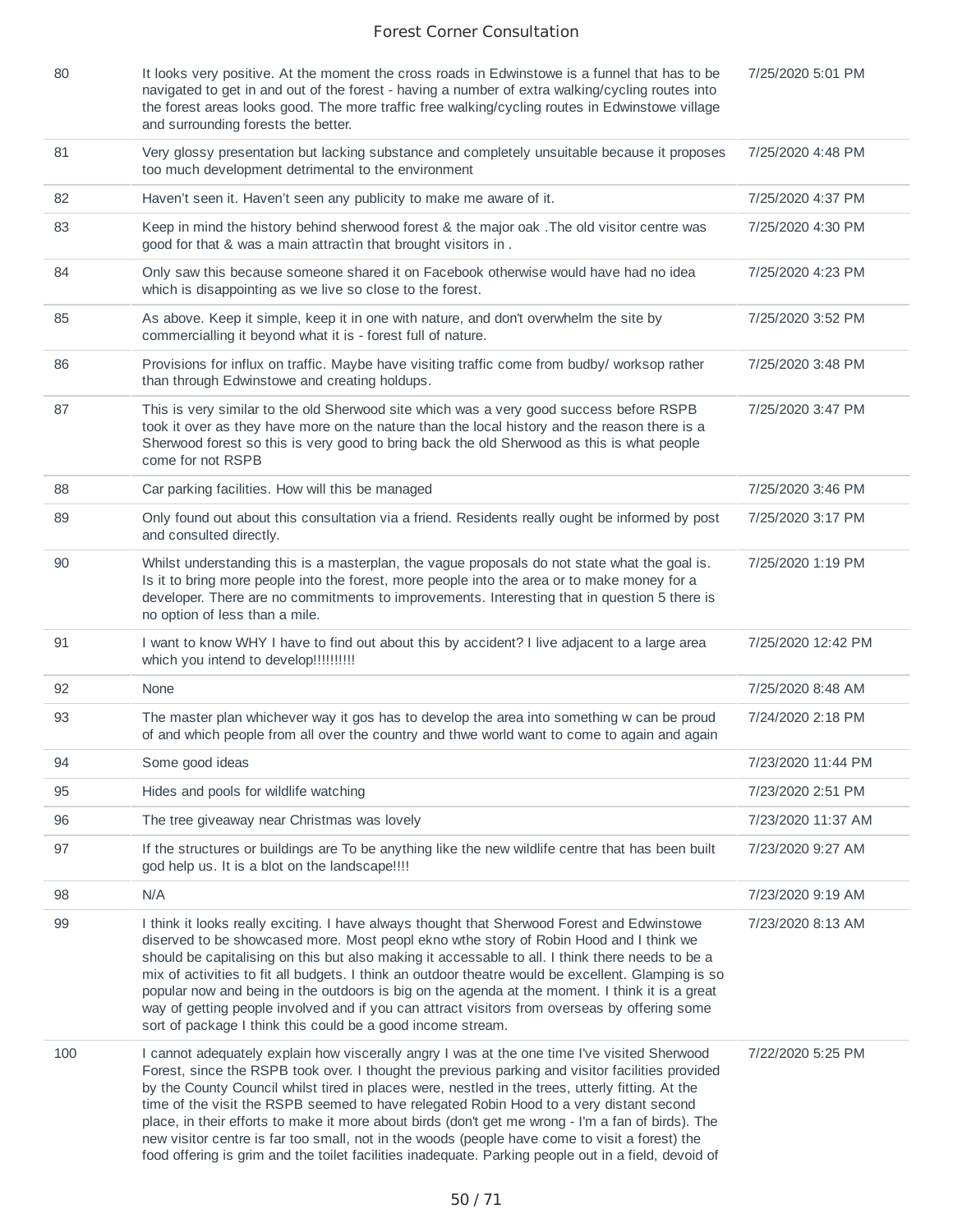| | | |
|---|---|---|
| 80 | It looks very positive. At the moment the cross roads in Edwinstowe is a funnel that has to be navigated to get in and out of the forest - having a number of extra walking/cycling routes into the forest areas looks good. The more traffic free walking/cycling routes in Edwinstowe village and surrounding forests the better. | 7/25/2020 5:01 PM |
| 81 | Very glossy presentation but lacking substance and completely unsuitable because it proposes too much development detrimental to the environment | 7/25/2020 4:48 PM |
| 82 | Haven't seen it. Haven't seen any publicity to make me aware of it. | 7/25/2020 4:37 PM |
| 83 | Keep in mind the history behind sherwood forest & the major oak .The old visitor centre was good for that & was a main attractìn that brought visitors in . | 7/25/2020 4:30 PM |
| 84 | Only saw this because someone shared it on Facebook otherwise would have had no idea which is disappointing as we live so close to the forest. | 7/25/2020 4:23 PM |
| 85 | As above. Keep it simple, keep it in one with nature, and don't overwhelm the site by commercialling it beyond what it is - forest full of nature. | 7/25/2020 3:52 PM |
| 86 | Provisions for influx on traffic. Maybe have visiting traffic come from budby/ worksop rather than through Edwinstowe and creating holdups. | 7/25/2020 3:48 PM |
| 87 | This is very similar to the old Sherwood site which was a very good success before RSPB took it over as they have more on the nature than the local history and the reason there is a Sherwood forest so this is very good to bring back the old Sherwood as this is what people come for not RSPB | 7/25/2020 3:47 PM |
| 88 | Car parking facilities. How will this be managed | 7/25/2020 3:46 PM |
| 89 | Only found out about this consultation via a friend. Residents really ought be informed by post and consulted directly. | 7/25/2020 3:17 PM |
| 90 | Whilst understanding this is a masterplan, the vague proposals do not state what the goal is. Is it to bring more people into the forest, more people into the area or to make money for a developer. There are no commitments to improvements. Interesting that in question 5 there is no option of less than a mile. | 7/25/2020 1:19 PM |
| 91 | I want to know WHY I have to find out about this by accident? I live adjacent to a large area which you intend to develop!!!!!!!!!! | 7/25/2020 12:42 PM |
| 92 | None | 7/25/2020 8:48 AM |
| 93 | The master plan whichever way it gos has to develop the area into something w can be proud of and which people from all over the country and thwe world want to come to again and again | 7/24/2020 2:18 PM |
| 94 | Some good ideas | 7/23/2020 11:44 PM |
| 95 | Hides and pools for wildlife watching | 7/23/2020 2:51 PM |
| 96 | The tree giveaway near Christmas was lovely | 7/23/2020 11:37 AM |
| 97 | If the structures or buildings are To be anything like the new wildlife centre that has been built god help us. It is a blot on the landscape!!!! | 7/23/2020 9:27 AM |
| 98 | N/A | 7/23/2020 9:19 AM |
| 99 | I think it looks really exciting. I have always thought that Sherwood Forest and Edwinstowe diserved to be showcased more. Most peopl ekno wthe story of Robin Hood and I think we should be capitalising on this but also making it accessable to all. I think there needs to be a mix of activities to fit all budgets. I think an outdoor theatre would be excellent. Glamping is so popular now and being in the outdoors is big on the agenda at the moment. I think it is a great way of getting people involved and if you can attract visitors from overseas by offering some sort of package I think this could be a good income stream. | 7/23/2020 8:13 AM |
| 100 | I cannot adequately explain how viscerally angry I was at the one time I've visited Sherwood Forest, since the RSPB took over. I thought the previous parking and visitor facilities provided by the County Council whilst tired in places were, nestled in the trees, utterly fitting. At the time of the visit the RSPB seemed to have relegated Robin Hood to a very distant second place, in their efforts to make it more about birds (don't get me wrong - I'm a fan of birds). The new visitor centre is far too small, not in the woods (people have come to visit a forest) the food offering is grim and the toilet facilities inadequate. Parking people out in a field, devoid of | 7/22/2020 5:25 PM |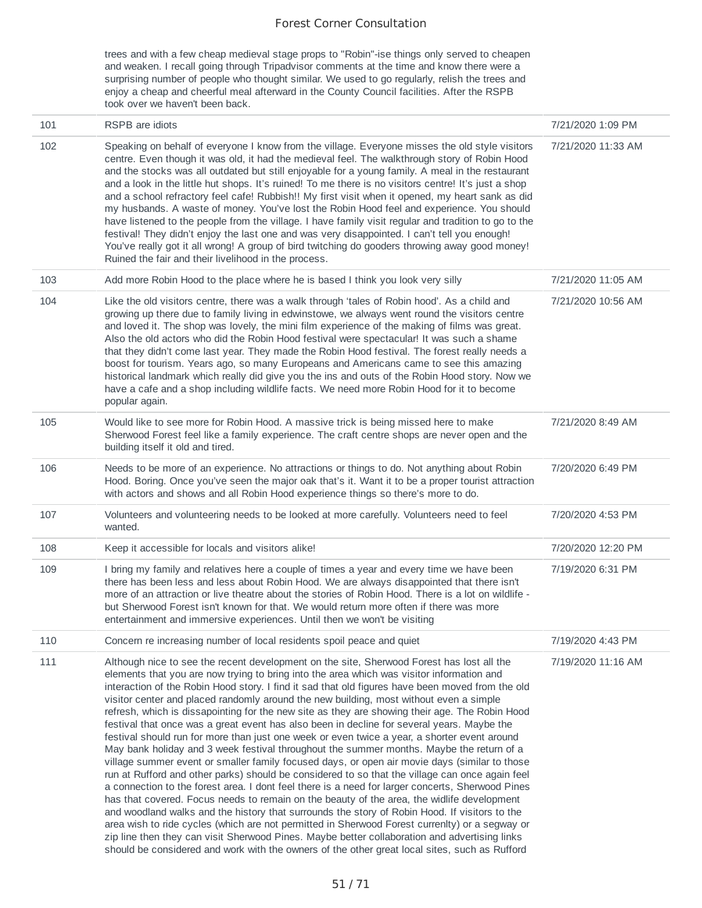| | | |
|---|---|---|
| | trees and with a few cheap medieval stage props to "Robin"-ise things only served to cheapen and weaken. I recall going through Tripadvisor comments at the time and know there were a surprising number of people who thought similar. We used to go regularly, relish the trees and enjoy a cheap and cheerful meal afterward in the County Council facilities. After the RSPB took over we haven't been back. | |
| 101 | RSPB are idiots | 7/21/2020 1:09 PM |
| 102 | Speaking on behalf of everyone I know from the village. Everyone misses the old style visitors centre. Even though it was old, it had the medieval feel. The walkthrough story of Robin Hood and the stocks was all outdated but still enjoyable for a young family. A meal in the restaurant and a look in the little hut shops. It's ruined! To me there is no visitors centre! It's just a shop and a school refractory feel cafe! Rubbish!! My first visit when it opened, my heart sank as did my husbands. A waste of money. You've lost the Robin Hood feel and experience. You should have listened to the people from the village. I have family visit regular and tradition to go to the festival! They didn't enjoy the last one and was very disappointed. I can't tell you enough! You've really got it all wrong! A group of bird twitching do gooders throwing away good money! Ruined the fair and their livelihood in the process. | 7/21/2020 11:33 AM |
| 103 | Add more Robin Hood to the place where he is based I think you look very silly | 7/21/2020 11:05 AM |
| 104 | Like the old visitors centre, there was a walk through 'tales of Robin hood'. As a child and growing up there due to family living in edwinstowe, we always went round the visitors centre and loved it. The shop was lovely, the mini film experience of the making of films was great. Also the old actors who did the Robin Hood festival were spectacular! It was such a shame that they didn't come last year. They made the Robin Hood festival. The forest really needs a boost for tourism. Years ago, so many Europeans and Americans came to see this amazing historical landmark which really did give you the ins and outs of the Robin Hood story. Now we have a cafe and a shop including wildlife facts. We need more Robin Hood for it to become popular again. | 7/21/2020 10:56 AM |
| 105 | Would like to see more for Robin Hood. A massive trick is being missed here to make Sherwood Forest feel like a family experience. The craft centre shops are never open and the building itself it old and tired. | 7/21/2020 8:49 AM |
| 106 | Needs to be more of an experience. No attractions or things to do. Not anything about Robin Hood. Boring. Once you've seen the major oak that's it. Want it to be a proper tourist attraction with actors and shows and all Robin Hood experience things so there's more to do. | 7/20/2020 6:49 PM |
| 107 | Volunteers and volunteering needs to be looked at more carefully. Volunteers need to feel wanted. | 7/20/2020 4:53 PM |
| 108 | Keep it accessible for locals and visitors alike! | 7/20/2020 12:20 PM |
| 109 | I bring my family and relatives here a couple of times a year and every time we have been there has been less and less about Robin Hood. We are always disappointed that there isn't more of an attraction or live theatre about the stories of Robin Hood. There is a lot on wildlife - but Sherwood Forest isn't known for that. We would return more often if there was more entertainment and immersive experiences. Until then we won't be visiting | 7/19/2020 6:31 PM |
| 110 | Concern re increasing number of local residents spoil peace and quiet | 7/19/2020 4:43 PM |
| 111 | Although nice to see the recent development on the site, Sherwood Forest has lost all the elements that you are now trying to bring into the area which was visitor information and interaction of the Robin Hood story. I find it sad that old figures have been moved from the old visitor center and placed randomly around the new building, most without even a simple refresh, which is dissapointing for the new site as they are showing their age. The Robin Hood festival that once was a great event has also been in decline for several years. Maybe the festival should run for more than just one week or even twice a year, a shorter event around May bank holiday and 3 week festival throughout the summer months. Maybe the return of a village summer event or smaller family focused days, or open air movie days (similar to those run at Rufford and other parks) should be considered to so that the village can once again feel a connection to the forest area. I dont feel there is a need for larger concerts, Sherwood Pines has that covered. Focus needs to remain on the beauty of the area, the widlife development and woodland walks and the history that surrounds the story of Robin Hood. If visitors to the area wish to ride cycles (which are not permitted in Sherwood Forest currenlty) or a segway or zip line then they can visit Sherwood Pines. Maybe better collaboration and advertising links should be considered and work with the owners of the other great local sites, such as Rufford | 7/19/2020 11:16 AM |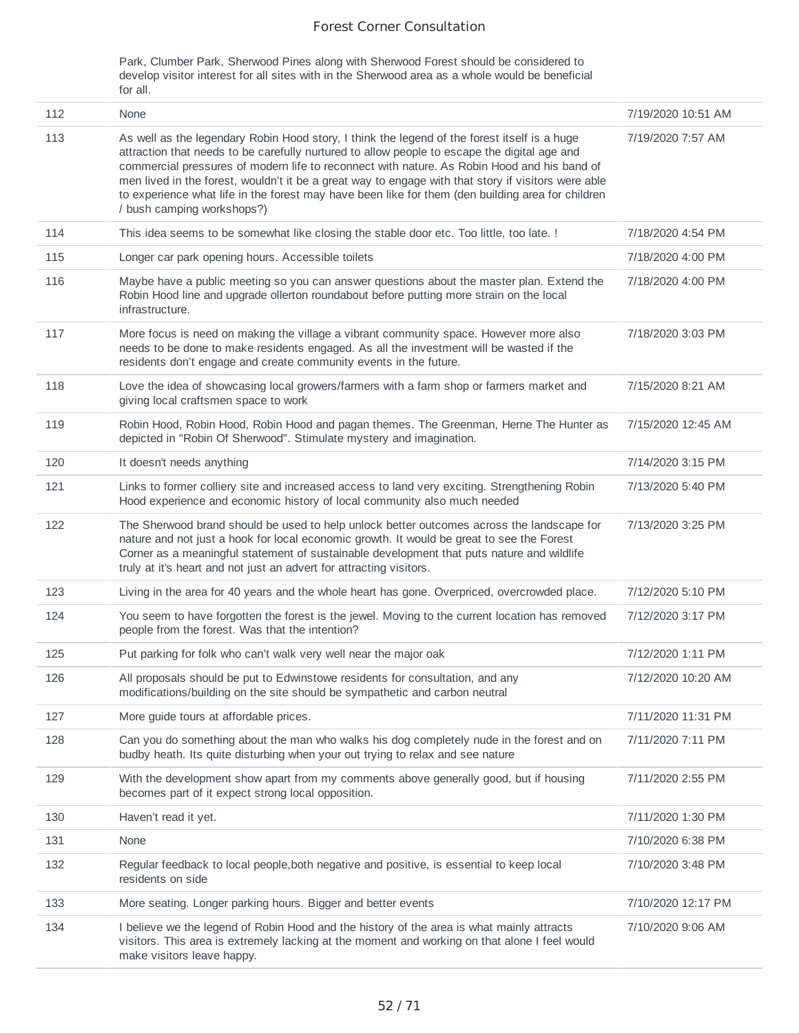| | | |
|---|---|---|
| | Park, Clumber Park, Sherwood Pines along with Sherwood Forest should be considered to develop visitor interest for all sites with in the Sherwood area as a whole would be beneficial for all. | |
| 112 | None | 7/19/2020 10:51 AM |
| 113 | As well as the legendary Robin Hood story, I think the legend of the forest itself is a huge attraction that needs to be carefully nurtured to allow people to escape the digital age and commercial pressures of modern life to reconnect with nature. As Robin Hood and his band of men lived in the forest, wouldn't it be a great way to engage with that story if visitors were able to experience what life in the forest may have been like for them (den building area for children / bush camping workshops?) | 7/19/2020 7:57 AM |
| 114 | This idea seems to be somewhat like closing the stable door etc. Too little, too late. ! | 7/18/2020 4:54 PM |
| 115 | Longer car park opening hours. Accessible toilets | 7/18/2020 4:00 PM |
| 116 | Maybe have a public meeting so you can answer questions about the master plan. Extend the Robin Hood line and upgrade ollerton roundabout before putting more strain on the local infrastructure. | 7/18/2020 4:00 PM |
| 117 | More focus is need on making the village a vibrant community space. However more also needs to be done to make residents engaged. As all the investment will be wasted if the residents don't engage and create community events in the future. | 7/18/2020 3:03 PM |
| 118 | Love the idea of showcasing local growers/farmers with a farm shop or farmers market and giving local craftsmen space to work | 7/15/2020 8:21 AM |
| 119 | Robin Hood, Robin Hood, Robin Hood and pagan themes. The Greenman, Herne The Hunter as depicted in "Robin Of Sherwood". Stimulate mystery and imagination. | 7/15/2020 12:45 AM |
| 120 | It doesn't needs anything | 7/14/2020 3:15 PM |
| 121 | Links to former colliery site and increased access to land very exciting. Strengthening Robin Hood experience and economic history of local community also much needed | 7/13/2020 5:40 PM |
| 122 | The Sherwood brand should be used to help unlock better outcomes across the landscape for nature and not just a hook for local economic growth. It would be great to see the Forest Corner as a meaningful statement of sustainable development that puts nature and wildlife truly at it's heart and not just an advert for attracting visitors. | 7/13/2020 3:25 PM |
| 123 | Living in the area for 40 years and the whole heart has gone. Overpriced, overcrowded place. | 7/12/2020 5:10 PM |
| 124 | You seem to have forgotten the forest is the jewel. Moving to the current location has removed people from the forest. Was that the intention? | 7/12/2020 3:17 PM |
| 125 | Put parking for folk who can't walk very well near the major oak | 7/12/2020 1:11 PM |
| 126 | All proposals should be put to Edwinstowe residents for consultation, and any modifications/building on the site should be sympathetic and carbon neutral | 7/12/2020 10:20 AM |
| 127 | More guide tours at affordable prices. | 7/11/2020 11:31 PM |
| 128 | Can you do something about the man who walks his dog completely nude in the forest and on budby heath. Its quite disturbing when your out trying to relax and see nature | 7/11/2020 7:11 PM |
| 129 | With the development show apart from my comments above generally good, but if housing becomes part of it expect strong local opposition. | 7/11/2020 2:55 PM |
| 130 | Haven't read it yet. | 7/11/2020 1:30 PM |
| 131 | None | 7/10/2020 6:38 PM |
| 132 | Regular feedback to local people,both negative and positive, is essential to keep local residents on side | 7/10/2020 3:48 PM |
| 133 | More seating. Longer parking hours. Bigger and better events | 7/10/2020 12:17 PM |
| 134 | I believe we the legend of Robin Hood and the history of the area is what mainly attracts visitors. This area is extremely lacking at the moment and working on that alone I feel would make visitors leave happy. | 7/10/2020 9:06 AM |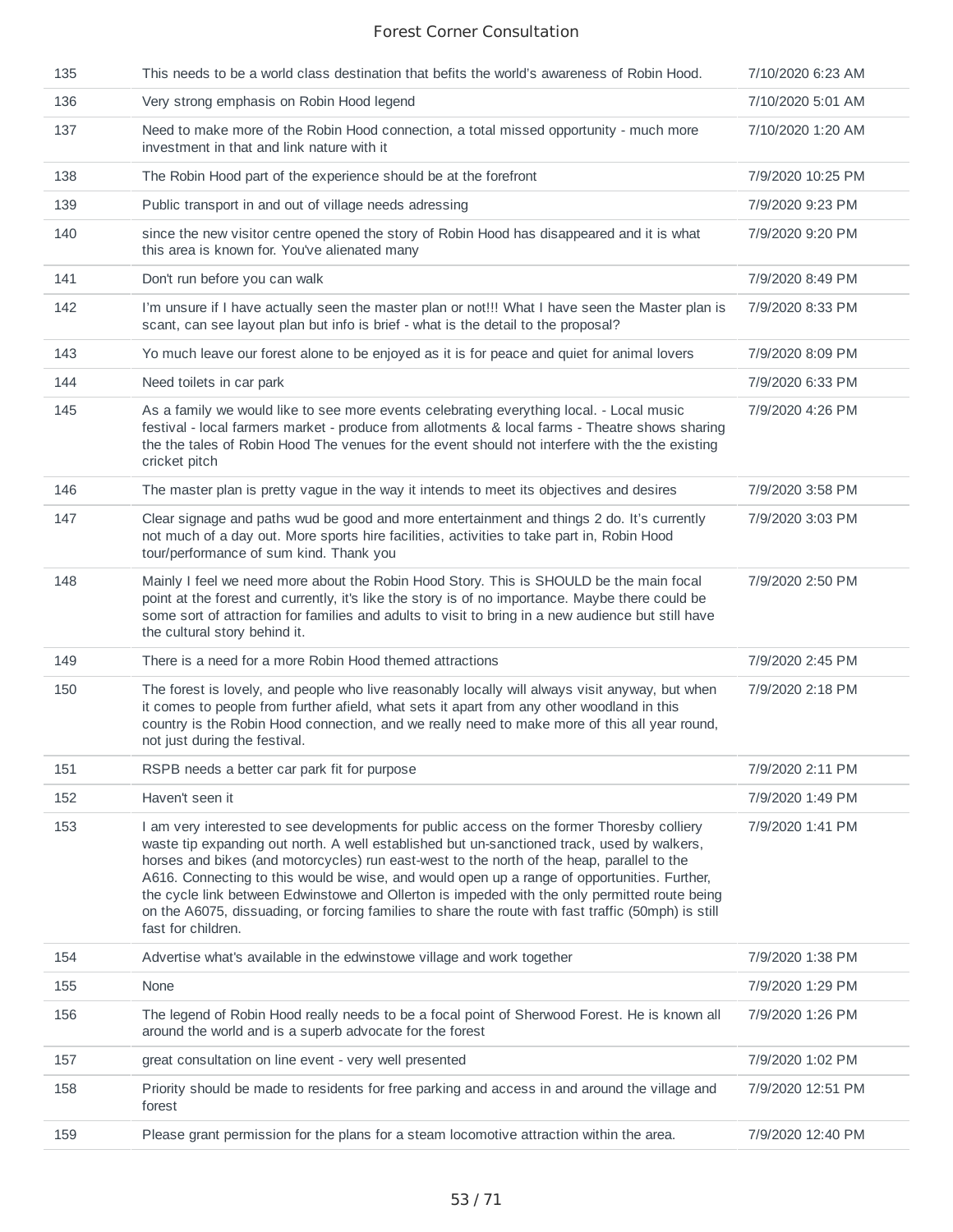| | | |
|---|---|---|
| 135 | This needs to be a world class destination that befits the world's awareness of Robin Hood. | 7/10/2020 6:23 AM |
| 136 | Very strong emphasis on Robin Hood legend | 7/10/2020 5:01 AM |
| 137 | Need to make more of the Robin Hood connection, a total missed opportunity - much more investment in that and link nature with it | 7/10/2020 1:20 AM |
| 138 | The Robin Hood part of the experience should be at the forefront | 7/9/2020 10:25 PM |
| 139 | Public transport in and out of village needs adressing | 7/9/2020 9:23 PM |
| 140 | since the new visitor centre opened the story of Robin Hood has disappeared and it is what this area is known for. You've alienated many | 7/9/2020 9:20 PM |
| 141 | Don't run before you can walk | 7/9/2020 8:49 PM |
| 142 | I'm unsure if I have actually seen the master plan or not!!! What I have seen the Master plan is scant, can see layout plan but info is brief - what is the detail to the proposal? | 7/9/2020 8:33 PM |
| 143 | Yo much leave our forest alone to be enjoyed as it is for peace and quiet for animal lovers | 7/9/2020 8:09 PM |
| 144 | Need toilets in car park | 7/9/2020 6:33 PM |
| 145 | As a family we would like to see more events celebrating everything local. - Local music festival - local farmers market - produce from allotments & local farms - Theatre shows sharing the the tales of Robin Hood The venues for the event should not interfere with the the existing cricket pitch | 7/9/2020 4:26 PM |
| 146 | The master plan is pretty vague in the way it intends to meet its objectives and desires | 7/9/2020 3:58 PM |
| 147 | Clear signage and paths wud be good and more entertainment and things 2 do. It's currently not much of a day out. More sports hire facilities, activities to take part in, Robin Hood tour/performance of sum kind. Thank you | 7/9/2020 3:03 PM |
| 148 | Mainly I feel we need more about the Robin Hood Story. This is SHOULD be the main focal point at the forest and currently, it's like the story is of no importance. Maybe there could be some sort of attraction for families and adults to visit to bring in a new audience but still have the cultural story behind it. | 7/9/2020 2:50 PM |
| 149 | There is a need for a more Robin Hood themed attractions | 7/9/2020 2:45 PM |
| 150 | The forest is lovely, and people who live reasonably locally will always visit anyway, but when it comes to people from further afield, what sets it apart from any other woodland in this country is the Robin Hood connection, and we really need to make more of this all year round, not just during the festival. | 7/9/2020 2:18 PM |
| 151 | RSPB needs a better car park fit for purpose | 7/9/2020 2:11 PM |
| 152 | Haven't seen it | 7/9/2020 1:49 PM |
| 153 | I am very interested to see developments for public access on the former Thoresby colliery waste tip expanding out north. A well established but un-sanctioned track, used by walkers, horses and bikes (and motorcycles) run east-west to the north of the heap, parallel to the A616. Connecting to this would be wise, and would open up a range of opportunities. Further, the cycle link between Edwinstowe and Ollerton is impeded with the only permitted route being on the A6075, dissuading, or forcing families to share the route with fast traffic (50mph) is still fast for children. | 7/9/2020 1:41 PM |
| 154 | Advertise what's available in the edwinstowe village and work together | 7/9/2020 1:38 PM |
| 155 | None | 7/9/2020 1:29 PM |
| 156 | The legend of Robin Hood really needs to be a focal point of Sherwood Forest. He is known all around the world and is a superb advocate for the forest | 7/9/2020 1:26 PM |
| 157 | great consultation on line event - very well presented | 7/9/2020 1:02 PM |
| 158 | Priority should be made to residents for free parking and access in and around the village and forest | 7/9/2020 12:51 PM |
| 159 | Please grant permission for the plans for a steam locomotive attraction within the area. | 7/9/2020 12:40 PM |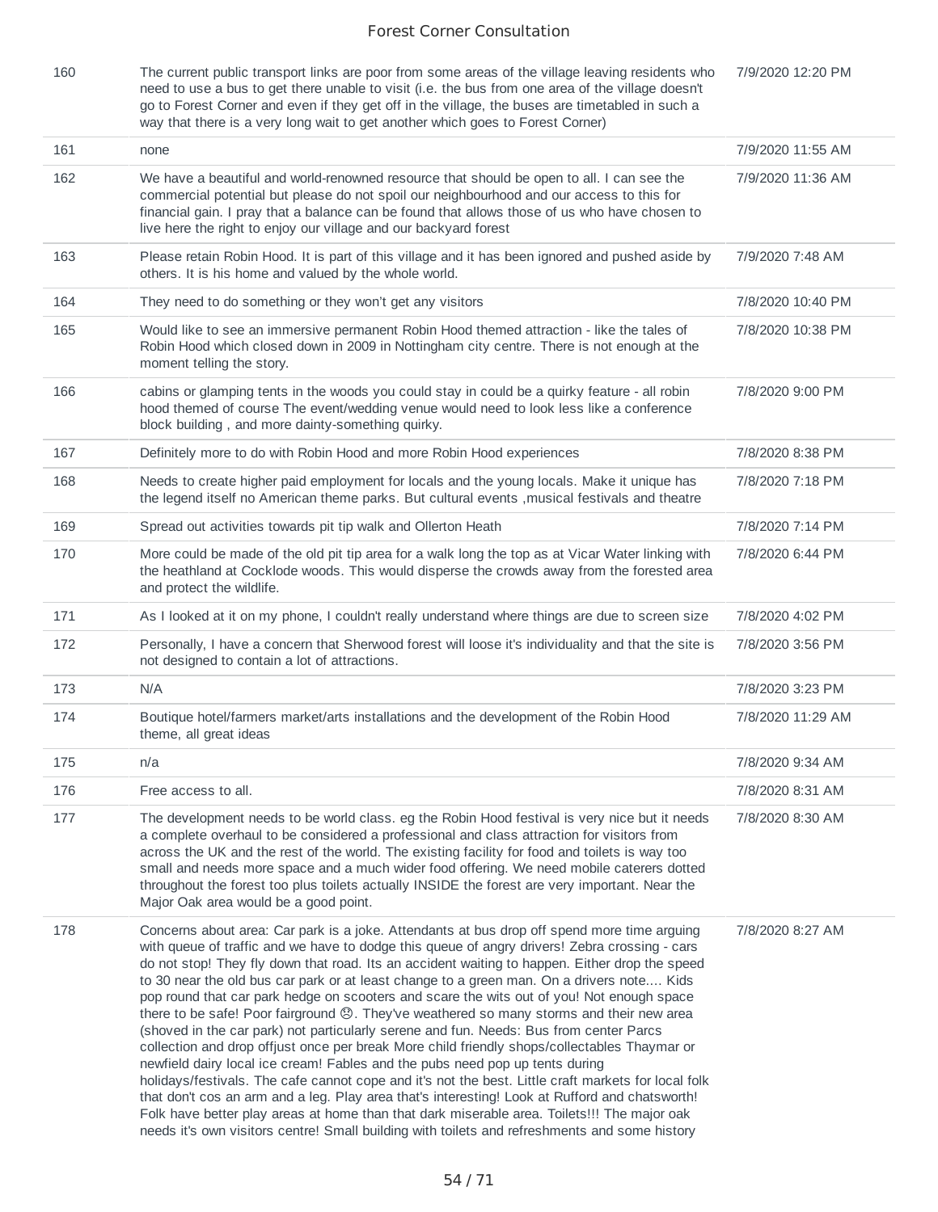| | | |
|---|---|---|
| 160 | The current public transport links are poor from some areas of the village leaving residents who need to use a bus to get there unable to visit (i.e. the bus from one area of the village doesn't go to Forest Corner and even if they get off in the village, the buses are timetabled in such a way that there is a very long wait to get another which goes to Forest Corner) | 7/9/2020 12:20 PM |
| 161 | none | 7/9/2020 11:55 AM |
| 162 | We have a beautiful and world-renowned resource that should be open to all. I can see the commercial potential but please do not spoil our neighbourhood and our access to this for financial gain. I pray that a balance can be found that allows those of us who have chosen to live here the right to enjoy our village and our backyard forest | 7/9/2020 11:36 AM |
| 163 | Please retain Robin Hood. It is part of this village and it has been ignored and pushed aside by others. It is his home and valued by the whole world. | 7/9/2020 7:48 AM |
| 164 | They need to do something or they won't get any visitors | 7/8/2020 10:40 PM |
| 165 | Would like to see an immersive permanent Robin Hood themed attraction - like the tales of Robin Hood which closed down in 2009 in Nottingham city centre. There is not enough at the moment telling the story. | 7/8/2020 10:38 PM |
| 166 | cabins or glamping tents in the woods you could stay in could be a quirky feature - all robin hood themed of course The event/wedding venue would need to look less like a conference block building , and more dainty-something quirky. | 7/8/2020 9:00 PM |
| 167 | Definitely more to do with Robin Hood and more Robin Hood experiences | 7/8/2020 8:38 PM |
| 168 | Needs to create higher paid employment for locals and the young locals. Make it unique has the legend itself no American theme parks. But cultural events ,musical festivals and theatre | 7/8/2020 7:18 PM |
| 169 | Spread out activities towards pit tip walk and Ollerton Heath | 7/8/2020 7:14 PM |
| 170 | More could be made of the old pit tip area for a walk long the top as at Vicar Water linking with the heathland at Cocklode woods. This would disperse the crowds away from the forested area and protect the wildlife. | 7/8/2020 6:44 PM |
| 171 | As I looked at it on my phone, I couldn't really understand where things are due to screen size | 7/8/2020 4:02 PM |
| 172 | Personally, I have a concern that Sherwood forest will loose it's individuality and that the site is not designed to contain a lot of attractions. | 7/8/2020 3:56 PM |
| 173 | N/A | 7/8/2020 3:23 PM |
| 174 | Boutique hotel/farmers market/arts installations and the development of the Robin Hood theme, all great ideas | 7/8/2020 11:29 AM |
| 175 | n/a | 7/8/2020 9:34 AM |
| 176 | Free access to all. | 7/8/2020 8:31 AM |
| 177 | The development needs to be world class. eg the Robin Hood festival is very nice but it needs a complete overhaul to be considered a professional and class attraction for visitors from across the UK and the rest of the world. The existing facility for food and toilets is way too small and needs more space and a much wider food offering. We need mobile caterers dotted throughout the forest too plus toilets actually INSIDE the forest are very important. Near the Major Oak area would be a good point. | 7/8/2020 8:30 AM |
| 178 | Concerns about area: Car park is a joke. Attendants at bus drop off spend more time arguing with queue of traffic and we have to dodge this queue of angry drivers! Zebra crossing - cars do not stop! They fly down that road. Its an accident waiting to happen. Either drop the speed to 30 near the old bus car park or at least change to a green man. On a drivers note.... Kids pop round that car park hedge on scooters and scare the wits out of you! Not enough space there to be safe! Poor fairground ☹. They've weathered so many storms and their new area (shoved in the car park) not particularly serene and fun. Needs: Bus from center Parcs collection and drop offjust once per break More child friendly shops/collectables Thaymar or newfield dairy local ice cream! Fables and the pubs need pop up tents during holidays/festivals. The cafe cannot cope and it's not the best. Little craft markets for local folk that don't cos an arm and a leg. Play area that's interesting! Look at Rufford and chatsworth! Folk have better play areas at home than that dark miserable area. Toilets!!! The major oak needs it's own visitors centre! Small building with toilets and refreshments and some history | 7/8/2020 8:27 AM |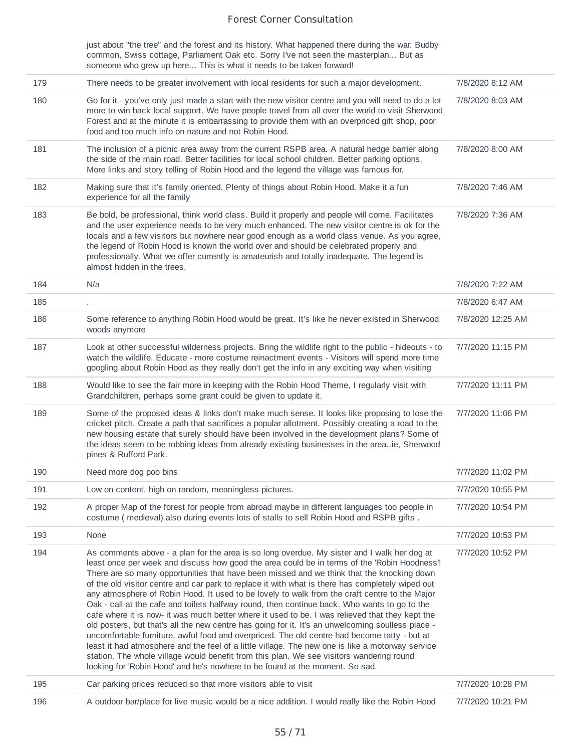| | | |
|---|---|---|
| | just about "the tree" and the forest and its history. What happened there during the war. Budby common, Swiss cottage, Parliament Oak etc. Sorry I've not seen the masterplan... But as someone who grew up here... This is what it needs to be taken forward! | |
| 179 | There needs to be greater involvement with local residents for such a major development. | 7/8/2020 8:12 AM |
| 180 | Go for it - you've only just made a start with the new visitor centre and you will need to do a lot more to win back local support. We have people travel from all over the world to visit Sherwood Forest and at the minute it is embarrassing to provide them with an overpriced gift shop, poor food and too much info on nature and not Robin Hood. | 7/8/2020 8:03 AM |
| 181 | The inclusion of a picnic area away from the current RSPB area. A natural hedge barrier along the side of the main road. Better facilities for local school children. Better parking options. More links and story telling of Robin Hood and the legend the village was famous for. | 7/8/2020 8:00 AM |
| 182 | Making sure that it's family oriented. Plenty of things about Robin Hood. Make it a fun experience for all the family | 7/8/2020 7:46 AM |
| 183 | Be bold, be professional, think world class. Build it properly and people will come. Facilitates and the user experience needs to be very much enhanced. The new visitor centre is ok for the locals and a few visitors but nowhere near good enough as a world class venue. As you agree, the legend of Robin Hood is known the world over and should be celebrated properly and professionally. What we offer currently is amateurish and totally inadequate. The legend is almost hidden in the trees. | 7/8/2020 7:36 AM |
| 184 | N/a | 7/8/2020 7:22 AM |
| 185 | . | 7/8/2020 6:47 AM |
| 186 | Some reference to anything Robin Hood would be great. It's like he never existed in Sherwood woods anymore | 7/8/2020 12:25 AM |
| 187 | Look at other successful wilderness projects. Bring the wildlife right to the public - hideouts - to watch the wildlife. Educate - more costume reinactment events - Visitors will spend more time googling about Robin Hood as they really don't get the info in any exciting way when visiting | 7/7/2020 11:15 PM |
| 188 | Would like to see the fair more in keeping with the Robin Hood Theme, I regularly visit with Grandchildren, perhaps some grant could be given to update it. | 7/7/2020 11:11 PM |
| 189 | Some of the proposed ideas & links don't make much sense. It looks like proposing to lose the cricket pitch. Create a path that sacrifices a popular allotment. Possibly creating a road to the new housing estate that surely should have been involved in the development plans? Some of the ideas seem to be robbing ideas from already existing businesses in the area..ie, Sherwood pines & Rufford Park. | 7/7/2020 11:06 PM |
| 190 | Need more dog poo bins | 7/7/2020 11:02 PM |
| 191 | Low on content, high on random, meaningless pictures. | 7/7/2020 10:55 PM |
| 192 | A proper Map of the forest for people from abroad maybe in different languages too people in costume ( medieval) also during events lots of stalls to sell Robin Hood and RSPB gifts . | 7/7/2020 10:54 PM |
| 193 | None | 7/7/2020 10:53 PM |
| 194 | As comments above - a plan for the area is so long overdue. My sister and I walk her dog at least once per week and discuss how good the area could be in terms of the 'Robin Hoodness'! There are so many opportunities that have been missed and we think that the knocking down of the old visitor centre and car park to replace it with what is there has completely wiped out any atmosphere of Robin Hood. It used to be lovely to walk from the craft centre to the Major Oak - call at the cafe and toilets halfway round, then continue back. Who wants to go to the cafe where it is now- it was much better where it used to be. I was relieved that they kept the old posters, but that's all the new centre has going for it. It's an unwelcoming soulless place - uncomfortable furniture, awful food and overpriced. The old centre had become tatty - but at least it had atmosphere and the feel of a little village. The new one is like a motorway service station. The whole village would benefit from this plan. We see visitors wandering round looking for 'Robin Hood' and he's nowhere to be found at the moment. So sad. | 7/7/2020 10:52 PM |
| 195 | Car parking prices reduced so that more visitors able to visit | 7/7/2020 10:28 PM |
| 196 | A outdoor bar/place for live music would be a nice addition. I would really like the Robin Hood | 7/7/2020 10:21 PM |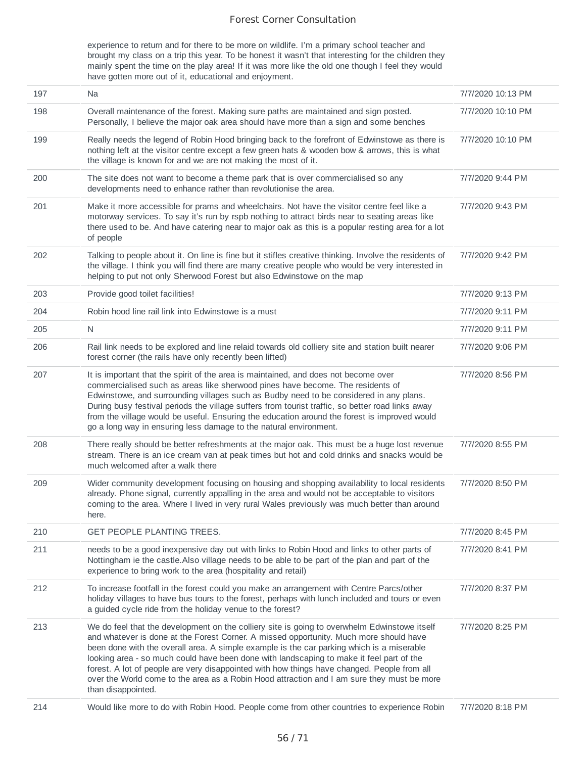| | experience to return and for there to be more on wildlife. I'm a primary school teacher and brought my class on a trip this year. To be honest it wasn't that interesting for the children they mainly spent the time on the play area! If it was more like the old one though I feel they would have gotten more out of it, educational and enjoyment. | |
|---|---|---|
| 197 | Na | 7/7/2020 10:13 PM |
| 198 | Overall maintenance of the forest. Making sure paths are maintained and sign posted. Personally, I believe the major oak area should have more than a sign and some benches | 7/7/2020 10:10 PM |
| 199 | Really needs the legend of Robin Hood bringing back to the forefront of Edwinstowe as there is nothing left at the visitor centre except a few green hats & wooden bow & arrows, this is what the village is known for and we are not making the most of it. | 7/7/2020 10:10 PM |
| 200 | The site does not want to become a theme park that is over commercialised so any developments need to enhance rather than revolutionise the area. | 7/7/2020 9:44 PM |
| 201 | Make it more accessible for prams and wheelchairs. Not have the visitor centre feel like a motorway services. To say it's run by rspb nothing to attract birds near to seating areas like there used to be. And have catering near to major oak as this is a popular resting area for a lot of people | 7/7/2020 9:43 PM |
| 202 | Talking to people about it. On line is fine but it stifles creative thinking. Involve the residents of the village. I think you will find there are many creative people who would be very interested in helping to put not only Sherwood Forest but also Edwinstowe on the map | 7/7/2020 9:42 PM |
| 203 | Provide good toilet facilities! | 7/7/2020 9:13 PM |
| 204 | Robin hood line rail link into Edwinstowe is a must | 7/7/2020 9:11 PM |
| 205 | N | 7/7/2020 9:11 PM |
| 206 | Rail link needs to be explored and line relaid towards old colliery site and station built nearer forest corner (the rails have only recently been lifted) | 7/7/2020 9:06 PM |
| 207 | It is important that the spirit of the area is maintained, and does not become over commercialised such as areas like sherwood pines have become. The residents of Edwinstowe, and surrounding villages such as Budby need to be considered in any plans. During busy festival periods the village suffers from tourist traffic, so better road links away from the village would be useful. Ensuring the education around the forest is improved would go a long way in ensuring less damage to the natural environment. | 7/7/2020 8:56 PM |
| 208 | There really should be better refreshments at the major oak. This must be a huge lost revenue stream. There is an ice cream van at peak times but hot and cold drinks and snacks would be much welcomed after a walk there | 7/7/2020 8:55 PM |
| 209 | Wider community development focusing on housing and shopping availability to local residents already. Phone signal, currently appalling in the area and would not be acceptable to visitors coming to the area. Where I lived in very rural Wales previously was much better than around here. | 7/7/2020 8:50 PM |
| 210 | GET PEOPLE PLANTING TREES. | 7/7/2020 8:45 PM |
| 211 | needs to be a good inexpensive day out with links to Robin Hood and links to other parts of Nottingham ie the castle.Also village needs to be able to be part of the plan and part of the experience to bring work to the area (hospitality and retail) | 7/7/2020 8:41 PM |
| 212 | To increase footfall in the forest could you make an arrangement with Centre Parcs/other holiday villages to have bus tours to the forest, perhaps with lunch included and tours or even a guided cycle ride from the holiday venue to the forest? | 7/7/2020 8:37 PM |
| 213 | We do feel that the development on the colliery site is going to overwhelm Edwinstowe itself and whatever is done at the Forest Corner. A missed opportunity. Much more should have been done with the overall area. A simple example is the car parking which is a miserable looking area - so much could have been done with landscaping to make it feel part of the forest. A lot of people are very disappointed with how things have changed. People from all over the World come to the area as a Robin Hood attraction and I am sure they must be more than disappointed. | 7/7/2020 8:25 PM |
| 214 | Would like more to do with Robin Hood. People come from other countries to experience Robin | 7/7/2020 8:18 PM |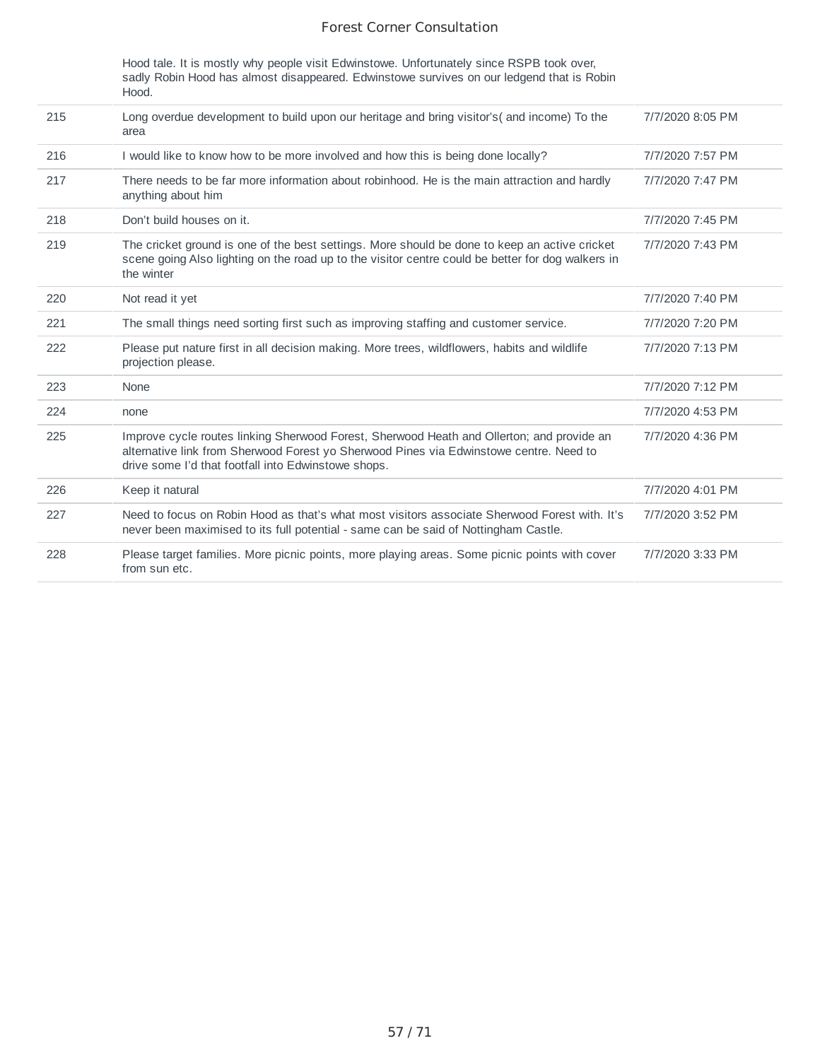| | | |
|---|---|---|
| | Hood tale. It is mostly why people visit Edwinstowe. Unfortunately since RSPB took over, sadly Robin Hood has almost disappeared. Edwinstowe survives on our ledgend that is Robin Hood. | |
| 215 | Long overdue development to build upon our heritage and bring visitor's( and income) To the area | 7/7/2020 8:05 PM |
| 216 | I would like to know how to be more involved and how this is being done locally? | 7/7/2020 7:57 PM |
| 217 | There needs to be far more information about robinhood. He is the main attraction and hardly anything about him | 7/7/2020 7:47 PM |
| 218 | Don't build houses on it. | 7/7/2020 7:45 PM |
| 219 | The cricket ground is one of the best settings. More should be done to keep an active cricket scene going Also lighting on the road up to the visitor centre could be better for dog walkers in the winter | 7/7/2020 7:43 PM |
| 220 | Not read it yet | 7/7/2020 7:40 PM |
| 221 | The small things need sorting first such as improving staffing and customer service. | 7/7/2020 7:20 PM |
| 222 | Please put nature first in all decision making. More trees, wildflowers, habits and wildlife projection please. | 7/7/2020 7:13 PM |
| 223 | None | 7/7/2020 7:12 PM |
| 224 | none | 7/7/2020 4:53 PM |
| 225 | Improve cycle routes linking Sherwood Forest, Sherwood Heath and Ollerton; and provide an alternative link from Sherwood Forest yo Sherwood Pines via Edwinstowe centre. Need to drive some I'd that footfall into Edwinstowe shops. | 7/7/2020 4:36 PM |
| 226 | Keep it natural | 7/7/2020 4:01 PM |
| 227 | Need to focus on Robin Hood as that's what most visitors associate Sherwood Forest with. It's never been maximised to its full potential - same can be said of Nottingham Castle. | 7/7/2020 3:52 PM |
| 228 | Please target families. More picnic points, more playing areas. Some picnic points with cover from sun etc. | 7/7/2020 3:33 PM |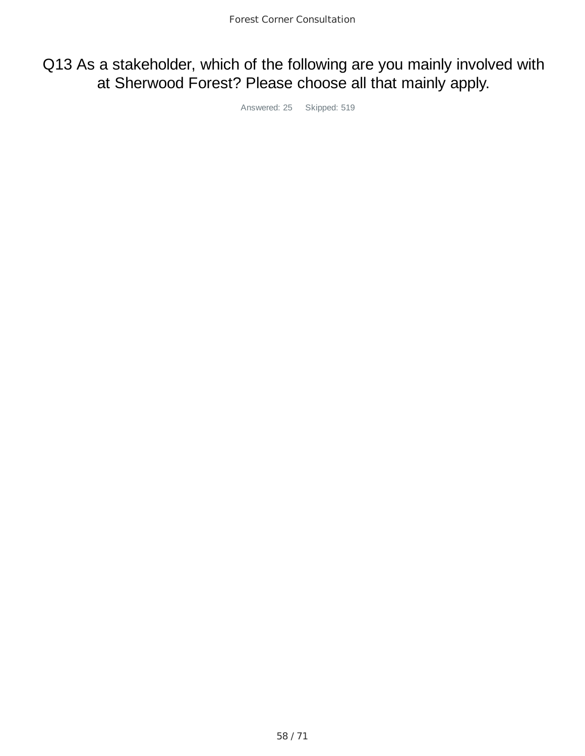# Q13 As a stakeholder, which of the following are you mainly involved with at Sherwood Forest? Please choose all that mainly apply.

Answered: 25 Skipped: 519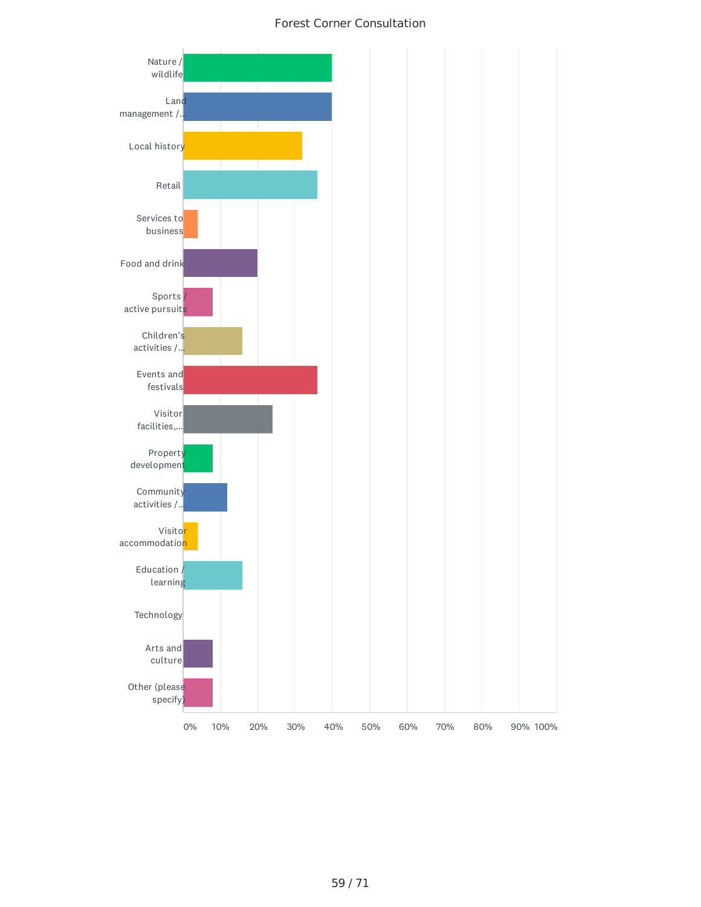Forest Corner Consultation

| Category | Value |
|---|---|
| Nature / wildlife | 40% |
| Land management /... | 40% |
| Local history | 32% |
| Retail | 36% |
| Services to business | 4% |
| Food and drink | 20% |
| Sports / active pursuits | 8% |
| Children's activities /... | 16% |
| Events and festivals | 36% |
| Visitor facilities,... | 24% |
| Property development | 8% |
| Community activities /... | 12% |
| Visitor accommodation | 4% |
| Education / learning | 16% |
| Technology | 0% |
| Arts and culture | 8% |
| Other (please specify) | 8% |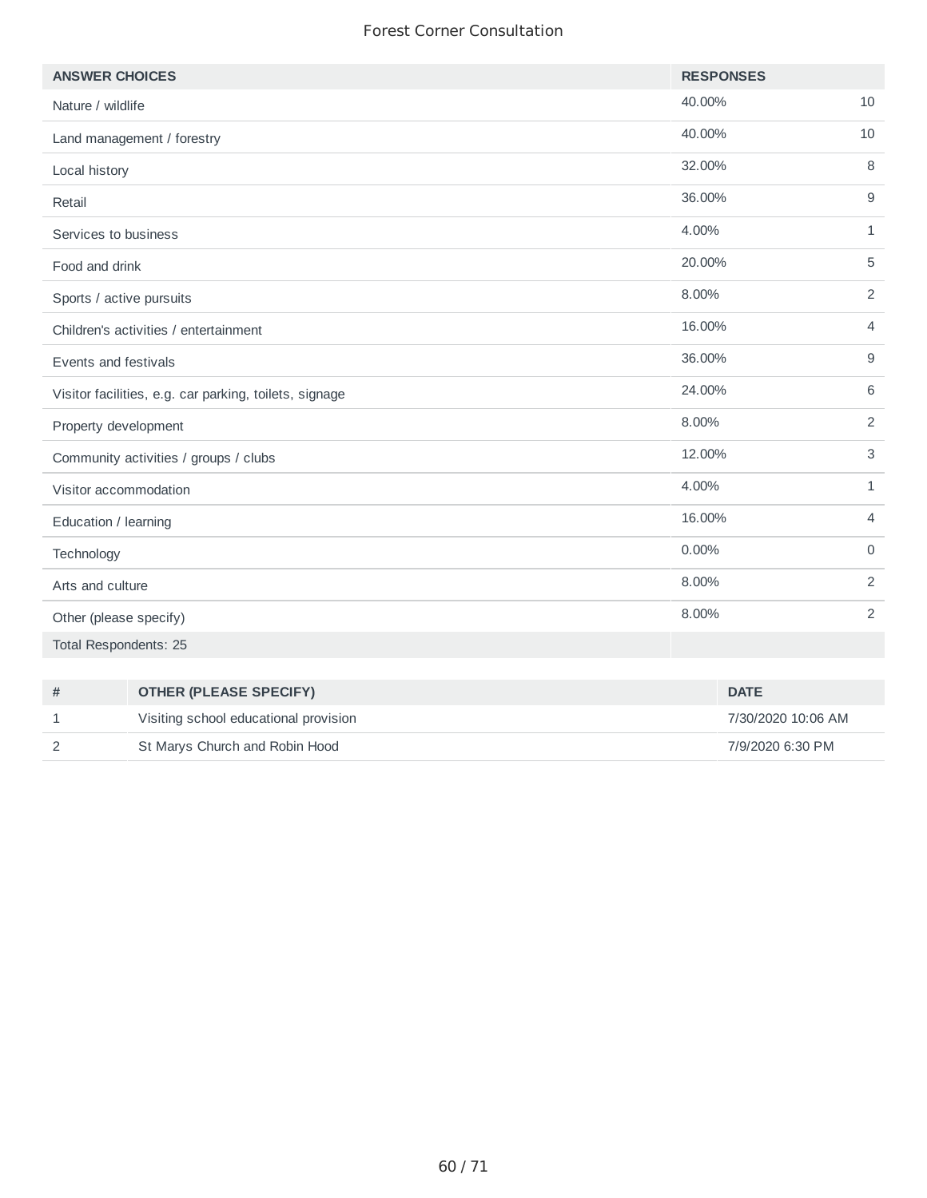| ANSWER CHOICES | RESPONSES | |
|---|---|---|
| Nature / wildlife | 40.00% | 10 |
| Land management / forestry | 40.00% | 10 |
| Local history | 32.00% | 8 |
| Retail | 36.00% | 9 |
| Services to business | 4.00% | 1 |
| Food and drink | 20.00% | 5 |
| Sports / active pursuits | 8.00% | 2 |
| Children's activities / entertainment | 16.00% | 4 |
| Events and festivals | 36.00% | 9 |
| Visitor facilities, e.g. car parking, toilets, signage | 24.00% | 6 |
| Property development | 8.00% | 2 |
| Community activities / groups / clubs | 12.00% | 3 |
| Visitor accommodation | 4.00% | 1 |
| Education / learning | 16.00% | 4 |
| Technology | 0.00% | 0 |
| Arts and culture | 8.00% | 2 |
| Other (please specify) | 8.00% | 2 |
| Total Respondents: 25 | | |

| # | OTHER (PLEASE SPECIFY) | DATE |
|---|---|---|
| 1 | Visiting school educational provision | 7/30/2020 10:06 AM |
| 2 | St Marys Church and Robin Hood | 7/9/2020 6:30 PM |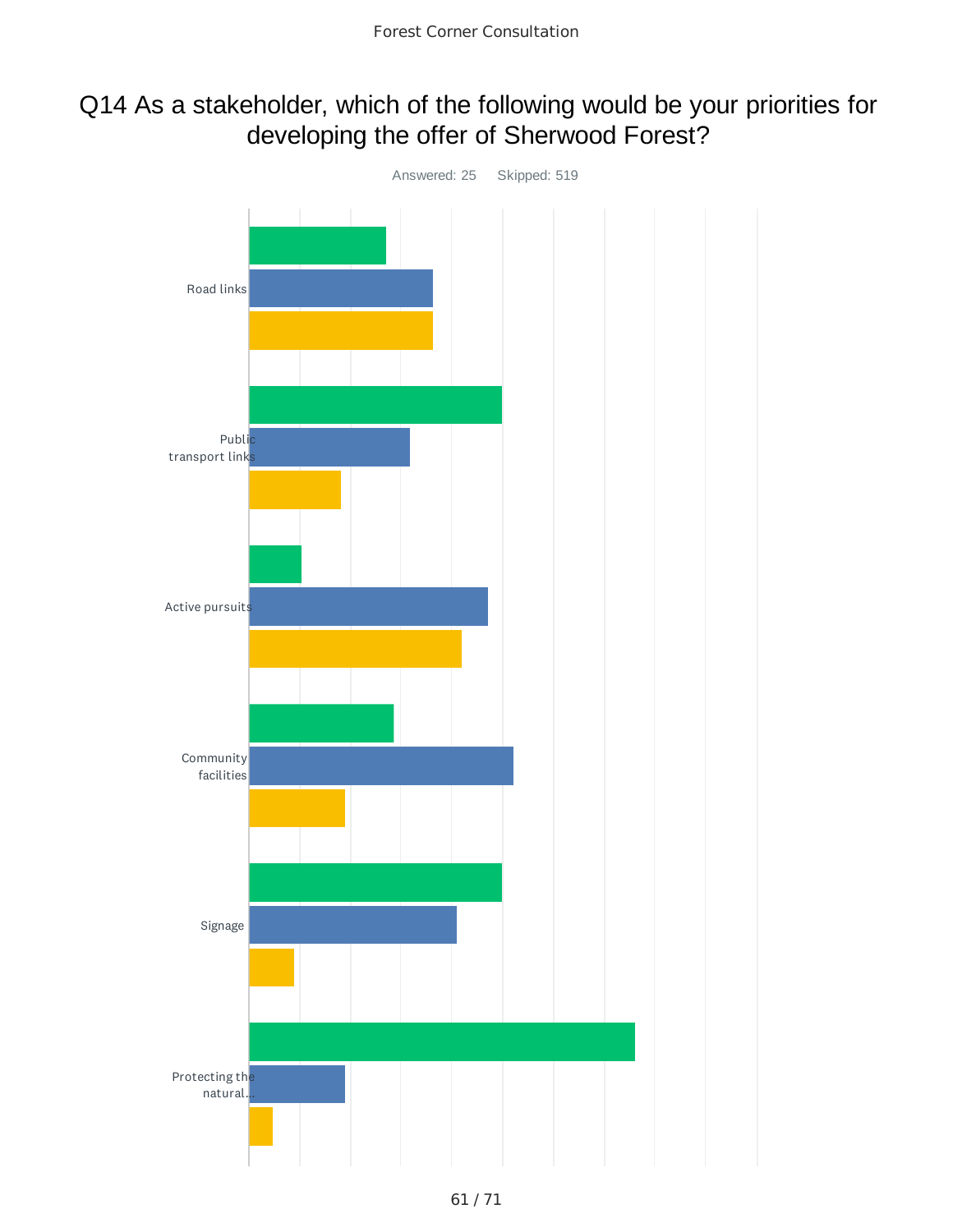# Q14 As a stakeholder, which of the following would be your priorities for developing the offer of Sherwood Forest?

Answered: 25 Skipped: 519

Road links

Public transport links

Active pursuits

Community facilities

Signage

Protecting the natural...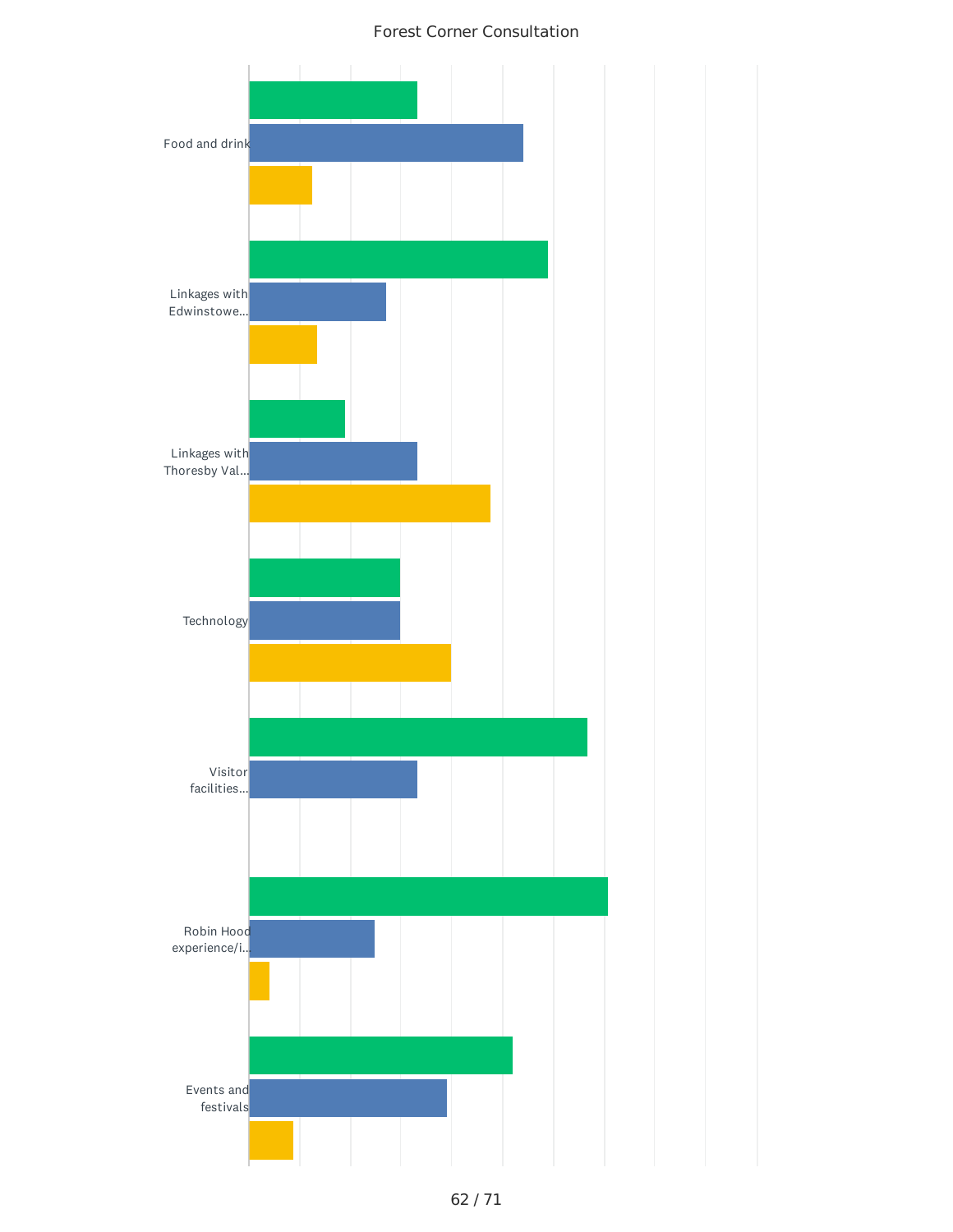Forest Corner Consultation

Food and drink

Linkages with Edwinstowe...

Linkages with Thoresby Val...

Technology

Visitor facilities...

Robin Hood experience/i...

Events and festivals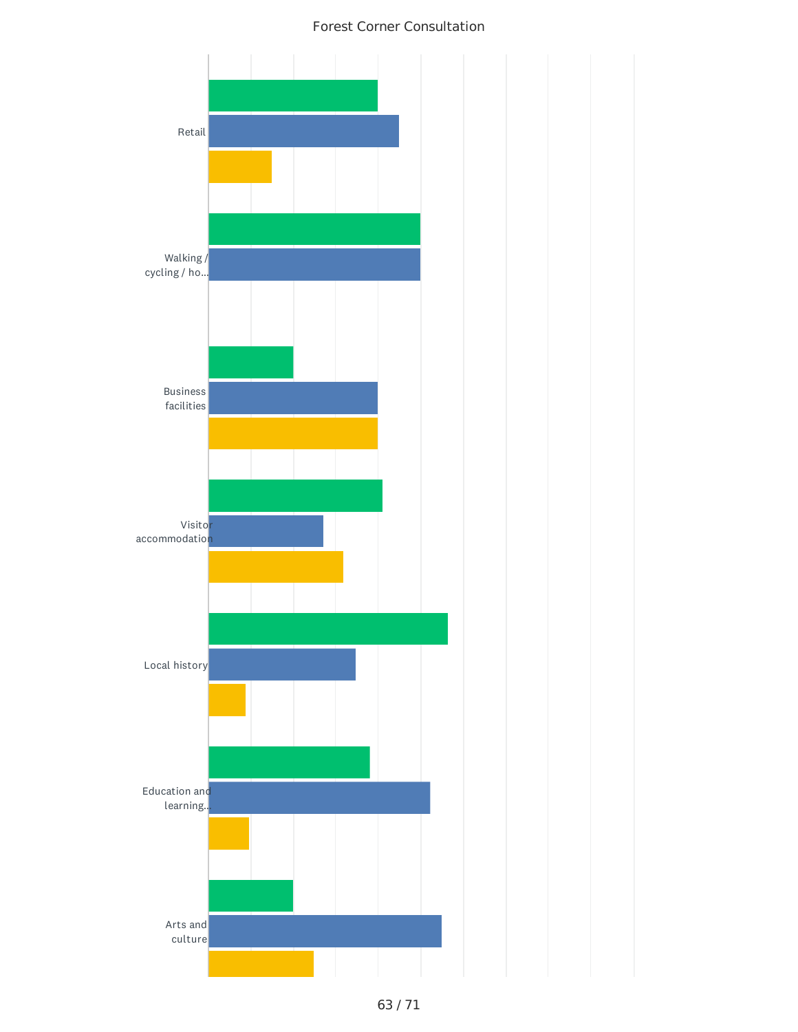Forest Corner Consultation

Retail

Walking / cycling / ho...

Business facilities

Visitor accommodation

Local history

Education and learning...

Arts and culture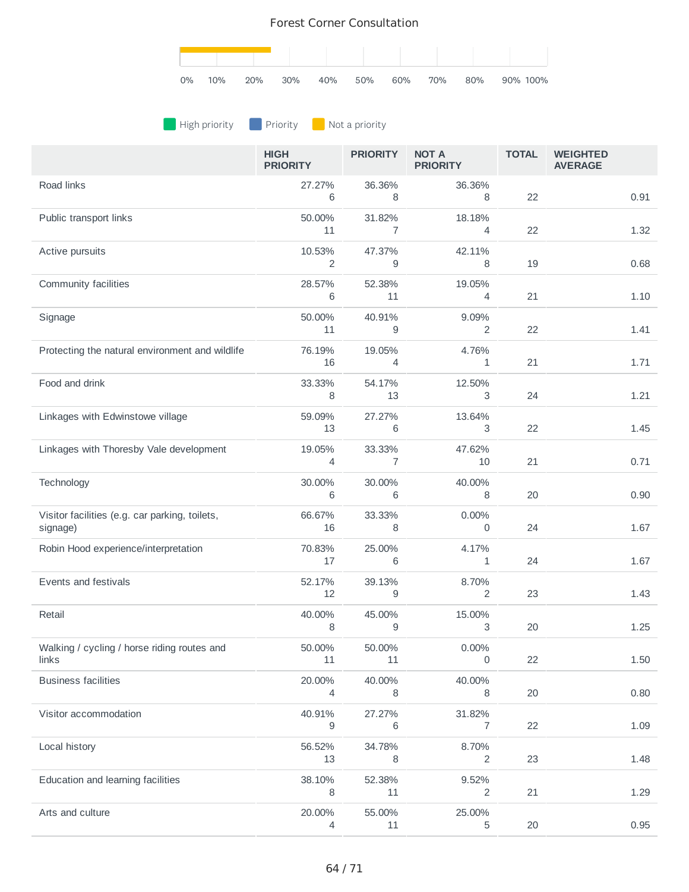Forest Corner Consultation

High priority | Priority | Not a priority

| | HIGH PRIORITY | PRIORITY | NOT A PRIORITY | TOTAL | WEIGHTED AVERAGE |
|---|---|---|---|---|---|
| Road links | 27.27%<br>6 | 36.36%<br>8 | 36.36%<br>8 | 22 | 0.91 |
| Public transport links | 50.00%<br>11 | 31.82%<br>7 | 18.18%<br>4 | 22 | 1.32 |
| Active pursuits | 10.53%<br>2 | 47.37%<br>9 | 42.11%<br>8 | 19 | 0.68 |
| Community facilities | 28.57%<br>6 | 52.38%<br>11 | 19.05%<br>4 | 21 | 1.10 |
| Signage | 50.00%<br>11 | 40.91%<br>9 | 9.09%<br>2 | 22 | 1.41 |
| Protecting the natural environment and wildlife | 76.19%<br>16 | 19.05%<br>4 | 4.76%<br>1 | 21 | 1.71 |
| Food and drink | 33.33%<br>8 | 54.17%<br>13 | 12.50%<br>3 | 24 | 1.21 |
| Linkages with Edwinstowe village | 59.09%<br>13 | 27.27%<br>6 | 13.64%<br>3 | 22 | 1.45 |
| Linkages with Thoresby Vale development | 19.05%<br>4 | 33.33%<br>7 | 47.62%<br>10 | 21 | 0.71 |
| Technology | 30.00%<br>6 | 30.00%<br>6 | 40.00%<br>8 | 20 | 0.90 |
| Visitor facilities (e.g. car parking, toilets, signage) | 66.67%<br>16 | 33.33%<br>8 | 0.00%<br>0 | 24 | 1.67 |
| Robin Hood experience/interpretation | 70.83%<br>17 | 25.00%<br>6 | 4.17%<br>1 | 24 | 1.67 |
| Events and festivals | 52.17%<br>12 | 39.13%<br>9 | 8.70%<br>2 | 23 | 1.43 |
| Retail | 40.00%<br>8 | 45.00%<br>9 | 15.00%<br>3 | 20 | 1.25 |
| Walking / cycling / horse riding routes and links | 50.00%<br>11 | 50.00%<br>11 | 0.00%<br>0 | 22 | 1.50 |
| Business facilities | 20.00%<br>4 | 40.00%<br>8 | 40.00%<br>8 | 20 | 0.80 |
| Visitor accommodation | 40.91%<br>9 | 27.27%<br>6 | 31.82%<br>7 | 22 | 1.09 |
| Local history | 56.52%<br>13 | 34.78%<br>8 | 8.70%<br>2 | 23 | 1.48 |
| Education and learning facilities | 38.10%<br>8 | 52.38%<br>11 | 9.52%<br>2 | 21 | 1.29 |
| Arts and culture | 20.00%<br>4 | 55.00%<br>11 | 25.00%<br>5 | 20 | 0.95 |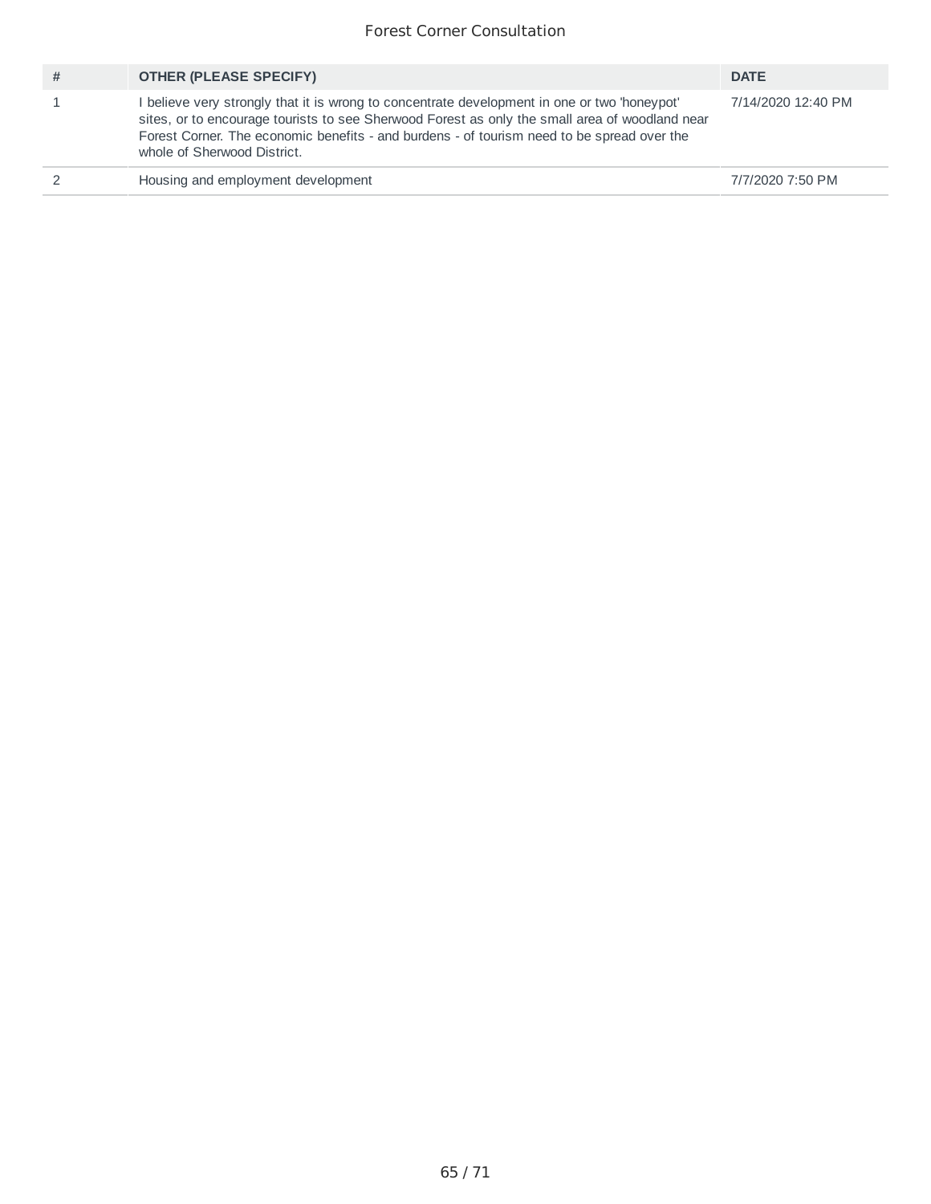| # | OTHER (PLEASE SPECIFY) | DATE |
| --- | --- | --- |
| 1 | I believe very strongly that it is wrong to concentrate development in one or two 'honeypot' sites, or to encourage tourists to see Sherwood Forest as only the small area of woodland near Forest Corner. The economic benefits - and burdens - of tourism need to be spread over the whole of Sherwood District. | 7/14/2020 12:40 PM |
| 2 | Housing and employment development | 7/7/2020 7:50 PM |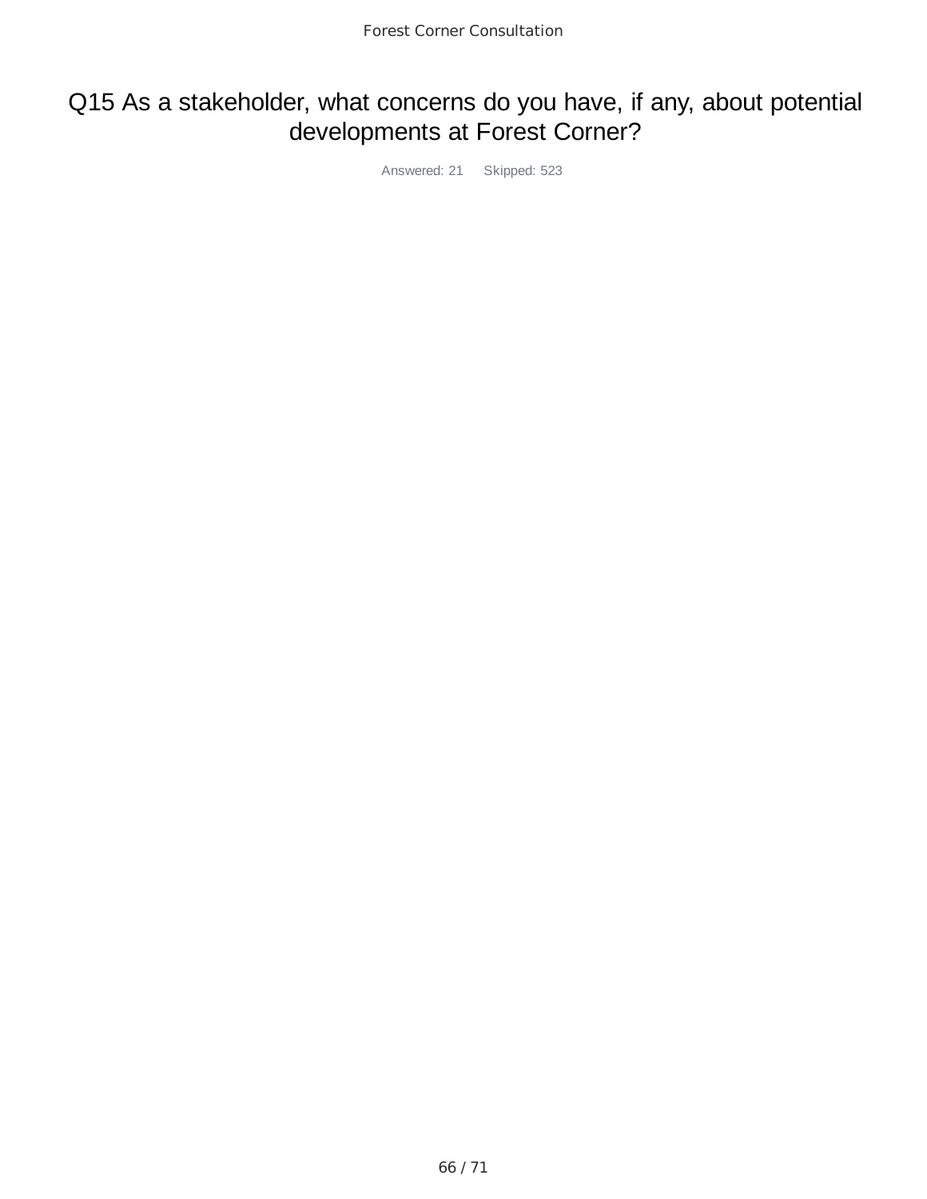# Q15 As a stakeholder, what concerns do you have, if any, about potential developments at Forest Corner?

Answered: 21 Skipped: 523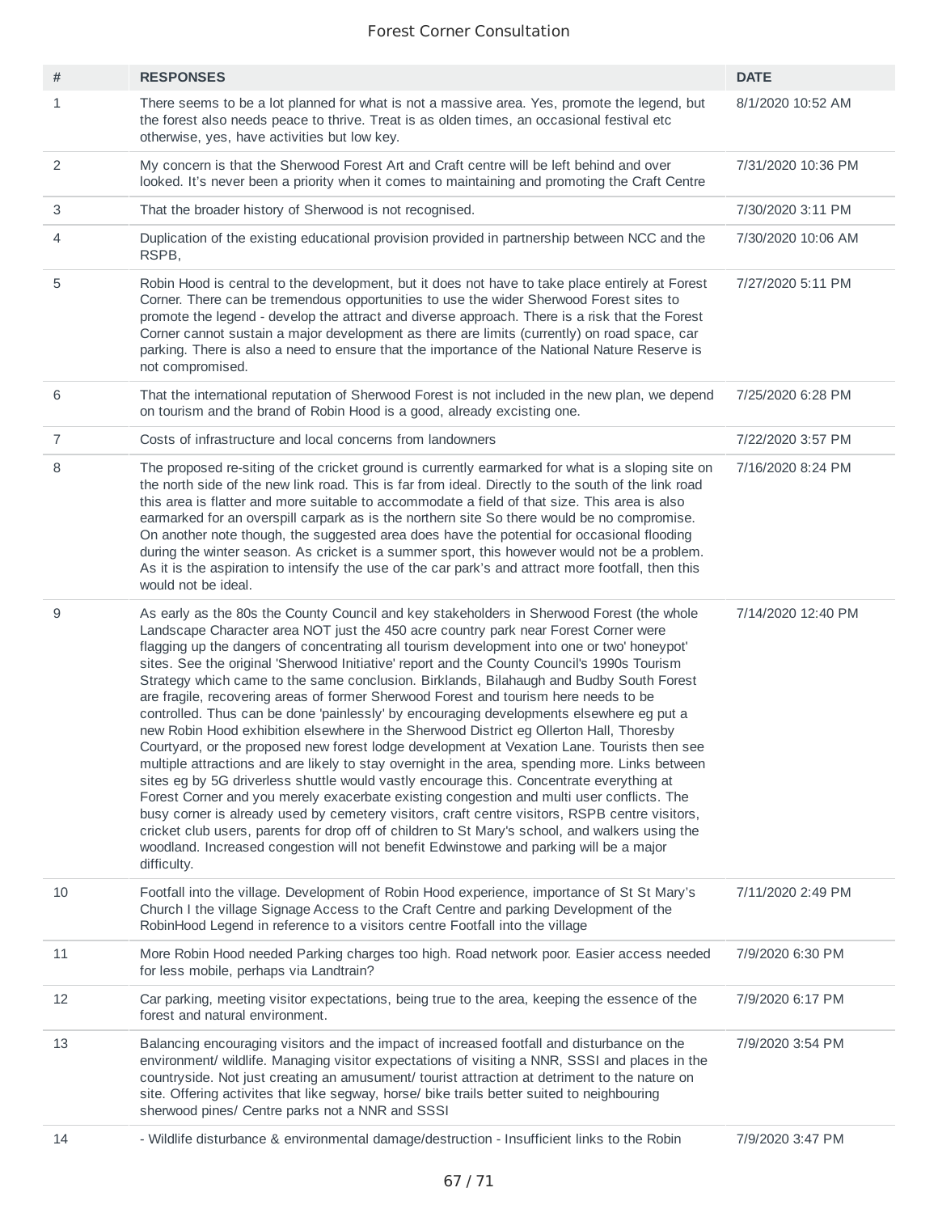## Forest Corner Consultation

| # | RESPONSES | DATE |
|---|---|---|
| 1 | There seems to be a lot planned for what is not a massive area. Yes, promote the legend, but the forest also needs peace to thrive. Treat is as olden times, an occasional festival etc otherwise, yes, have activities but low key. | 8/1/2020 10:52 AM |
| 2 | My concern is that the Sherwood Forest Art and Craft centre will be left behind and over looked. It's never been a priority when it comes to maintaining and promoting the Craft Centre | 7/31/2020 10:36 PM |
| 3 | That the broader history of Sherwood is not recognised. | 7/30/2020 3:11 PM |
| 4 | Duplication of the existing educational provision provided in partnership between NCC and the RSPB, | 7/30/2020 10:06 AM |
| 5 | Robin Hood is central to the development, but it does not have to take place entirely at Forest Corner. There can be tremendous opportunities to use the wider Sherwood Forest sites to promote the legend - develop the attract and diverse approach. There is a risk that the Forest Corner cannot sustain a major development as there are limits (currently) on road space, car parking. There is also a need to ensure that the importance of the National Nature Reserve is not compromised. | 7/27/2020 5:11 PM |
| 6 | That the international reputation of Sherwood Forest is not included in the new plan, we depend on tourism and the brand of Robin Hood is a good, already excisting one. | 7/25/2020 6:28 PM |
| 7 | Costs of infrastructure and local concerns from landowners | 7/22/2020 3:57 PM |
| 8 | The proposed re-siting of the cricket ground is currently earmarked for what is a sloping site on the north side of the new link road. This is far from ideal. Directly to the south of the link road this area is flatter and more suitable to accommodate a field of that size. This area is also earmarked for an overspill carpark as is the northern site So there would be no compromise. On another note though, the suggested area does have the potential for occasional flooding during the winter season. As cricket is a summer sport, this however would not be a problem. As it is the aspiration to intensify the use of the car park's and attract more footfall, then this would not be ideal. | 7/16/2020 8:24 PM |
| 9 | As early as the 80s the County Council and key stakeholders in Sherwood Forest (the whole Landscape Character area NOT just the 450 acre country park near Forest Corner were flagging up the dangers of concentrating all tourism development into one or two' honeypot' sites. See the original 'Sherwood Initiative' report and the County Council's 1990s Tourism Strategy which came to the same conclusion. Birklands, Bilahaugh and Budby South Forest are fragile, recovering areas of former Sherwood Forest and tourism here needs to be controlled. Thus can be done 'painlessly' by encouraging developments elsewhere eg put a new Robin Hood exhibition elsewhere in the Sherwood District eg Ollerton Hall, Thoresby Courtyard, or the proposed new forest lodge development at Vexation Lane. Tourists then see multiple attractions and are likely to stay overnight in the area, spending more. Links between sites eg by 5G driverless shuttle would vastly encourage this. Concentrate everything at Forest Corner and you merely exacerbate existing congestion and multi user conflicts. The busy corner is already used by cemetery visitors, craft centre visitors, RSPB centre visitors, cricket club users, parents for drop off of children to St Mary's school, and walkers using the woodland. Increased congestion will not benefit Edwinstowe and parking will be a major difficulty. | 7/14/2020 12:40 PM |
| 10 | Footfall into the village. Development of Robin Hood experience, importance of St St Mary's Church I the village Signage Access to the Craft Centre and parking Development of the RobinHood Legend in reference to a visitors centre Footfall into the village | 7/11/2020 2:49 PM |
| 11 | More Robin Hood needed Parking charges too high. Road network poor. Easier access needed for less mobile, perhaps via Landtrain? | 7/9/2020 6:30 PM |
| 12 | Car parking, meeting visitor expectations, being true to the area, keeping the essence of the forest and natural environment. | 7/9/2020 6:17 PM |
| 13 | Balancing encouraging visitors and the impact of increased footfall and disturbance on the environment/ wildlife. Managing visitor expectations of visiting a NNR, SSSI and places in the countryside. Not just creating an amusument/ tourist attraction at detriment to the nature on site. Offering activites that like segway, horse/ bike trails better suited to neighbouring sherwood pines/ Centre parks not a NNR and SSSI | 7/9/2020 3:54 PM |
| 14 | - Wildlife disturbance & environmental damage/destruction - Insufficient links to the Robin | 7/9/2020 3:47 PM |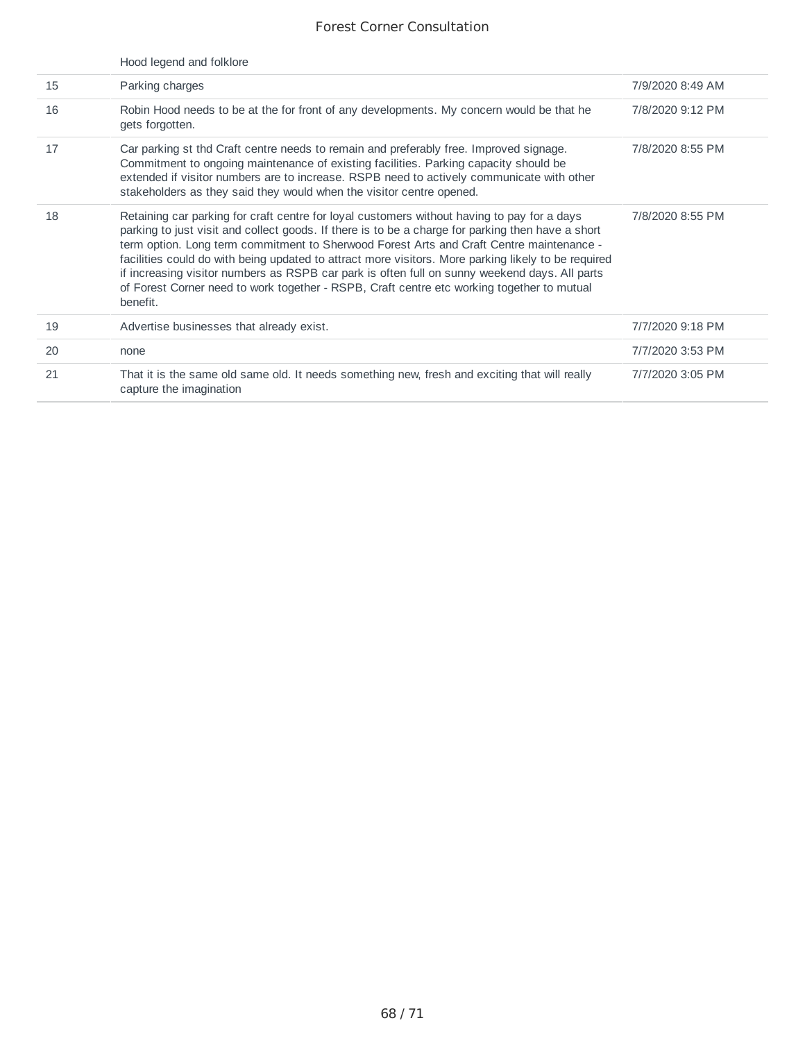| | | |
|---|---|---|
| | Hood legend and folklore | |
| 15 | Parking charges | 7/9/2020 8:49 AM |
| 16 | Robin Hood needs to be at the for front of any developments. My concern would be that he gets forgotten. | 7/8/2020 9:12 PM |
| 17 | Car parking st thd Craft centre needs to remain and preferably free. Improved signage. Commitment to ongoing maintenance of existing facilities. Parking capacity should be extended if visitor numbers are to increase. RSPB need to actively communicate with other stakeholders as they said they would when the visitor centre opened. | 7/8/2020 8:55 PM |
| 18 | Retaining car parking for craft centre for loyal customers without having to pay for a days parking to just visit and collect goods. If there is to be a charge for parking then have a short term option. Long term commitment to Sherwood Forest Arts and Craft Centre maintenance - facilities could do with being updated to attract more visitors. More parking likely to be required if increasing visitor numbers as RSPB car park is often full on sunny weekend days. All parts of Forest Corner need to work together - RSPB, Craft centre etc working together to mutual benefit. | 7/8/2020 8:55 PM |
| 19 | Advertise businesses that already exist. | 7/7/2020 9:18 PM |
| 20 | none | 7/7/2020 3:53 PM |
| 21 | That it is the same old same old. It needs something new, fresh and exciting that will really capture the imagination | 7/7/2020 3:05 PM |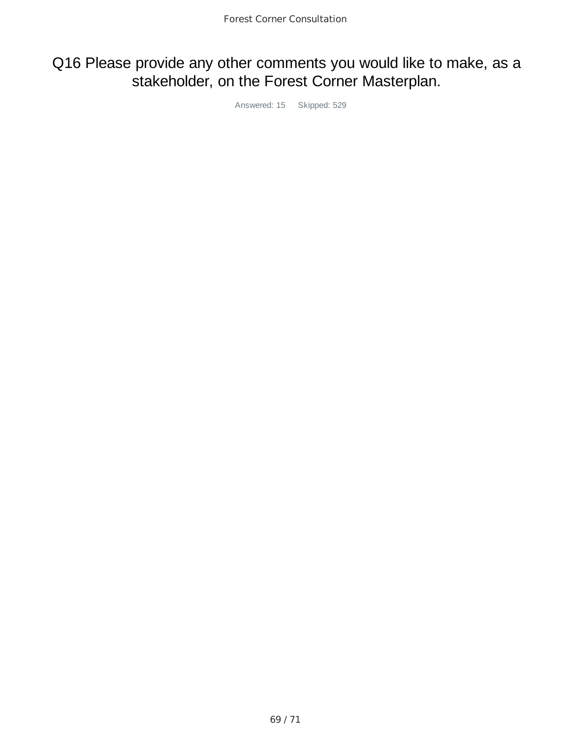# Q16 Please provide any other comments you would like to make, as a stakeholder, on the Forest Corner Masterplan.

Answered: 15 Skipped: 529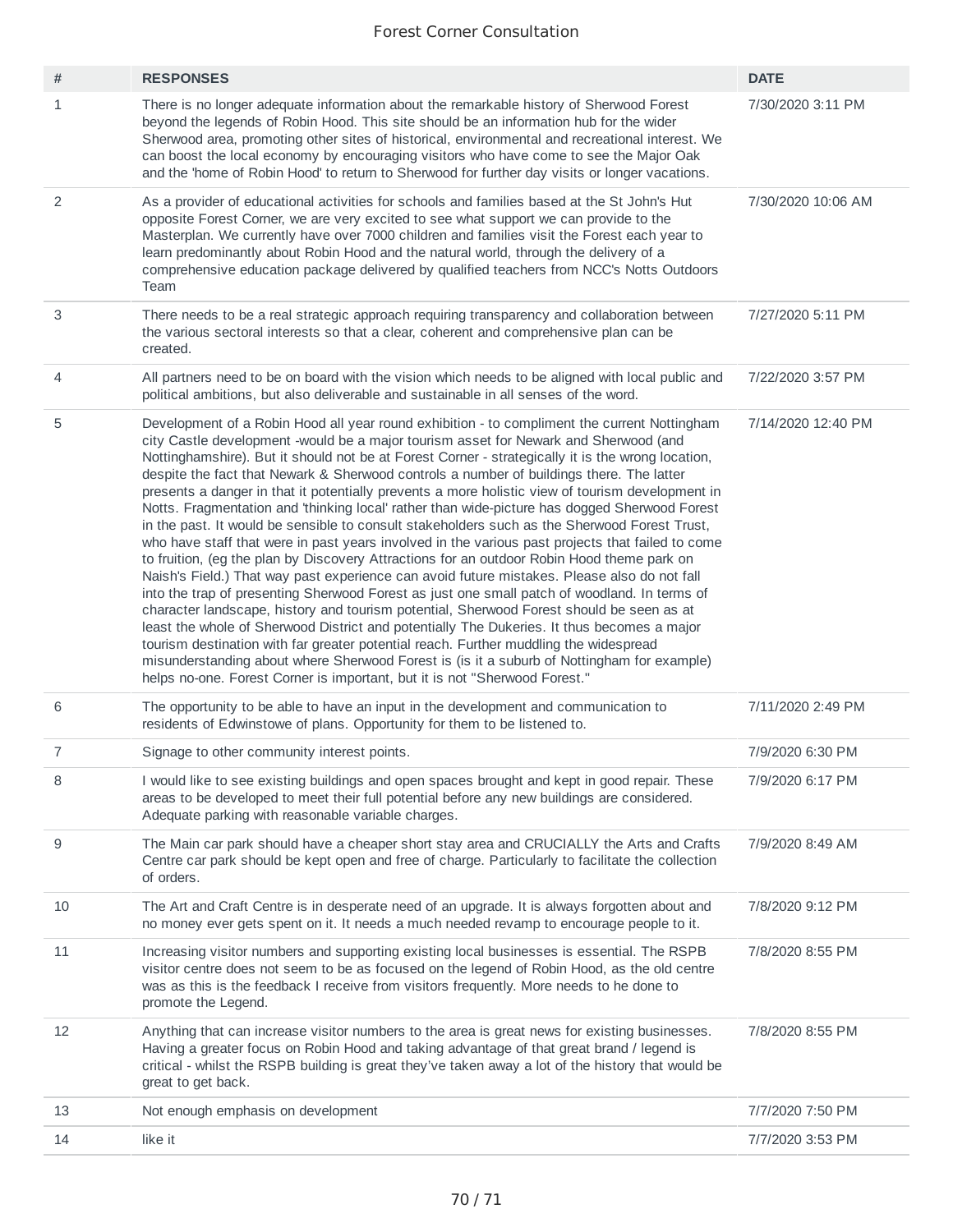# Forest Corner Consultation

| # | RESPONSES | DATE |
|---|---|---|
| 1 | There is no longer adequate information about the remarkable history of Sherwood Forest beyond the legends of Robin Hood. This site should be an information hub for the wider Sherwood area, promoting other sites of historical, environmental and recreational interest. We can boost the local economy by encouraging visitors who have come to see the Major Oak and the 'home of Robin Hood' to return to Sherwood for further day visits or longer vacations. | 7/30/2020 3:11 PM |
| 2 | As a provider of educational activities for schools and families based at the St John's Hut opposite Forest Corner, we are very excited to see what support we can provide to the Masterplan. We currently have over 7000 children and families visit the Forest each year to learn predominantly about Robin Hood and the natural world, through the delivery of a comprehensive education package delivered by qualified teachers from NCC's Notts Outdoors Team | 7/30/2020 10:06 AM |
| 3 | There needs to be a real strategic approach requiring transparency and collaboration between the various sectoral interests so that a clear, coherent and comprehensive plan can be created. | 7/27/2020 5:11 PM |
| 4 | All partners need to be on board with the vision which needs to be aligned with local public and political ambitions, but also deliverable and sustainable in all senses of the word. | 7/22/2020 3:57 PM |
| 5 | Development of a Robin Hood all year round exhibition - to compliment the current Nottingham city Castle development -would be a major tourism asset for Newark and Sherwood (and Nottinghamshire). But it should not be at Forest Corner - strategically it is the wrong location, despite the fact that Newark & Sherwood controls a number of buildings there. The latter presents a danger in that it potentially prevents a more holistic view of tourism development in Notts. Fragmentation and 'thinking local' rather than wide-picture has dogged Sherwood Forest in the past. It would be sensible to consult stakeholders such as the Sherwood Forest Trust, who have staff that were in past years involved in the various past projects that failed to come to fruition, (eg the plan by Discovery Attractions for an outdoor Robin Hood theme park on Naish's Field.) That way past experience can avoid future mistakes. Please also do not fall into the trap of presenting Sherwood Forest as just one small patch of woodland. In terms of character landscape, history and tourism potential, Sherwood Forest should be seen as at least the whole of Sherwood District and potentially The Dukeries. It thus becomes a major tourism destination with far greater potential reach. Further muddling the widespread misunderstanding about where Sherwood Forest is (is it a suburb of Nottingham for example) helps no-one. Forest Corner is important, but it is not "Sherwood Forest." | 7/14/2020 12:40 PM |
| 6 | The opportunity to be able to have an input in the development and communication to residents of Edwinstowe of plans. Opportunity for them to be listened to. | 7/11/2020 2:49 PM |
| 7 | Signage to other community interest points. | 7/9/2020 6:30 PM |
| 8 | I would like to see existing buildings and open spaces brought and kept in good repair. These areas to be developed to meet their full potential before any new buildings are considered. Adequate parking with reasonable variable charges. | 7/9/2020 6:17 PM |
| 9 | The Main car park should have a cheaper short stay area and CRUCIALLY the Arts and Crafts Centre car park should be kept open and free of charge. Particularly to facilitate the collection of orders. | 7/9/2020 8:49 AM |
| 10 | The Art and Craft Centre is in desperate need of an upgrade. It is always forgotten about and no money ever gets spent on it. It needs a much needed revamp to encourage people to it. | 7/8/2020 9:12 PM |
| 11 | Increasing visitor numbers and supporting existing local businesses is essential. The RSPB visitor centre does not seem to be as focused on the legend of Robin Hood, as the old centre was as this is the feedback I receive from visitors frequently. More needs to he done to promote the Legend. | 7/8/2020 8:55 PM |
| 12 | Anything that can increase visitor numbers to the area is great news for existing businesses. Having a greater focus on Robin Hood and taking advantage of that great brand / legend is critical - whilst the RSPB building is great they've taken away a lot of the history that would be great to get back. | 7/8/2020 8:55 PM |
| 13 | Not enough emphasis on development | 7/7/2020 7:50 PM |
| 14 | like it | 7/7/2020 3:53 PM |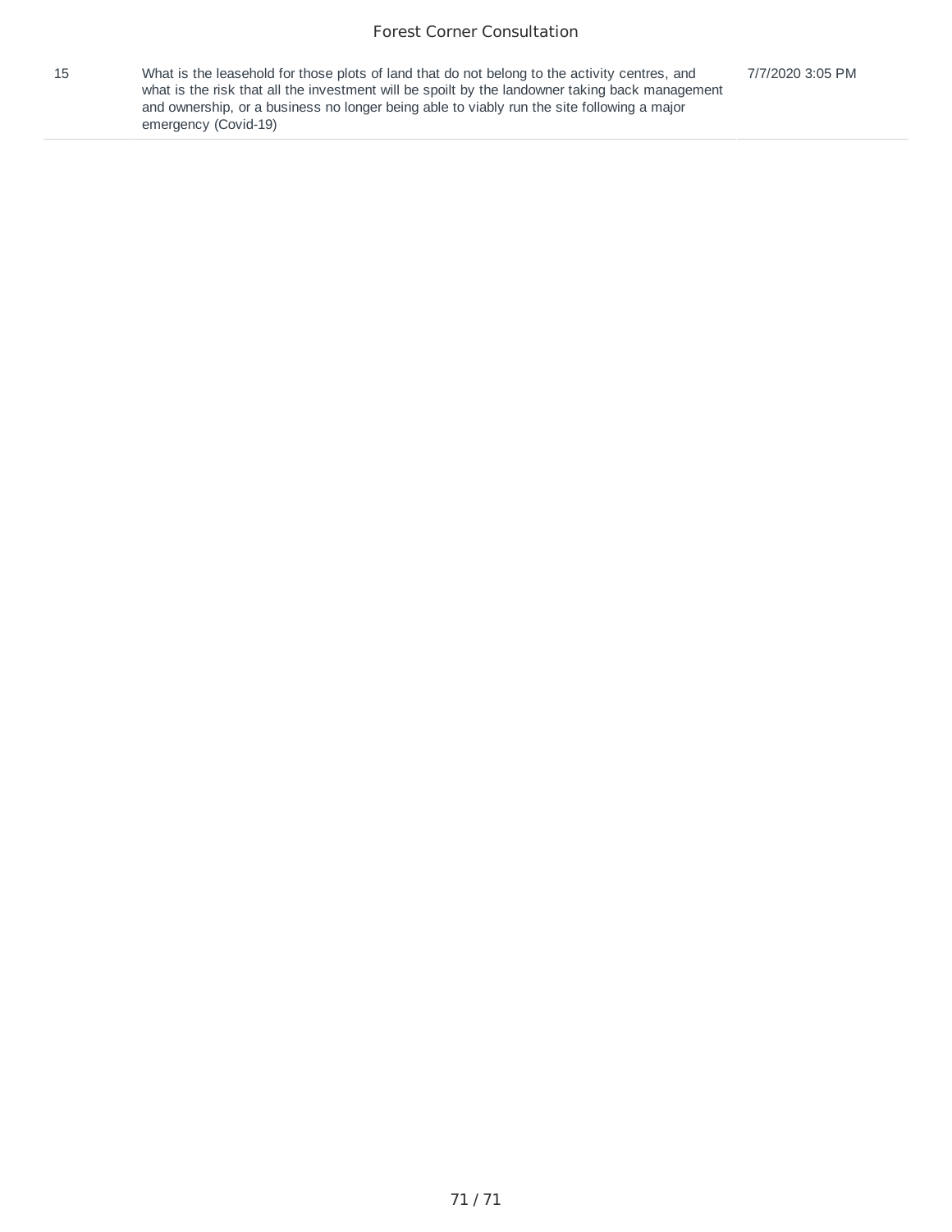| | | |
|---|---|---|
| 15 | What is the leasehold for those plots of land that do not belong to the activity centres, and what is the risk that all the investment will be spoilt by the landowner taking back management and ownership, or a business no longer being able to viably run the site following a major emergency (Covid-19) | 7/7/2020 3:05 PM |